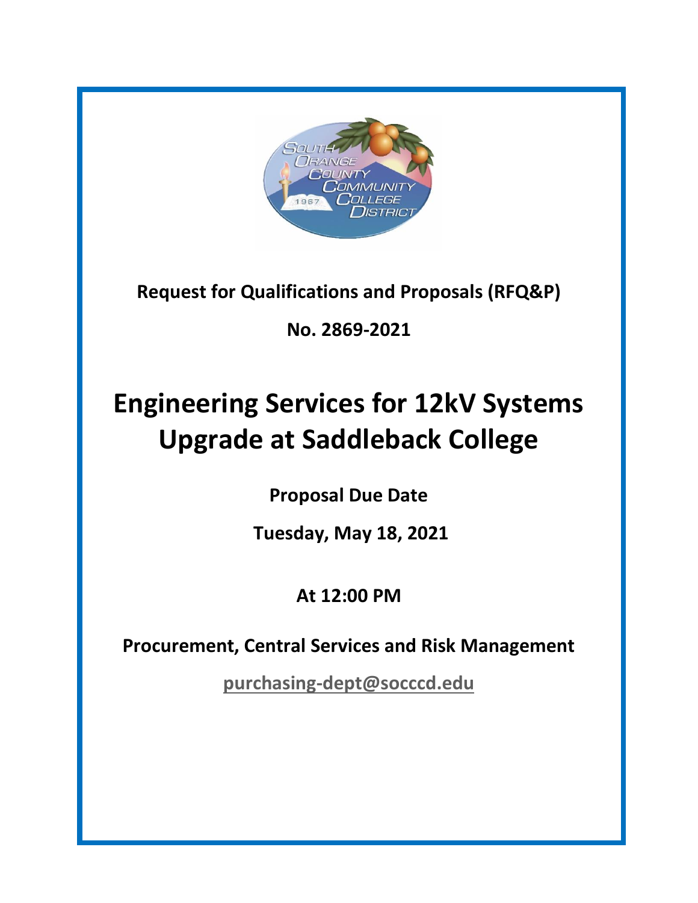**Request for Qualifications and Proposals (RFQ&P)**

**No. 2869-2021**

# Engineering Services for 12kV Systems Upgrade at Saddleback College

**Proposal Due Date**

**Tuesday, May 18, 2021**

**At 12:00 PM**

**Procurement, Central Services and Risk Management**

**purchasing-dept@socccd.edu**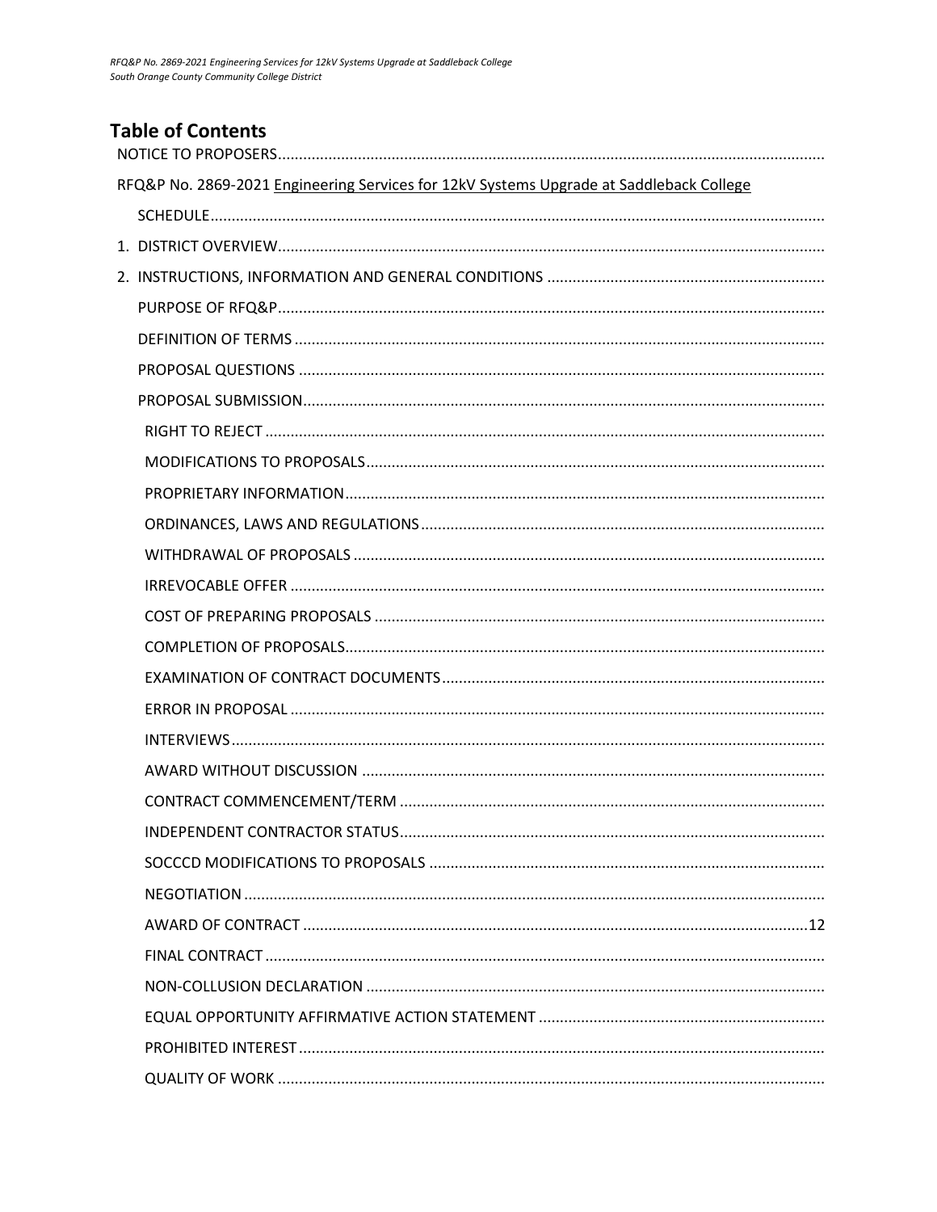# Table of Contents

NOTICE TO PROPOSERS

RFQ&P No. 2869-2021 Engineering Services for 12kV Systems Upgrade at Saddleback College

- SCHEDULE

1. DISTRICT OVERVIEW
2. INSTRUCTIONS, INFORMATION AND GENERAL CONDITIONS
   - PURPOSE OF RFQ&P
   - DEFINITION OF TERMS
   - PROPOSAL QUESTIONS
   - PROPOSAL SUBMISSION
     - RIGHT TO REJECT
     - MODIFICATIONS TO PROPOSALS
     - PROPRIETARY INFORMATION
     - ORDINANCES, LAWS AND REGULATIONS
     - WITHDRAWAL OF PROPOSALS
     - IRREVOCABLE OFFER
     - COST OF PREPARING PROPOSALS
     - COMPLETION OF PROPOSALS
     - EXAMINATION OF CONTRACT DOCUMENTS
     - ERROR IN PROPOSAL
     - INTERVIEWS
     - AWARD WITHOUT DISCUSSION
     - CONTRACT COMMENCEMENT/TERM
     - INDEPENDENT CONTRACTOR STATUS
     - SOCCCD MODIFICATIONS TO PROPOSALS
     - NEGOTIATION
     - AWARD OF CONTRACT ....12
     - FINAL CONTRACT
     - NON-COLLUSION DECLARATION
     - EQUAL OPPORTUNITY AFFIRMATIVE ACTION STATEMENT
     - PROHIBITED INTEREST
     - QUALITY OF WORK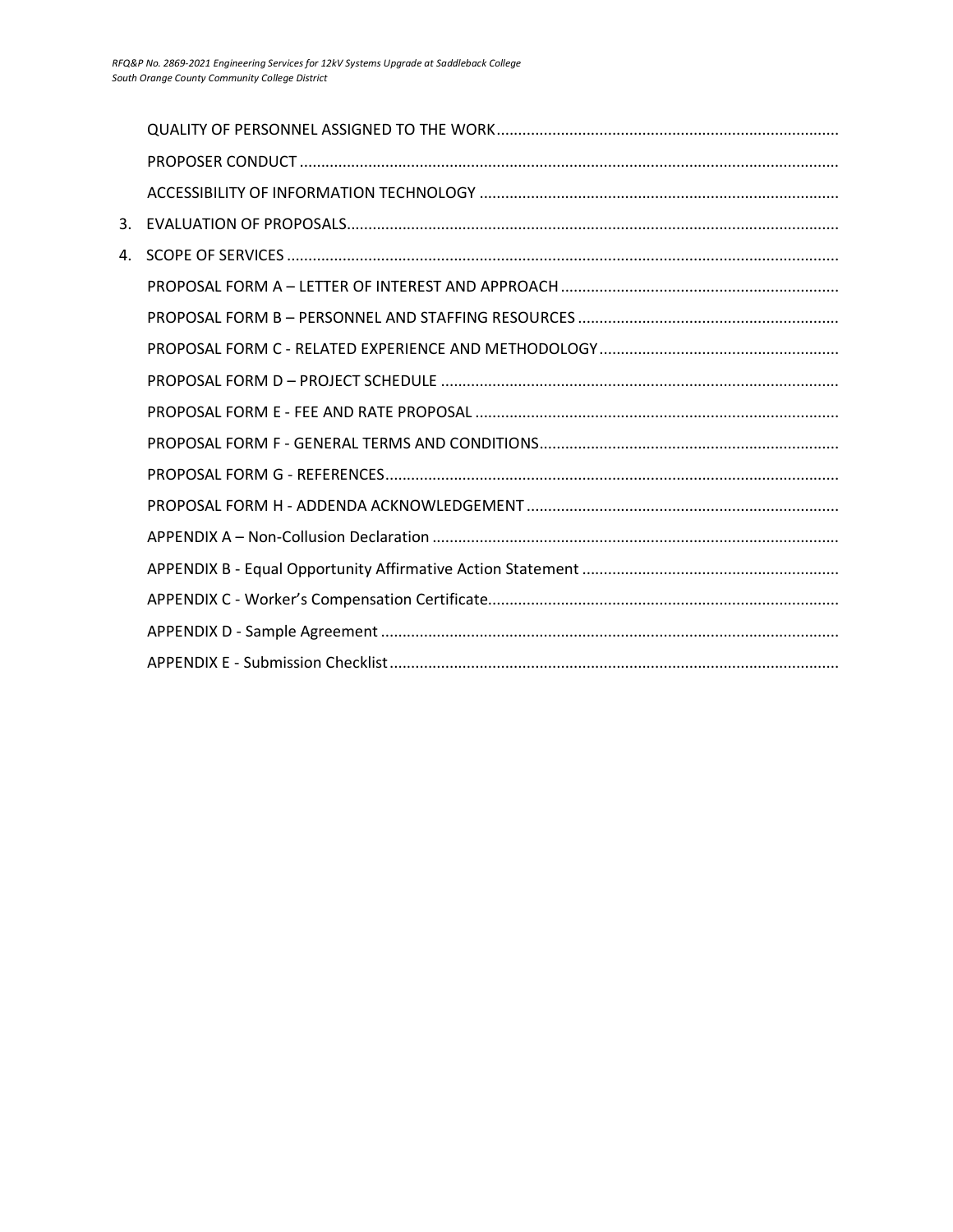QUALITY OF PERSONNEL ASSIGNED TO THE WORK

PROPOSER CONDUCT

ACCESSIBILITY OF INFORMATION TECHNOLOGY

3. EVALUATION OF PROPOSALS

4. SCOPE OF SERVICES

    PROPOSAL FORM A – LETTER OF INTEREST AND APPROACH

    PROPOSAL FORM B – PERSONNEL AND STAFFING RESOURCES

    PROPOSAL FORM C - RELATED EXPERIENCE AND METHODOLOGY

    PROPOSAL FORM D – PROJECT SCHEDULE

    PROPOSAL FORM E - FEE AND RATE PROPOSAL

    PROPOSAL FORM F - GENERAL TERMS AND CONDITIONS

    PROPOSAL FORM G - REFERENCES

    PROPOSAL FORM H - ADDENDA ACKNOWLEDGEMENT

    APPENDIX A – Non-Collusion Declaration

    APPENDIX B - Equal Opportunity Affirmative Action Statement

    APPENDIX C - Worker's Compensation Certificate

    APPENDIX D - Sample Agreement

    APPENDIX E - Submission Checklist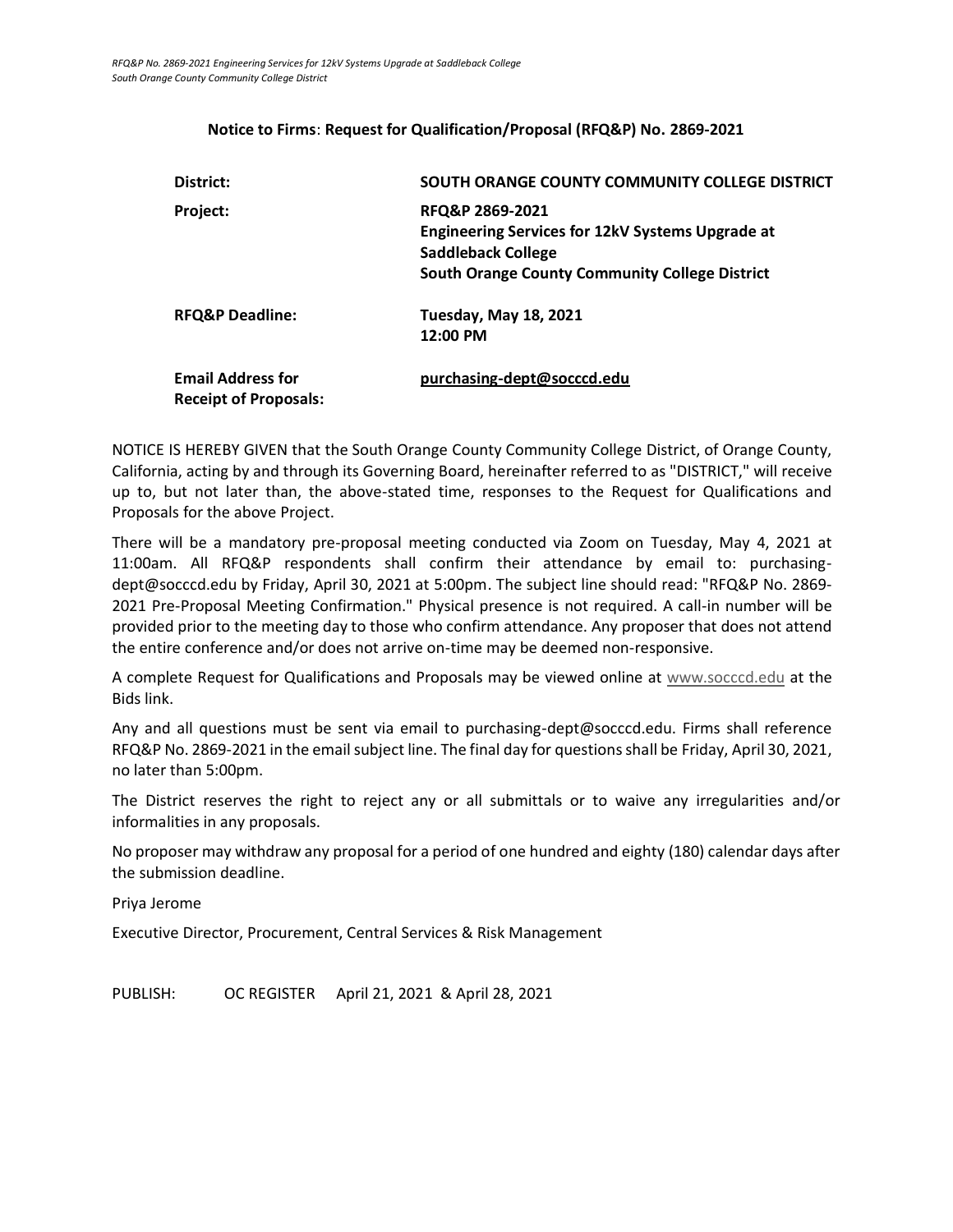**Notice to Firms**: **Request for Qualification/Proposal (RFQ&P) No. 2869-2021**

| | |
|---|---|
| **District:** | **SOUTH ORANGE COUNTY COMMUNITY COLLEGE DISTRICT** |
| **Project:** | **RFQ&P 2869-2021**<br>**Engineering Services for 12kV Systems Upgrade at Saddleback College**<br>**South Orange County Community College District** |
| **RFQ&P Deadline:** | **Tuesday, May 18, 2021**<br>**12:00 PM** |
| **Email Address for Receipt of Proposals:** | **purchasing-dept@socccd.edu** |

NOTICE IS HEREBY GIVEN that the South Orange County Community College District, of Orange County, California, acting by and through its Governing Board, hereinafter referred to as "DISTRICT," will receive up to, but not later than, the above-stated time, responses to the Request for Qualifications and Proposals for the above Project.

There will be a mandatory pre-proposal meeting conducted via Zoom on Tuesday, May 4, 2021 at 11:00am. All RFQ&P respondents shall confirm their attendance by email to: purchasing-dept@socccd.edu by Friday, April 30, 2021 at 5:00pm. The subject line should read: "RFQ&P No. 2869-2021 Pre-Proposal Meeting Confirmation." Physical presence is not required. A call-in number will be provided prior to the meeting day to those who confirm attendance. Any proposer that does not attend the entire conference and/or does not arrive on-time may be deemed non-responsive.

A complete Request for Qualifications and Proposals may be viewed online at www.socccd.edu at the Bids link.

Any and all questions must be sent via email to purchasing-dept@socccd.edu. Firms shall reference RFQ&P No. 2869-2021 in the email subject line. The final day for questions shall be Friday, April 30, 2021, no later than 5:00pm.

The District reserves the right to reject any or all submittals or to waive any irregularities and/or informalities in any proposals.

No proposer may withdraw any proposal for a period of one hundred and eighty (180) calendar days after the submission deadline.

Priya Jerome

Executive Director, Procurement, Central Services & Risk Management

PUBLISH: OC REGISTER April 21, 2021 & April 28, 2021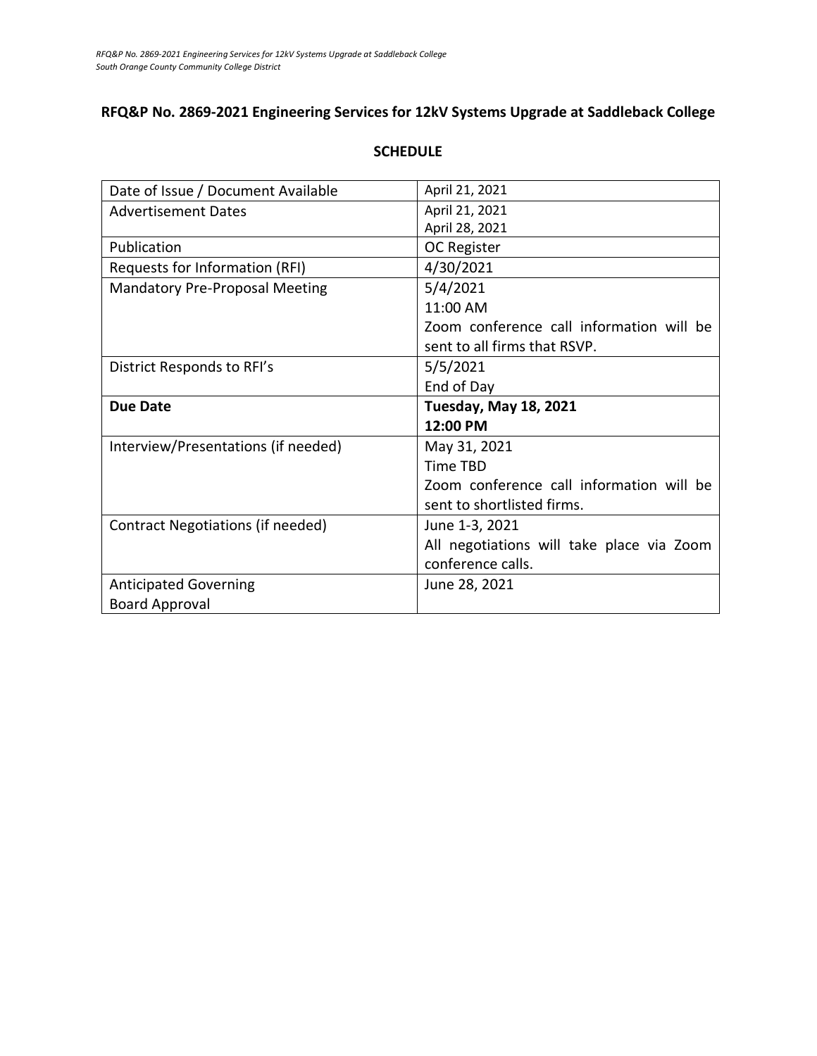## RFQ&P No. 2869-2021 Engineering Services for 12kV Systems Upgrade at Saddleback College

### SCHEDULE

| | |
|---|---|
| Date of Issue / Document Available | April 21, 2021 |
| Advertisement Dates | April 21, 2021<br>April 28, 2021 |
| Publication | OC Register |
| Requests for Information (RFI) | 4/30/2021 |
| Mandatory Pre-Proposal Meeting | 5/4/2021<br>11:00 AM<br>Zoom conference call information will be sent to all firms that RSVP. |
| District Responds to RFI's | 5/5/2021<br>End of Day |
| **Due Date** | **Tuesday, May 18, 2021**<br>**12:00 PM** |
| Interview/Presentations (if needed) | May 31, 2021<br>Time TBD<br>Zoom conference call information will be sent to shortlisted firms. |
| Contract Negotiations (if needed) | June 1-3, 2021<br>All negotiations will take place via Zoom conference calls. |
| Anticipated Governing Board Approval | June 28, 2021 |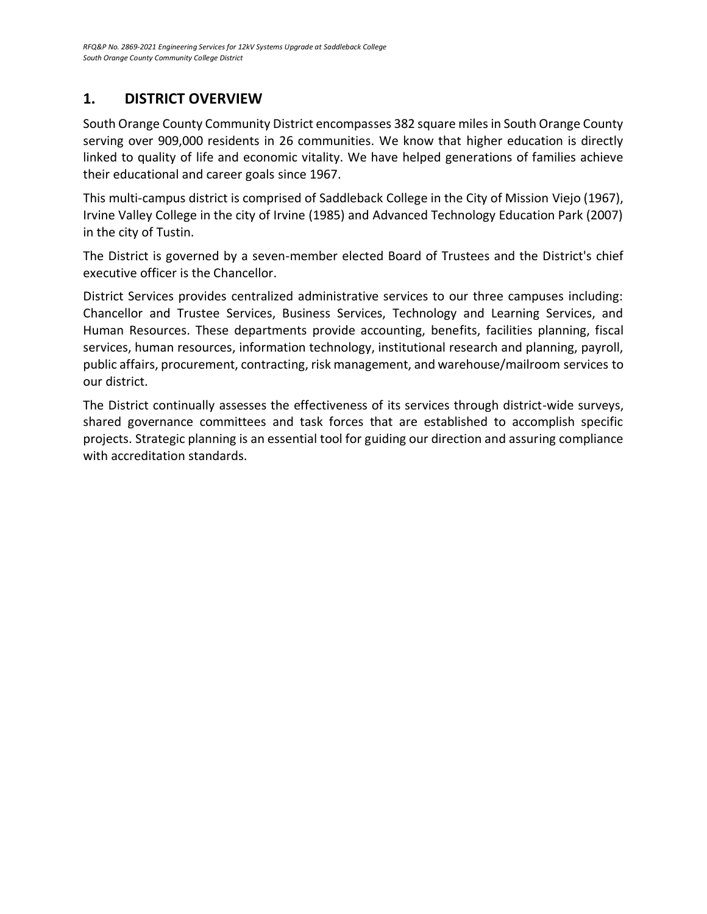## 1. DISTRICT OVERVIEW

South Orange County Community District encompasses 382 square miles in South Orange County serving over 909,000 residents in 26 communities. We know that higher education is directly linked to quality of life and economic vitality. We have helped generations of families achieve their educational and career goals since 1967.

This multi-campus district is comprised of Saddleback College in the City of Mission Viejo (1967), Irvine Valley College in the city of Irvine (1985) and Advanced Technology Education Park (2007) in the city of Tustin.

The District is governed by a seven-member elected Board of Trustees and the District's chief executive officer is the Chancellor.

District Services provides centralized administrative services to our three campuses including: Chancellor and Trustee Services, Business Services, Technology and Learning Services, and Human Resources. These departments provide accounting, benefits, facilities planning, fiscal services, human resources, information technology, institutional research and planning, payroll, public affairs, procurement, contracting, risk management, and warehouse/mailroom services to our district.

The District continually assesses the effectiveness of its services through district-wide surveys, shared governance committees and task forces that are established to accomplish specific projects. Strategic planning is an essential tool for guiding our direction and assuring compliance with accreditation standards.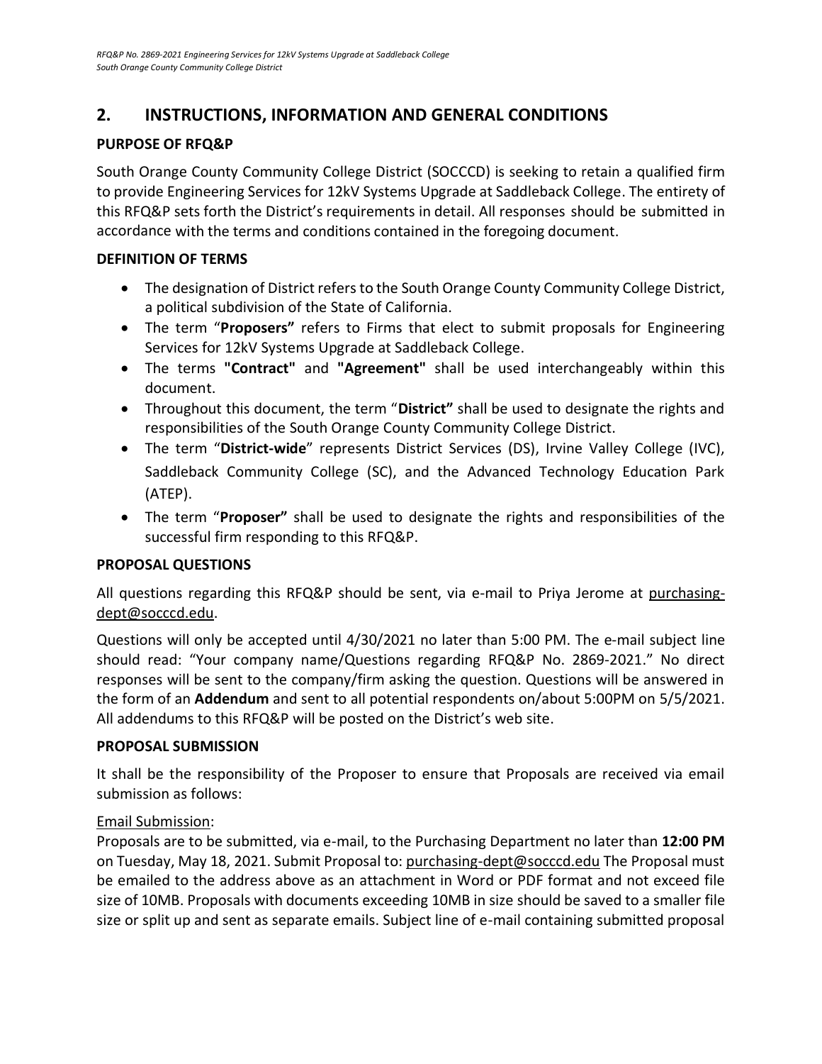## 2. INSTRUCTIONS, INFORMATION AND GENERAL CONDITIONS

### PURPOSE OF RFQ&P

South Orange County Community College District (SOCCCD) is seeking to retain a qualified firm to provide Engineering Services for 12kV Systems Upgrade at Saddleback College. The entirety of this RFQ&P sets forth the District's requirements in detail. All responses should be submitted in accordance with the terms and conditions contained in the foregoing document.

### DEFINITION OF TERMS

- The designation of District refers to the South Orange County Community College District, a political subdivision of the State of California.
- The term "**Proposers"** refers to Firms that elect to submit proposals for Engineering Services for 12kV Systems Upgrade at Saddleback College.
- The terms **"Contract"** and **"Agreement"** shall be used interchangeably within this document.
- Throughout this document, the term "**District"** shall be used to designate the rights and responsibilities of the South Orange County Community College District.
- The term "**District-wide**" represents District Services (DS), Irvine Valley College (IVC), Saddleback Community College (SC), and the Advanced Technology Education Park (ATEP).
- The term "**Proposer"** shall be used to designate the rights and responsibilities of the successful firm responding to this RFQ&P.

### PROPOSAL QUESTIONS

All questions regarding this RFQ&P should be sent, via e-mail to Priya Jerome at purchasing-dept@socccd.edu.

Questions will only be accepted until 4/30/2021 no later than 5:00 PM. The e-mail subject line should read: "Your company name/Questions regarding RFQ&P No. 2869-2021." No direct responses will be sent to the company/firm asking the question. Questions will be answered in the form of an **Addendum** and sent to all potential respondents on/about 5:00PM on 5/5/2021. All addendums to this RFQ&P will be posted on the District's web site.

### PROPOSAL SUBMISSION

It shall be the responsibility of the Proposer to ensure that Proposals are received via email submission as follows:

Email Submission:

Proposals are to be submitted, via e-mail, to the Purchasing Department no later than **12:00 PM** on Tuesday, May 18, 2021. Submit Proposal to: purchasing-dept@socccd.edu The Proposal must be emailed to the address above as an attachment in Word or PDF format and not exceed file size of 10MB. Proposals with documents exceeding 10MB in size should be saved to a smaller file size or split up and sent as separate emails. Subject line of e-mail containing submitted proposal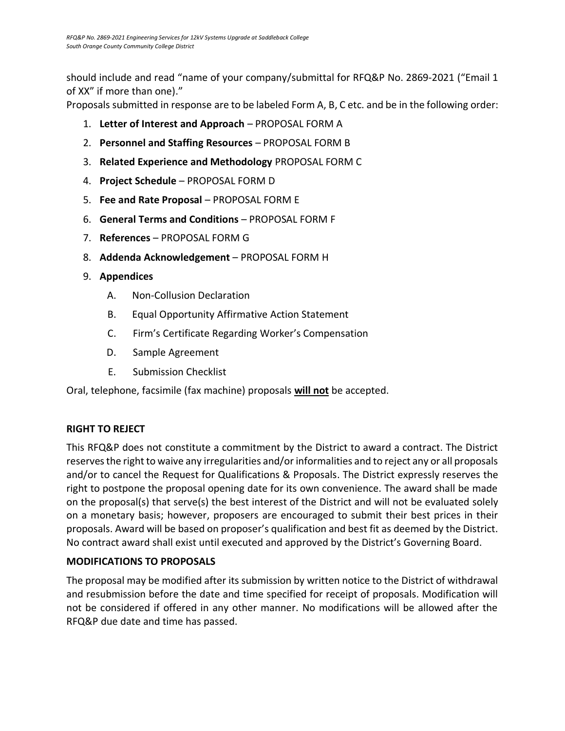should include and read "name of your company/submittal for RFQ&P No. 2869-2021 ("Email 1 of XX" if more than one)."

Proposals submitted in response are to be labeled Form A, B, C etc. and be in the following order:

1. **Letter of Interest and Approach** – PROPOSAL FORM A
2. **Personnel and Staffing Resources** – PROPOSAL FORM B
3. **Related Experience and Methodology** PROPOSAL FORM C
4. **Project Schedule** – PROPOSAL FORM D
5. **Fee and Rate Proposal** – PROPOSAL FORM E
6. **General Terms and Conditions** – PROPOSAL FORM F
7. **References** – PROPOSAL FORM G
8. **Addenda Acknowledgement** – PROPOSAL FORM H
9. **Appendices**
   - A. Non-Collusion Declaration
   - B. Equal Opportunity Affirmative Action Statement
   - C. Firm's Certificate Regarding Worker's Compensation
   - D. Sample Agreement
   - E. Submission Checklist

Oral, telephone, facsimile (fax machine) proposals **will not** be accepted.

**RIGHT TO REJECT**

This RFQ&P does not constitute a commitment by the District to award a contract. The District reserves the right to waive any irregularities and/or informalities and to reject any or all proposals and/or to cancel the Request for Qualifications & Proposals. The District expressly reserves the right to postpone the proposal opening date for its own convenience. The award shall be made on the proposal(s) that serve(s) the best interest of the District and will not be evaluated solely on a monetary basis; however, proposers are encouraged to submit their best prices in their proposals. Award will be based on proposer's qualification and best fit as deemed by the District. No contract award shall exist until executed and approved by the District's Governing Board.

**MODIFICATIONS TO PROPOSALS**

The proposal may be modified after its submission by written notice to the District of withdrawal and resubmission before the date and time specified for receipt of proposals. Modification will not be considered if offered in any other manner. No modifications will be allowed after the RFQ&P due date and time has passed.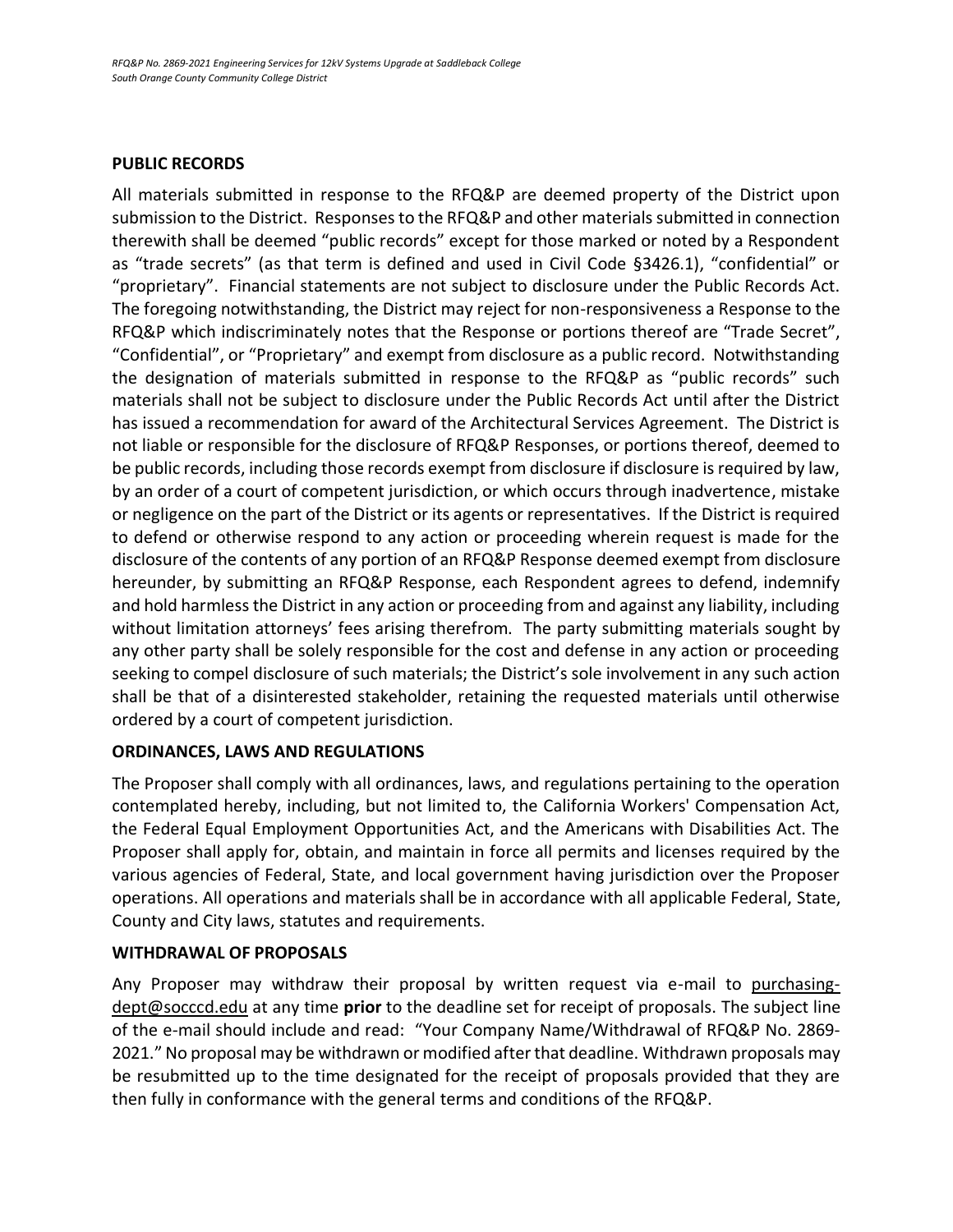## PUBLIC RECORDS

All materials submitted in response to the RFQ&P are deemed property of the District upon submission to the District. Responses to the RFQ&P and other materials submitted in connection therewith shall be deemed "public records" except for those marked or noted by a Respondent as "trade secrets" (as that term is defined and used in Civil Code §3426.1), "confidential" or "proprietary". Financial statements are not subject to disclosure under the Public Records Act. The foregoing notwithstanding, the District may reject for non-responsiveness a Response to the RFQ&P which indiscriminately notes that the Response or portions thereof are "Trade Secret", "Confidential", or "Proprietary" and exempt from disclosure as a public record. Notwithstanding the designation of materials submitted in response to the RFQ&P as "public records" such materials shall not be subject to disclosure under the Public Records Act until after the District has issued a recommendation for award of the Architectural Services Agreement. The District is not liable or responsible for the disclosure of RFQ&P Responses, or portions thereof, deemed to be public records, including those records exempt from disclosure if disclosure is required by law, by an order of a court of competent jurisdiction, or which occurs through inadvertence, mistake or negligence on the part of the District or its agents or representatives. If the District is required to defend or otherwise respond to any action or proceeding wherein request is made for the disclosure of the contents of any portion of an RFQ&P Response deemed exempt from disclosure hereunder, by submitting an RFQ&P Response, each Respondent agrees to defend, indemnify and hold harmless the District in any action or proceeding from and against any liability, including without limitation attorneys' fees arising therefrom. The party submitting materials sought by any other party shall be solely responsible for the cost and defense in any action or proceeding seeking to compel disclosure of such materials; the District's sole involvement in any such action shall be that of a disinterested stakeholder, retaining the requested materials until otherwise ordered by a court of competent jurisdiction.

## ORDINANCES, LAWS AND REGULATIONS

The Proposer shall comply with all ordinances, laws, and regulations pertaining to the operation contemplated hereby, including, but not limited to, the California Workers' Compensation Act, the Federal Equal Employment Opportunities Act, and the Americans with Disabilities Act. The Proposer shall apply for, obtain, and maintain in force all permits and licenses required by the various agencies of Federal, State, and local government having jurisdiction over the Proposer operations. All operations and materials shall be in accordance with all applicable Federal, State, County and City laws, statutes and requirements.

## WITHDRAWAL OF PROPOSALS

Any Proposer may withdraw their proposal by written request via e-mail to purchasing-dept@socccd.edu at any time **prior** to the deadline set for receipt of proposals. The subject line of the e-mail should include and read: "Your Company Name/Withdrawal of RFQ&P No. 2869-2021." No proposal may be withdrawn or modified after that deadline. Withdrawn proposals may be resubmitted up to the time designated for the receipt of proposals provided that they are then fully in conformance with the general terms and conditions of the RFQ&P.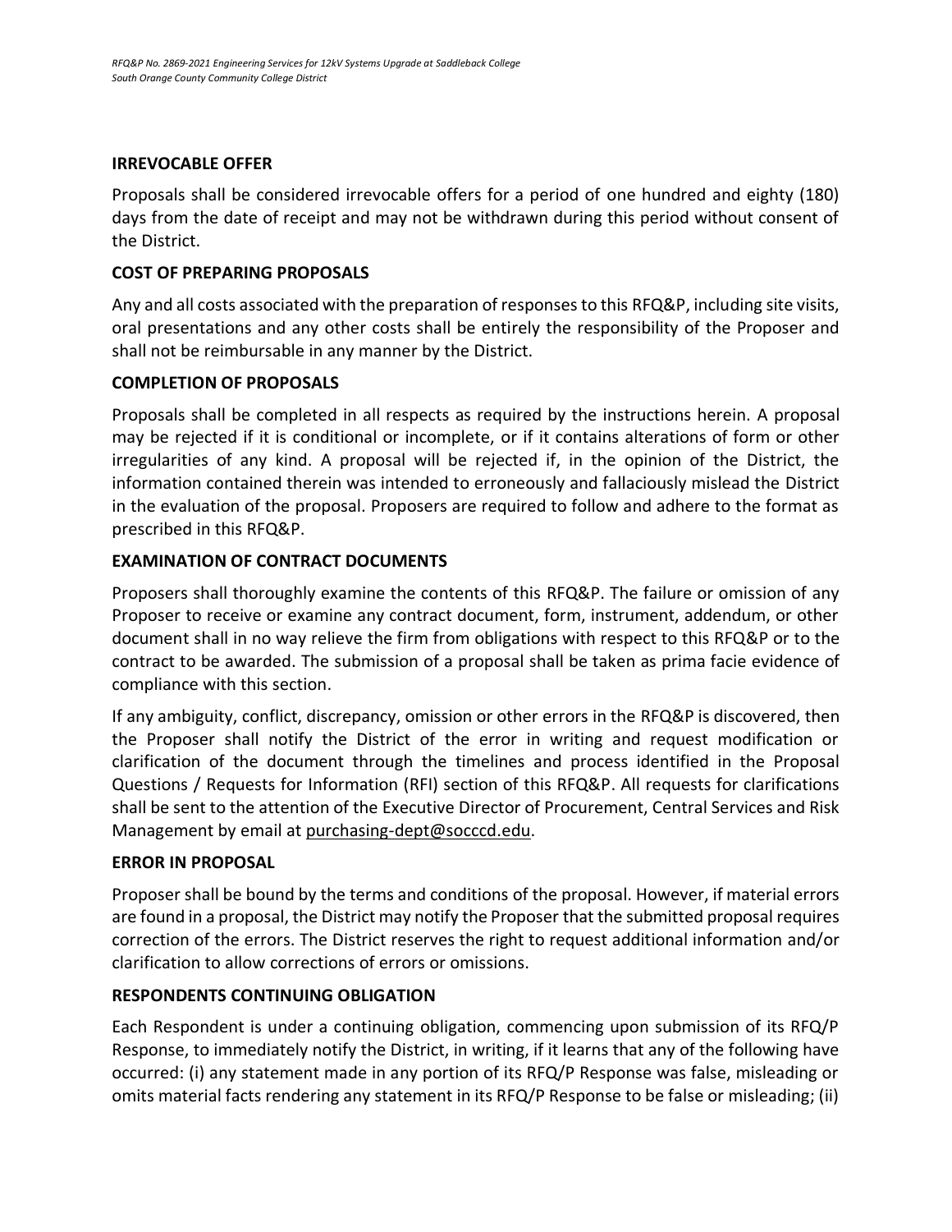## IRREVOCABLE OFFER

Proposals shall be considered irrevocable offers for a period of one hundred and eighty (180) days from the date of receipt and may not be withdrawn during this period without consent of the District.

## COST OF PREPARING PROPOSALS

Any and all costs associated with the preparation of responses to this RFQ&P, including site visits, oral presentations and any other costs shall be entirely the responsibility of the Proposer and shall not be reimbursable in any manner by the District.

## COMPLETION OF PROPOSALS

Proposals shall be completed in all respects as required by the instructions herein. A proposal may be rejected if it is conditional or incomplete, or if it contains alterations of form or other irregularities of any kind. A proposal will be rejected if, in the opinion of the District, the information contained therein was intended to erroneously and fallaciously mislead the District in the evaluation of the proposal. Proposers are required to follow and adhere to the format as prescribed in this RFQ&P.

## EXAMINATION OF CONTRACT DOCUMENTS

Proposers shall thoroughly examine the contents of this RFQ&P. The failure or omission of any Proposer to receive or examine any contract document, form, instrument, addendum, or other document shall in no way relieve the firm from obligations with respect to this RFQ&P or to the contract to be awarded. The submission of a proposal shall be taken as prima facie evidence of compliance with this section.

If any ambiguity, conflict, discrepancy, omission or other errors in the RFQ&P is discovered, then the Proposer shall notify the District of the error in writing and request modification or clarification of the document through the timelines and process identified in the Proposal Questions / Requests for Information (RFI) section of this RFQ&P. All requests for clarifications shall be sent to the attention of the Executive Director of Procurement, Central Services and Risk Management by email at purchasing-dept@socccd.edu.

## ERROR IN PROPOSAL

Proposer shall be bound by the terms and conditions of the proposal. However, if material errors are found in a proposal, the District may notify the Proposer that the submitted proposal requires correction of the errors. The District reserves the right to request additional information and/or clarification to allow corrections of errors or omissions.

## RESPONDENTS CONTINUING OBLIGATION

Each Respondent is under a continuing obligation, commencing upon submission of its RFQ/P Response, to immediately notify the District, in writing, if it learns that any of the following have occurred: (i) any statement made in any portion of its RFQ/P Response was false, misleading or omits material facts rendering any statement in its RFQ/P Response to be false or misleading; (ii)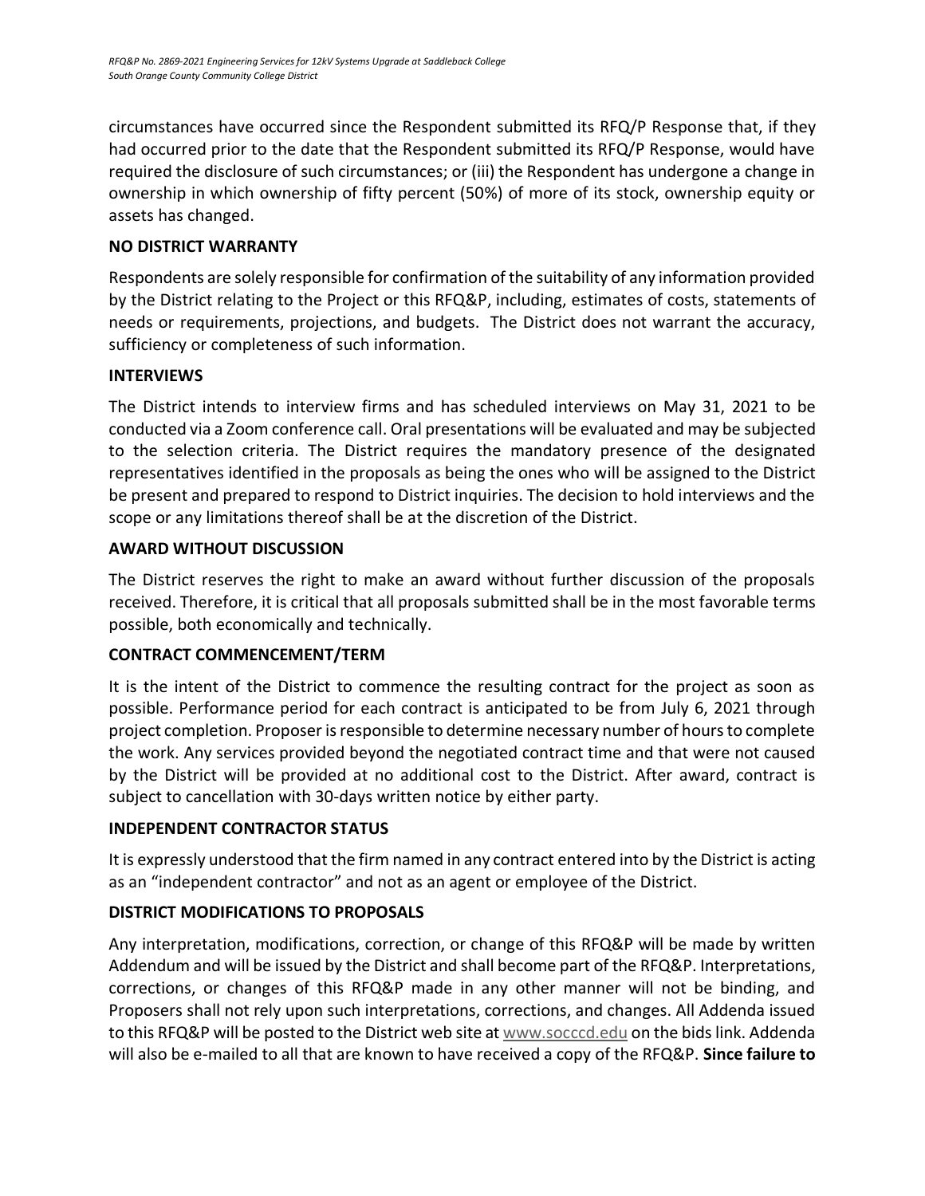circumstances have occurred since the Respondent submitted its RFQ/P Response that, if they had occurred prior to the date that the Respondent submitted its RFQ/P Response, would have required the disclosure of such circumstances; or (iii) the Respondent has undergone a change in ownership in which ownership of fifty percent (50%) of more of its stock, ownership equity or assets has changed.

**NO DISTRICT WARRANTY**

Respondents are solely responsible for confirmation of the suitability of any information provided by the District relating to the Project or this RFQ&P, including, estimates of costs, statements of needs or requirements, projections, and budgets. The District does not warrant the accuracy, sufficiency or completeness of such information.

**INTERVIEWS**

The District intends to interview firms and has scheduled interviews on May 31, 2021 to be conducted via a Zoom conference call. Oral presentations will be evaluated and may be subjected to the selection criteria. The District requires the mandatory presence of the designated representatives identified in the proposals as being the ones who will be assigned to the District be present and prepared to respond to District inquiries. The decision to hold interviews and the scope or any limitations thereof shall be at the discretion of the District.

**AWARD WITHOUT DISCUSSION**

The District reserves the right to make an award without further discussion of the proposals received. Therefore, it is critical that all proposals submitted shall be in the most favorable terms possible, both economically and technically.

**CONTRACT COMMENCEMENT/TERM**

It is the intent of the District to commence the resulting contract for the project as soon as possible. Performance period for each contract is anticipated to be from July 6, 2021 through project completion. Proposer is responsible to determine necessary number of hours to complete the work. Any services provided beyond the negotiated contract time and that were not caused by the District will be provided at no additional cost to the District. After award, contract is subject to cancellation with 30-days written notice by either party.

**INDEPENDENT CONTRACTOR STATUS**

It is expressly understood that the firm named in any contract entered into by the District is acting as an "independent contractor" and not as an agent or employee of the District.

**DISTRICT MODIFICATIONS TO PROPOSALS**

Any interpretation, modifications, correction, or change of this RFQ&P will be made by written Addendum and will be issued by the District and shall become part of the RFQ&P. Interpretations, corrections, or changes of this RFQ&P made in any other manner will not be binding, and Proposers shall not rely upon such interpretations, corrections, and changes. All Addenda issued to this RFQ&P will be posted to the District web site at www.socccd.edu on the bids link. Addenda will also be e-mailed to all that are known to have received a copy of the RFQ&P. **Since failure to**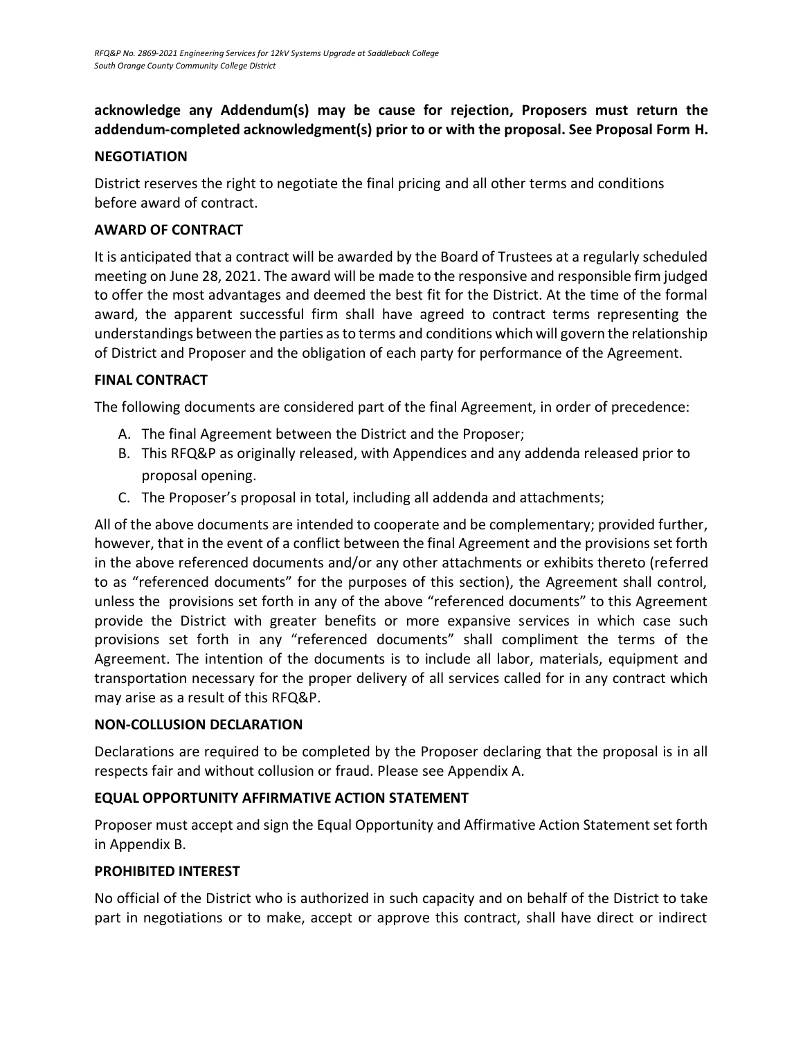**acknowledge any Addendum(s) may be cause for rejection, Proposers must return the addendum-completed acknowledgment(s) prior to or with the proposal. See Proposal Form H.**

### NEGOTIATION

District reserves the right to negotiate the final pricing and all other terms and conditions before award of contract.

### AWARD OF CONTRACT

It is anticipated that a contract will be awarded by the Board of Trustees at a regularly scheduled meeting on June 28, 2021. The award will be made to the responsive and responsible firm judged to offer the most advantages and deemed the best fit for the District. At the time of the formal award, the apparent successful firm shall have agreed to contract terms representing the understandings between the parties as to terms and conditions which will govern the relationship of District and Proposer and the obligation of each party for performance of the Agreement.

### FINAL CONTRACT

The following documents are considered part of the final Agreement, in order of precedence:

A. The final Agreement between the District and the Proposer;
B. This RFQ&P as originally released, with Appendices and any addenda released prior to proposal opening.
C. The Proposer's proposal in total, including all addenda and attachments;

All of the above documents are intended to cooperate and be complementary; provided further, however, that in the event of a conflict between the final Agreement and the provisions set forth in the above referenced documents and/or any other attachments or exhibits thereto (referred to as "referenced documents" for the purposes of this section), the Agreement shall control, unless the provisions set forth in any of the above "referenced documents" to this Agreement provide the District with greater benefits or more expansive services in which case such provisions set forth in any "referenced documents" shall compliment the terms of the Agreement. The intention of the documents is to include all labor, materials, equipment and transportation necessary for the proper delivery of all services called for in any contract which may arise as a result of this RFQ&P.

### NON-COLLUSION DECLARATION

Declarations are required to be completed by the Proposer declaring that the proposal is in all respects fair and without collusion or fraud. Please see Appendix A.

### EQUAL OPPORTUNITY AFFIRMATIVE ACTION STATEMENT

Proposer must accept and sign the Equal Opportunity and Affirmative Action Statement set forth in Appendix B.

### PROHIBITED INTEREST

No official of the District who is authorized in such capacity and on behalf of the District to take part in negotiations or to make, accept or approve this contract, shall have direct or indirect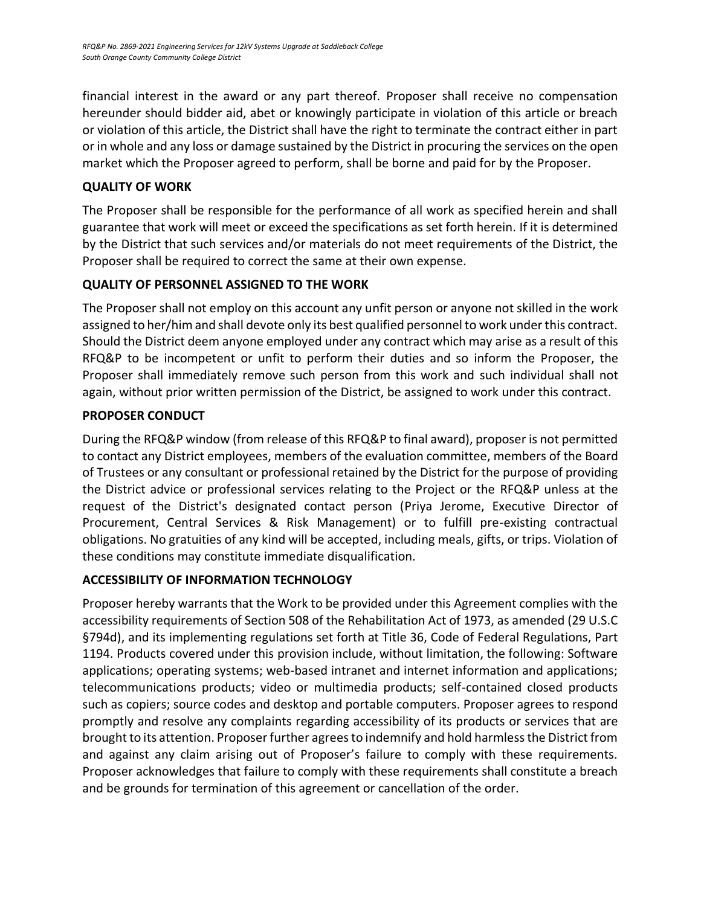financial interest in the award or any part thereof. Proposer shall receive no compensation hereunder should bidder aid, abet or knowingly participate in violation of this article or breach or violation of this article, the District shall have the right to terminate the contract either in part or in whole and any loss or damage sustained by the District in procuring the services on the open market which the Proposer agreed to perform, shall be borne and paid for by the Proposer.

**QUALITY OF WORK**

The Proposer shall be responsible for the performance of all work as specified herein and shall guarantee that work will meet or exceed the specifications as set forth herein. If it is determined by the District that such services and/or materials do not meet requirements of the District, the Proposer shall be required to correct the same at their own expense.

**QUALITY OF PERSONNEL ASSIGNED TO THE WORK**

The Proposer shall not employ on this account any unfit person or anyone not skilled in the work assigned to her/him and shall devote only its best qualified personnel to work under this contract. Should the District deem anyone employed under any contract which may arise as a result of this RFQ&P to be incompetent or unfit to perform their duties and so inform the Proposer, the Proposer shall immediately remove such person from this work and such individual shall not again, without prior written permission of the District, be assigned to work under this contract.

**PROPOSER CONDUCT**

During the RFQ&P window (from release of this RFQ&P to final award), proposer is not permitted to contact any District employees, members of the evaluation committee, members of the Board of Trustees or any consultant or professional retained by the District for the purpose of providing the District advice or professional services relating to the Project or the RFQ&P unless at the request of the District's designated contact person (Priya Jerome, Executive Director of Procurement, Central Services & Risk Management) or to fulfill pre-existing contractual obligations. No gratuities of any kind will be accepted, including meals, gifts, or trips. Violation of these conditions may constitute immediate disqualification.

**ACCESSIBILITY OF INFORMATION TECHNOLOGY**

Proposer hereby warrants that the Work to be provided under this Agreement complies with the accessibility requirements of Section 508 of the Rehabilitation Act of 1973, as amended (29 U.S.C §794d), and its implementing regulations set forth at Title 36, Code of Federal Regulations, Part 1194. Products covered under this provision include, without limitation, the following: Software applications; operating systems; web-based intranet and internet information and applications; telecommunications products; video or multimedia products; self-contained closed products such as copiers; source codes and desktop and portable computers. Proposer agrees to respond promptly and resolve any complaints regarding accessibility of its products or services that are brought to its attention. Proposer further agrees to indemnify and hold harmless the District from and against any claim arising out of Proposer's failure to comply with these requirements. Proposer acknowledges that failure to comply with these requirements shall constitute a breach and be grounds for termination of this agreement or cancellation of the order.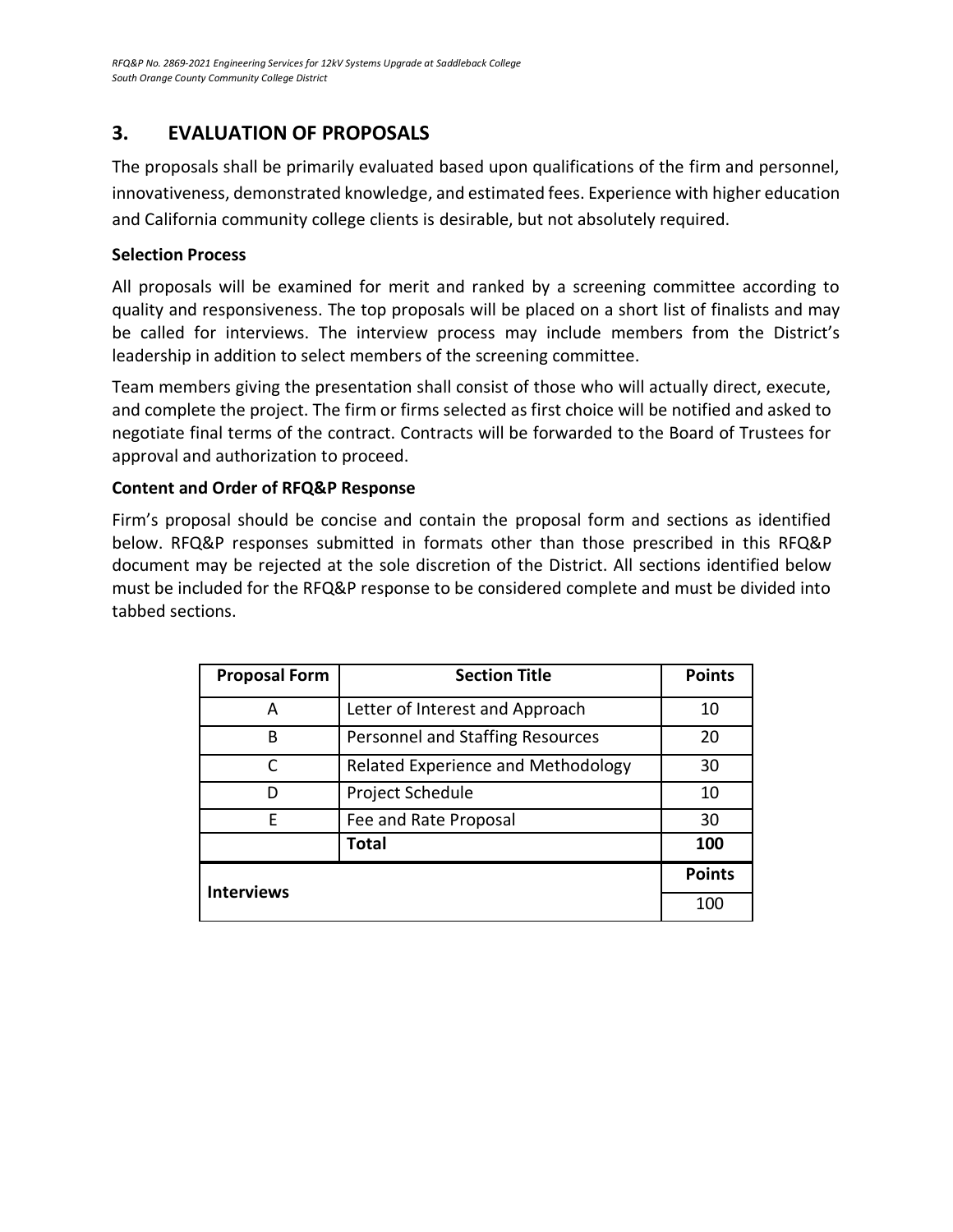## 3. EVALUATION OF PROPOSALS

The proposals shall be primarily evaluated based upon qualifications of the firm and personnel, innovativeness, demonstrated knowledge, and estimated fees. Experience with higher education and California community college clients is desirable, but not absolutely required.

**Selection Process**

All proposals will be examined for merit and ranked by a screening committee according to quality and responsiveness. The top proposals will be placed on a short list of finalists and may be called for interviews. The interview process may include members from the District's leadership in addition to select members of the screening committee.

Team members giving the presentation shall consist of those who will actually direct, execute, and complete the project. The firm or firms selected as first choice will be notified and asked to negotiate final terms of the contract. Contracts will be forwarded to the Board of Trustees for approval and authorization to proceed.

**Content and Order of RFQ&P Response**

Firm's proposal should be concise and contain the proposal form and sections as identified below. RFQ&P responses submitted in formats other than those prescribed in this RFQ&P document may be rejected at the sole discretion of the District. All sections identified below must be included for the RFQ&P response to be considered complete and must be divided into tabbed sections.

| Proposal Form | Section Title | Points |
|---|---|---|
| A | Letter of Interest and Approach | 10 |
| B | Personnel and Staffing Resources | 20 |
| C | Related Experience and Methodology | 30 |
| D | Project Schedule | 10 |
| E | Fee and Rate Proposal | 30 |
| | **Total** | **100** |
| **Interviews** | | **Points** |
| | | 100 |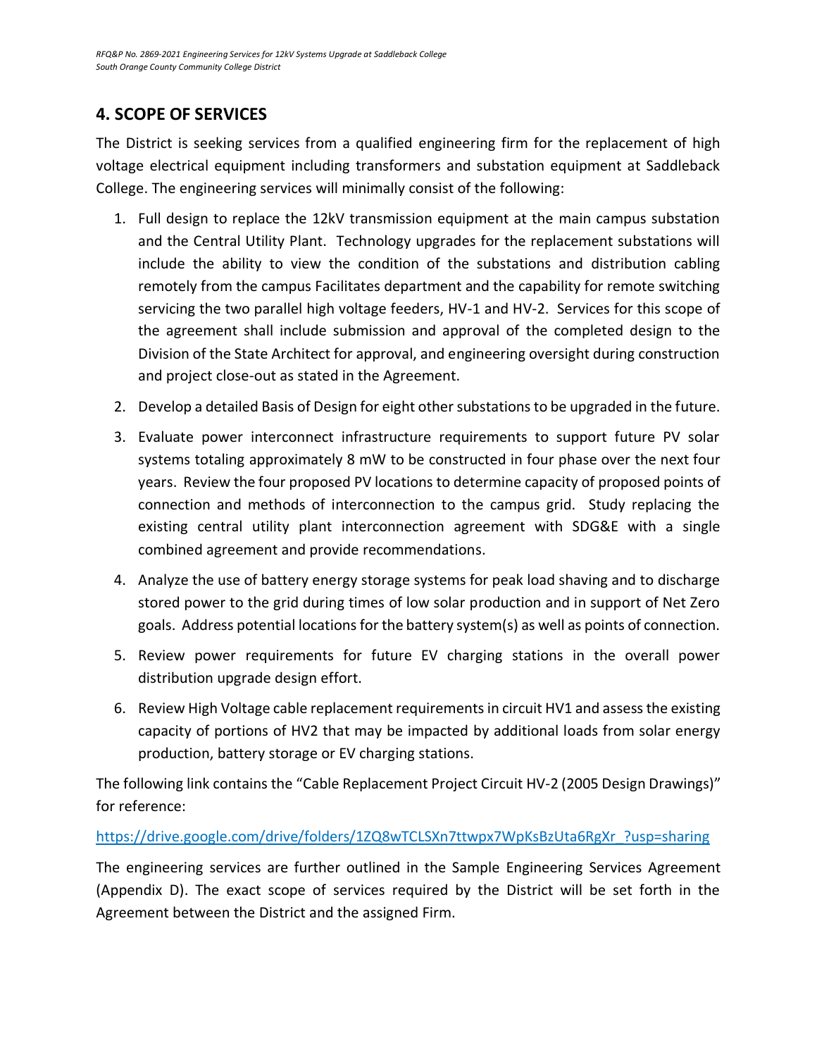## 4. SCOPE OF SERVICES

The District is seeking services from a qualified engineering firm for the replacement of high voltage electrical equipment including transformers and substation equipment at Saddleback College. The engineering services will minimally consist of the following:

1. Full design to replace the 12kV transmission equipment at the main campus substation and the Central Utility Plant. Technology upgrades for the replacement substations will include the ability to view the condition of the substations and distribution cabling remotely from the campus Facilitates department and the capability for remote switching servicing the two parallel high voltage feeders, HV-1 and HV-2. Services for this scope of the agreement shall include submission and approval of the completed design to the Division of the State Architect for approval, and engineering oversight during construction and project close-out as stated in the Agreement.
2. Develop a detailed Basis of Design for eight other substations to be upgraded in the future.
3. Evaluate power interconnect infrastructure requirements to support future PV solar systems totaling approximately 8 mW to be constructed in four phase over the next four years. Review the four proposed PV locations to determine capacity of proposed points of connection and methods of interconnection to the campus grid. Study replacing the existing central utility plant interconnection agreement with SDG&E with a single combined agreement and provide recommendations.
4. Analyze the use of battery energy storage systems for peak load shaving and to discharge stored power to the grid during times of low solar production and in support of Net Zero goals. Address potential locations for the battery system(s) as well as points of connection.
5. Review power requirements for future EV charging stations in the overall power distribution upgrade design effort.
6. Review High Voltage cable replacement requirements in circuit HV1 and assess the existing capacity of portions of HV2 that may be impacted by additional loads from solar energy production, battery storage or EV charging stations.

The following link contains the "Cable Replacement Project Circuit HV-2 (2005 Design Drawings)" for reference:

https://drive.google.com/drive/folders/1ZQ8wTCLSXn7ttwpx7WpKsBzUta6RgXr_?usp=sharing

The engineering services are further outlined in the Sample Engineering Services Agreement (Appendix D). The exact scope of services required by the District will be set forth in the Agreement between the District and the assigned Firm.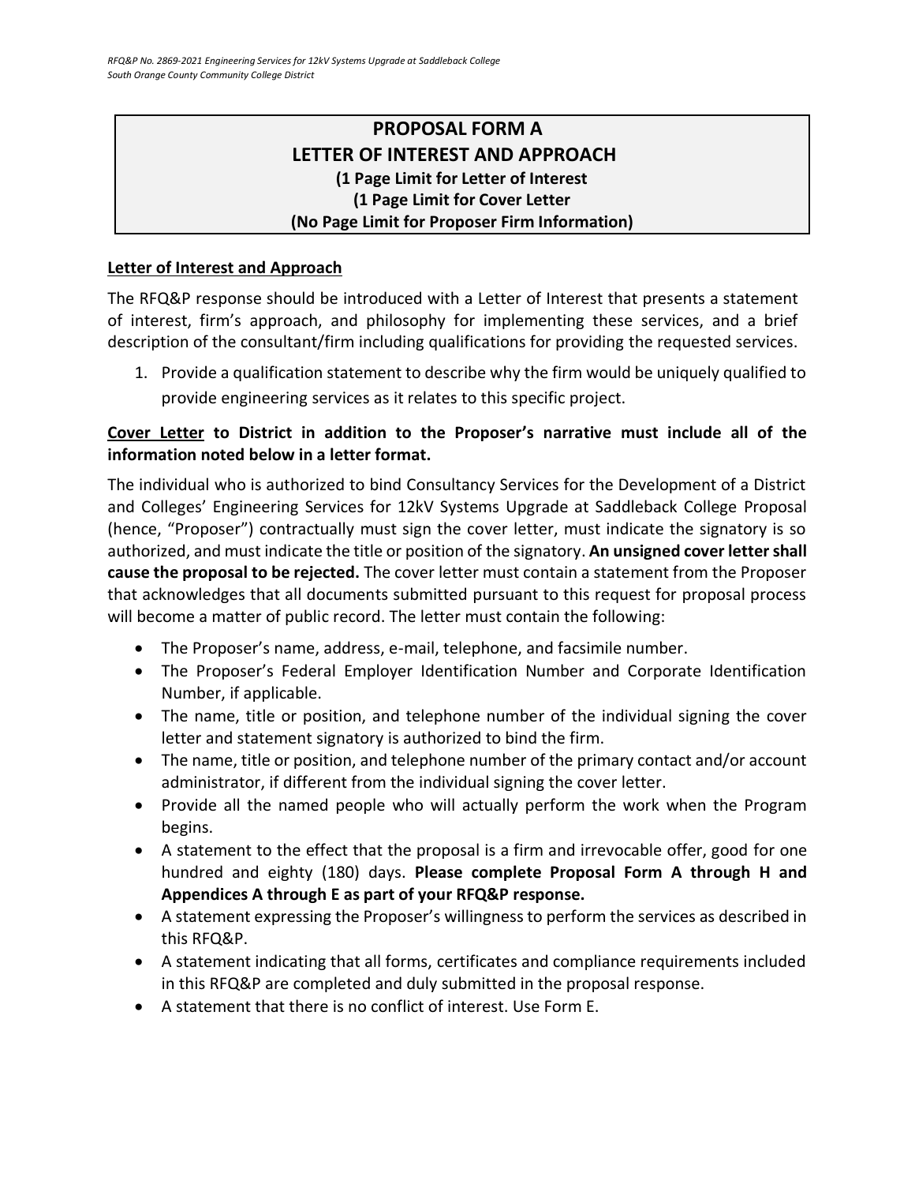# PROPOSAL FORM A
# LETTER OF INTEREST AND APPROACH
**(1 Page Limit for Letter of Interest**
**(1 Page Limit for Cover Letter**
**(No Page Limit for Proposer Firm Information)**

**Letter of Interest and Approach**

The RFQ&P response should be introduced with a Letter of Interest that presents a statement of interest, firm's approach, and philosophy for implementing these services, and a brief description of the consultant/firm including qualifications for providing the requested services.

1. Provide a qualification statement to describe why the firm would be uniquely qualified to provide engineering services as it relates to this specific project.

**Cover Letter to District in addition to the Proposer's narrative must include all of the information noted below in a letter format.**

The individual who is authorized to bind Consultancy Services for the Development of a District and Colleges' Engineering Services for 12kV Systems Upgrade at Saddleback College Proposal (hence, "Proposer") contractually must sign the cover letter, must indicate the signatory is so authorized, and must indicate the title or position of the signatory. **An unsigned cover letter shall cause the proposal to be rejected.** The cover letter must contain a statement from the Proposer that acknowledges that all documents submitted pursuant to this request for proposal process will become a matter of public record. The letter must contain the following:

- The Proposer's name, address, e-mail, telephone, and facsimile number.
- The Proposer's Federal Employer Identification Number and Corporate Identification Number, if applicable.
- The name, title or position, and telephone number of the individual signing the cover letter and statement signatory is authorized to bind the firm.
- The name, title or position, and telephone number of the primary contact and/or account administrator, if different from the individual signing the cover letter.
- Provide all the named people who will actually perform the work when the Program begins.
- A statement to the effect that the proposal is a firm and irrevocable offer, good for one hundred and eighty (180) days. **Please complete Proposal Form A through H and Appendices A through E as part of your RFQ&P response.**
- A statement expressing the Proposer's willingness to perform the services as described in this RFQ&P.
- A statement indicating that all forms, certificates and compliance requirements included in this RFQ&P are completed and duly submitted in the proposal response.
- A statement that there is no conflict of interest. Use Form E.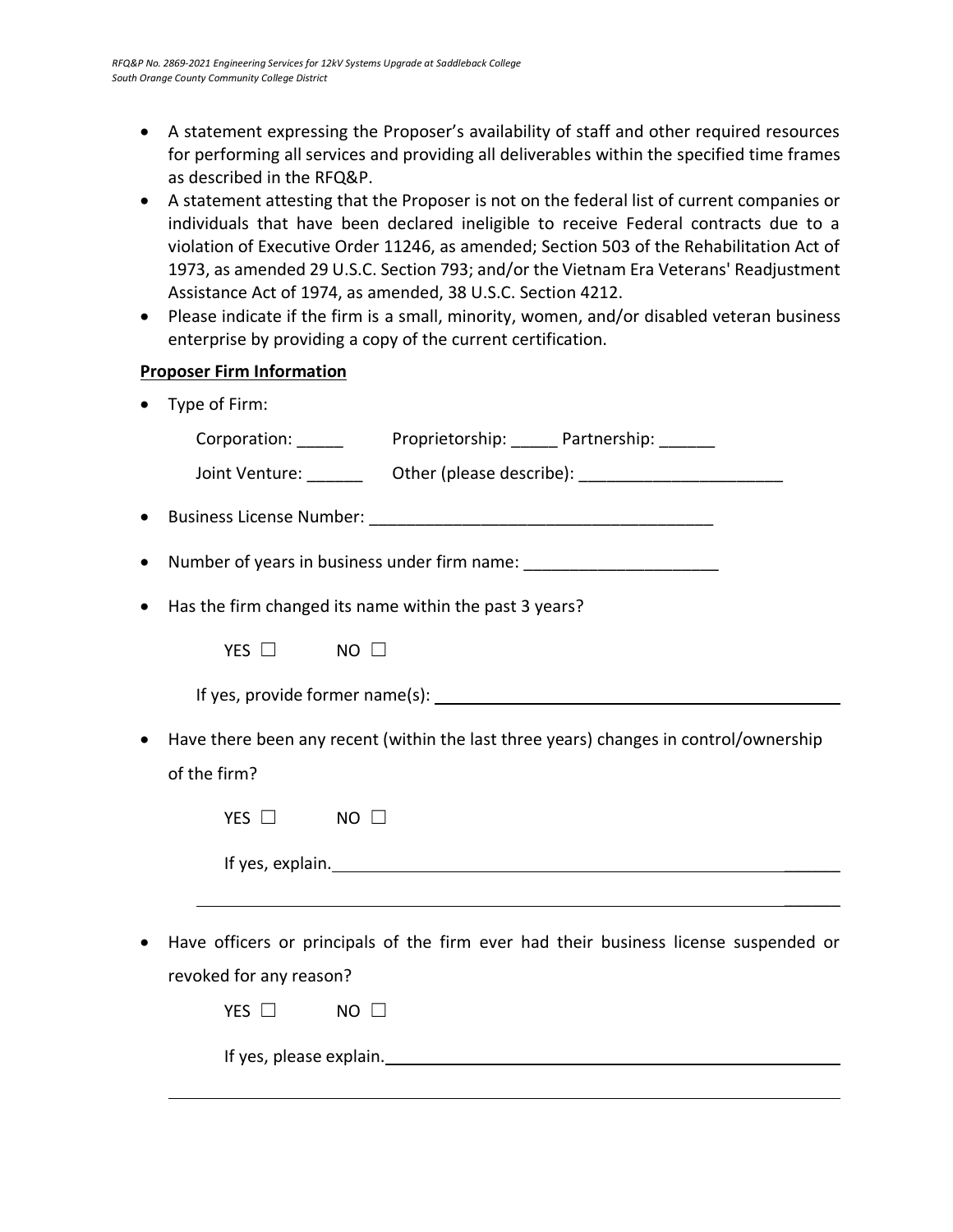- A statement expressing the Proposer's availability of staff and other required resources for performing all services and providing all deliverables within the specified time frames as described in the RFQ&P.
- A statement attesting that the Proposer is not on the federal list of current companies or individuals that have been declared ineligible to receive Federal contracts due to a violation of Executive Order 11246, as amended; Section 503 of the Rehabilitation Act of 1973, as amended 29 U.S.C. Section 793; and/or the Vietnam Era Veterans' Readjustment Assistance Act of 1974, as amended, 38 U.S.C. Section 4212.
- Please indicate if the firm is a small, minority, women, and/or disabled veteran business enterprise by providing a copy of the current certification.

**Proposer Firm Information**

- Type of Firm:

  Corporation: _____ Proprietorship: _____ Partnership: ______

  Joint Venture: ______ Other (please describe): ______________________

- Business License Number: _____________________________________

- Number of years in business under firm name: _____________________

- Has the firm changed its name within the past 3 years?

  YES ☐ NO ☐

  If yes, provide former name(s): ____________________________________________

- Have there been any recent (within the last three years) changes in control/ownership of the firm?

  YES ☐ NO ☐

  If yes, explain. ______________________________________________________

  ______________________________________________________________________

- Have officers or principals of the firm ever had their business license suspended or revoked for any reason?

  YES ☐ NO ☐

  If yes, please explain. _________________________________________________

  ______________________________________________________________________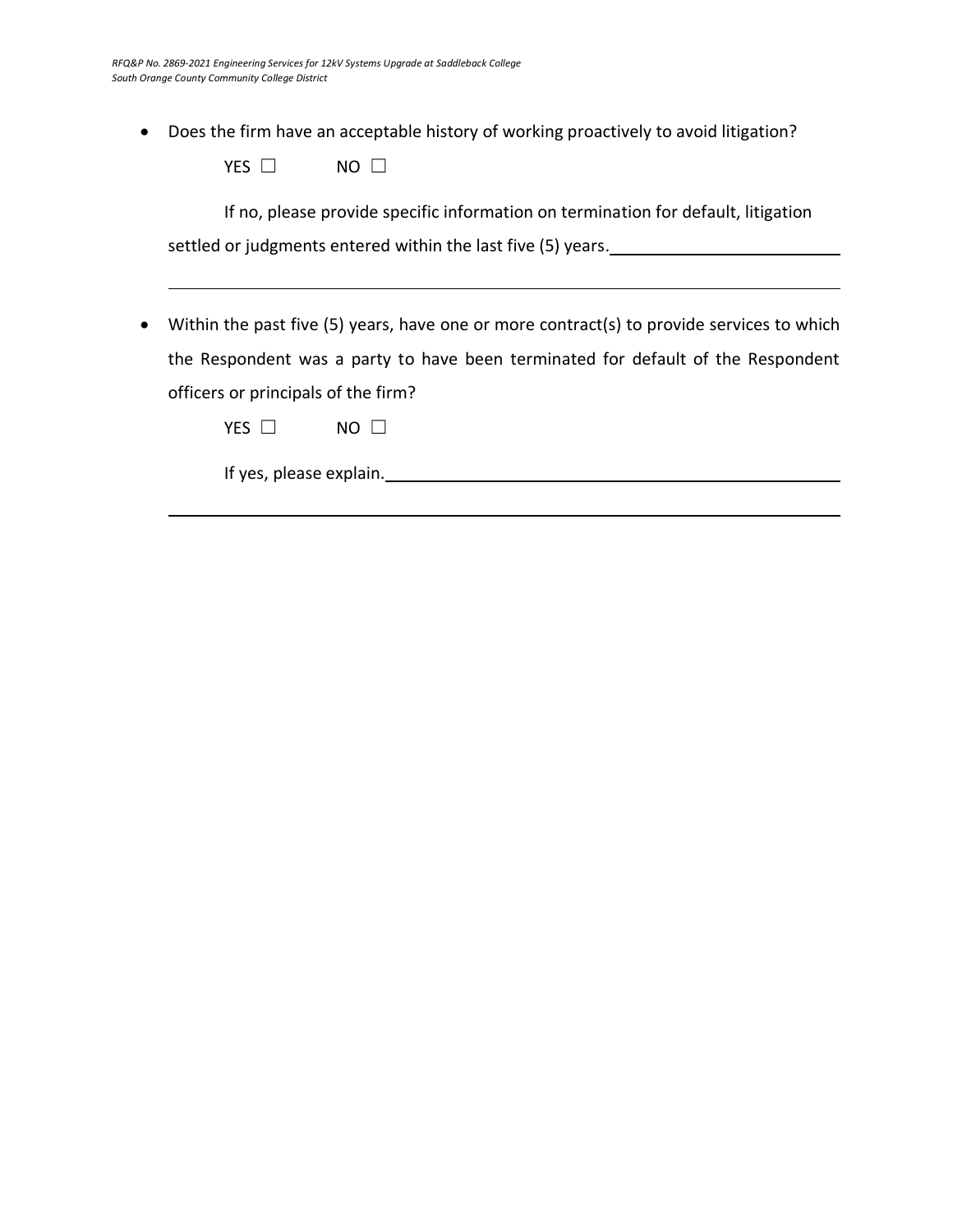- Does the firm have an acceptable history of working proactively to avoid litigation?

  YES ☐ NO ☐

  If no, please provide specific information on termination for default, litigation settled or judgments entered within the last five (5) years.\_\_\_\_\_\_\_\_\_\_\_\_\_\_\_\_\_\_\_\_\_\_\_\_

  \_\_\_\_\_\_\_\_\_\_\_\_\_\_\_\_\_\_\_\_\_\_\_\_\_\_\_\_\_\_\_\_\_\_\_\_\_\_\_\_\_\_\_\_\_\_\_\_\_\_\_\_\_\_\_\_\_\_\_\_

- Within the past five (5) years, have one or more contract(s) to provide services to which the Respondent was a party to have been terminated for default of the Respondent officers or principals of the firm?

  YES ☐ NO ☐

  If yes, please explain.\_\_\_\_\_\_\_\_\_\_\_\_\_\_\_\_\_\_\_\_\_\_\_\_\_\_\_\_\_\_\_\_\_\_\_\_\_\_\_\_\_\_\_\_

  \_\_\_\_\_\_\_\_\_\_\_\_\_\_\_\_\_\_\_\_\_\_\_\_\_\_\_\_\_\_\_\_\_\_\_\_\_\_\_\_\_\_\_\_\_\_\_\_\_\_\_\_\_\_\_\_\_\_\_\_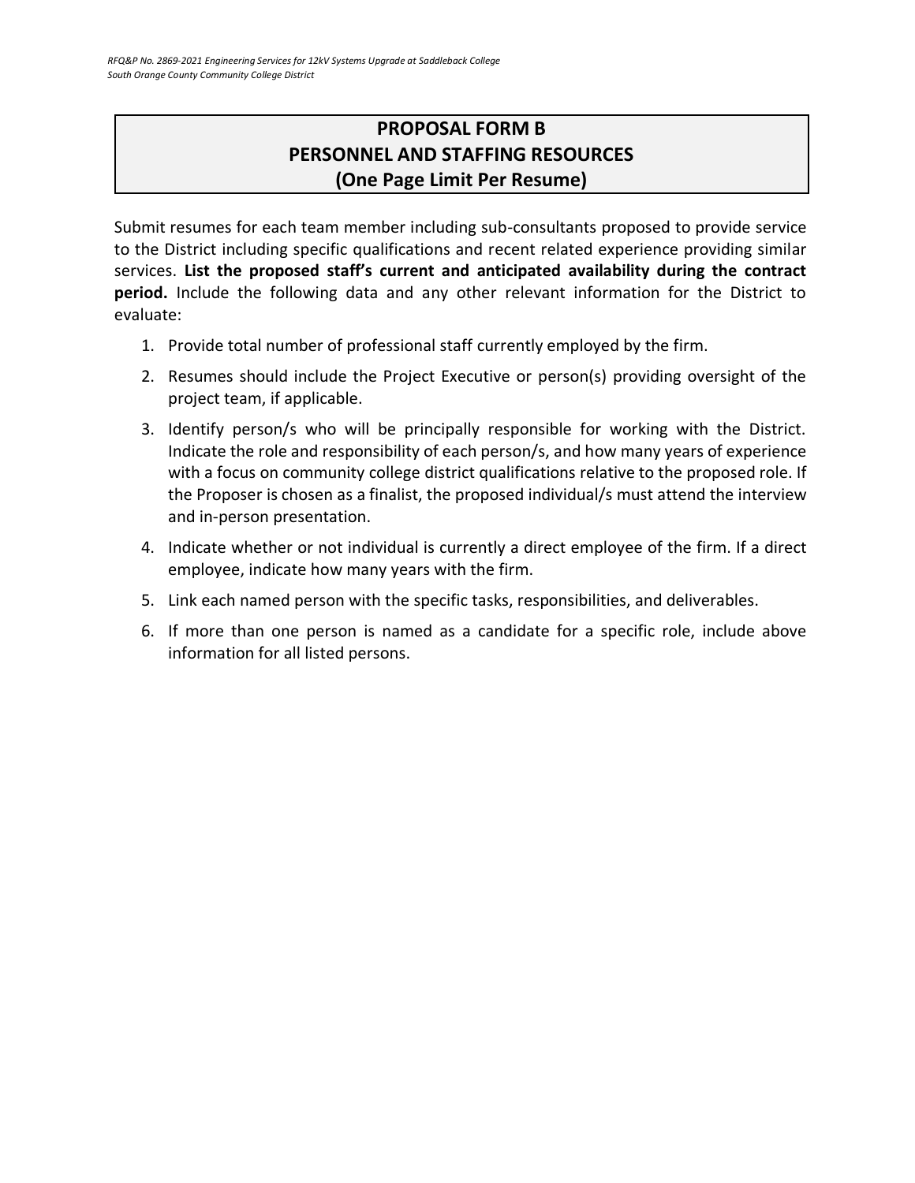# PROPOSAL FORM B
# PERSONNEL AND STAFFING RESOURCES
# (One Page Limit Per Resume)

Submit resumes for each team member including sub-consultants proposed to provide service to the District including specific qualifications and recent related experience providing similar services. **List the proposed staff's current and anticipated availability during the contract period.** Include the following data and any other relevant information for the District to evaluate:

1. Provide total number of professional staff currently employed by the firm.
2. Resumes should include the Project Executive or person(s) providing oversight of the project team, if applicable.
3. Identify person/s who will be principally responsible for working with the District. Indicate the role and responsibility of each person/s, and how many years of experience with a focus on community college district qualifications relative to the proposed role. If the Proposer is chosen as a finalist, the proposed individual/s must attend the interview and in-person presentation.
4. Indicate whether or not individual is currently a direct employee of the firm. If a direct employee, indicate how many years with the firm.
5. Link each named person with the specific tasks, responsibilities, and deliverables.
6. If more than one person is named as a candidate for a specific role, include above information for all listed persons.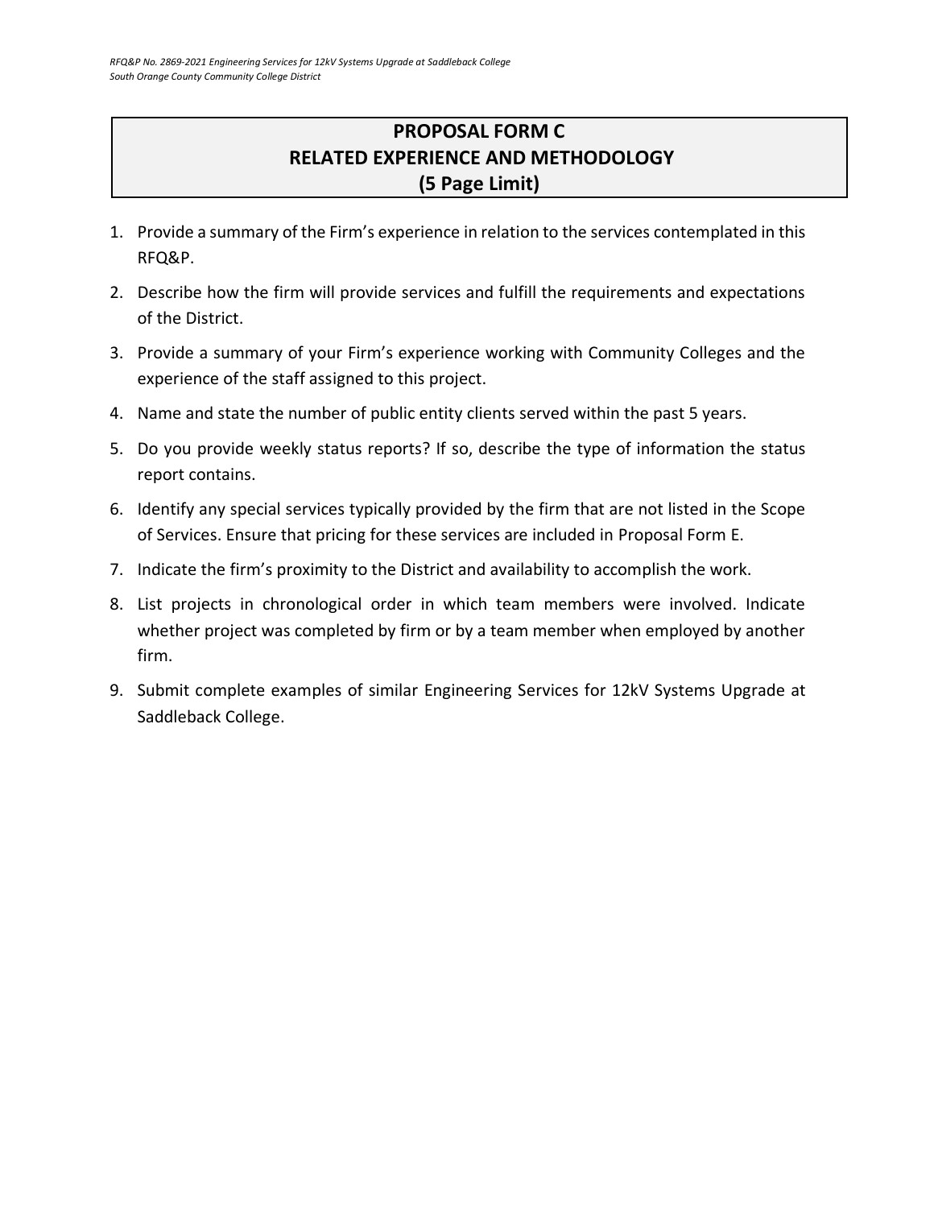# PROPOSAL FORM C
# RELATED EXPERIENCE AND METHODOLOGY
# (5 Page Limit)

1. Provide a summary of the Firm's experience in relation to the services contemplated in this RFQ&P.
2. Describe how the firm will provide services and fulfill the requirements and expectations of the District.
3. Provide a summary of your Firm's experience working with Community Colleges and the experience of the staff assigned to this project.
4. Name and state the number of public entity clients served within the past 5 years.
5. Do you provide weekly status reports? If so, describe the type of information the status report contains.
6. Identify any special services typically provided by the firm that are not listed in the Scope of Services. Ensure that pricing for these services are included in Proposal Form E.
7. Indicate the firm's proximity to the District and availability to accomplish the work.
8. List projects in chronological order in which team members were involved. Indicate whether project was completed by firm or by a team member when employed by another firm.
9. Submit complete examples of similar Engineering Services for 12kV Systems Upgrade at Saddleback College.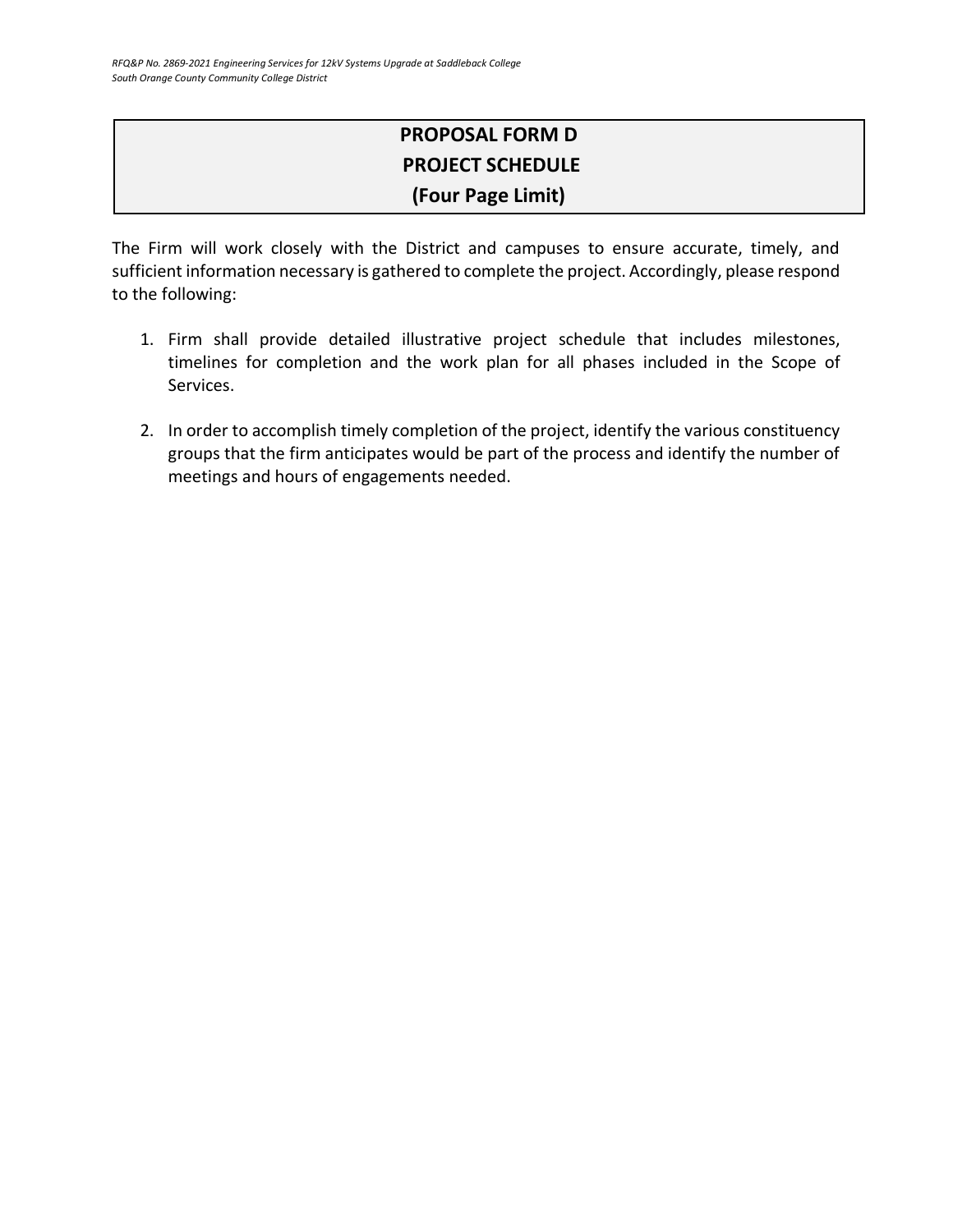# PROPOSAL FORM D
## PROJECT SCHEDULE
## (Four Page Limit)

The Firm will work closely with the District and campuses to ensure accurate, timely, and sufficient information necessary is gathered to complete the project. Accordingly, please respond to the following:

1. Firm shall provide detailed illustrative project schedule that includes milestones, timelines for completion and the work plan for all phases included in the Scope of Services.

2. In order to accomplish timely completion of the project, identify the various constituency groups that the firm anticipates would be part of the process and identify the number of meetings and hours of engagements needed.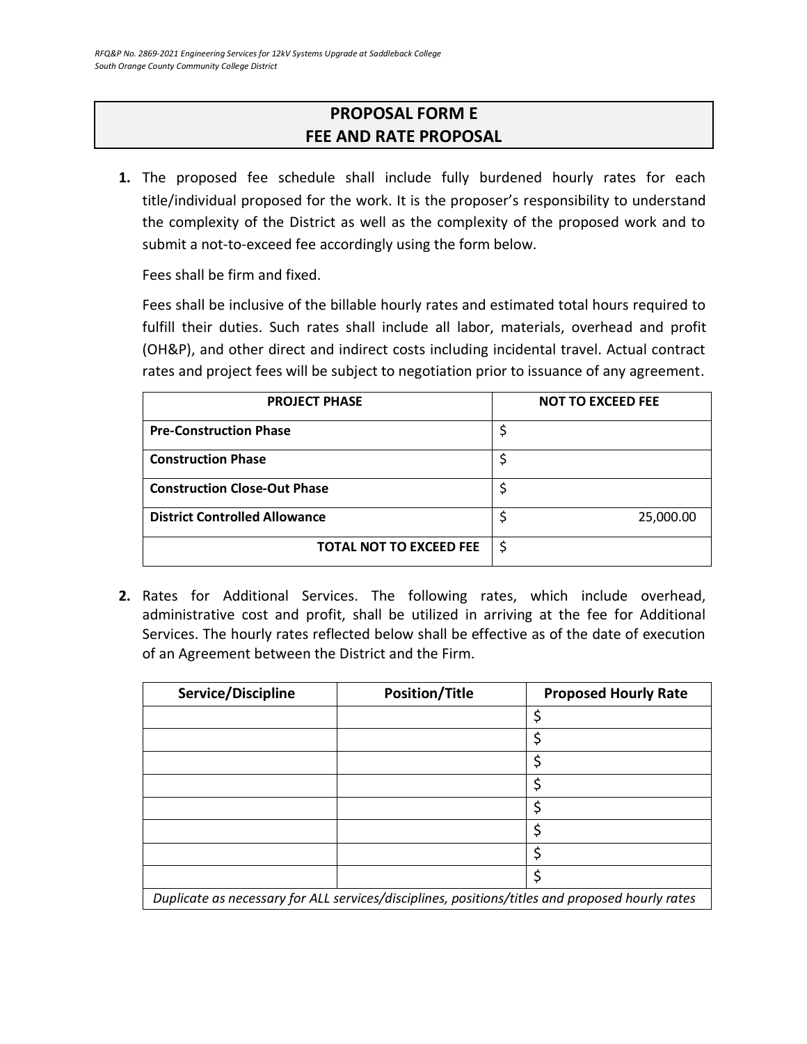# PROPOSAL FORM E
# FEE AND RATE PROPOSAL

1. The proposed fee schedule shall include fully burdened hourly rates for each title/individual proposed for the work. It is the proposer's responsibility to understand the complexity of the District as well as the complexity of the proposed work and to submit a not-to-exceed fee accordingly using the form below.

   Fees shall be firm and fixed.

   Fees shall be inclusive of the billable hourly rates and estimated total hours required to fulfill their duties. Such rates shall include all labor, materials, overhead and profit (OH&P), and other direct and indirect costs including incidental travel. Actual contract rates and project fees will be subject to negotiation prior to issuance of any agreement.

| PROJECT PHASE | NOT TO EXCEED FEE |
|---|---|
| **Pre-Construction Phase** | $ |
| **Construction Phase** | $ |
| **Construction Close-Out Phase** | $ |
| **District Controlled Allowance** | $ 25,000.00 |
| **TOTAL NOT TO EXCEED FEE** | $ |

2. Rates for Additional Services. The following rates, which include overhead, administrative cost and profit, shall be utilized in arriving at the fee for Additional Services. The hourly rates reflected below shall be effective as of the date of execution of an Agreement between the District and the Firm.

| Service/Discipline | Position/Title | Proposed Hourly Rate |
|---|---|---|
| | | $ |
| | | $ |
| | | $ |
| | | $ |
| | | $ |
| | | $ |
| | | $ |
| | | $ |

*Duplicate as necessary for ALL services/disciplines, positions/titles and proposed hourly rates*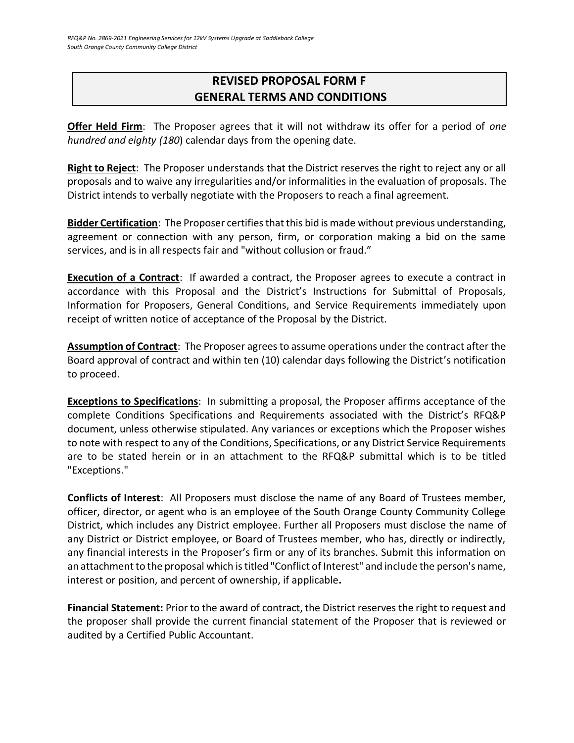# REVISED PROPOSAL FORM F
# GENERAL TERMS AND CONDITIONS

**Offer Held Firm**: The Proposer agrees that it will not withdraw its offer for a period of *one hundred and eighty (180*) calendar days from the opening date.

**Right to Reject**: The Proposer understands that the District reserves the right to reject any or all proposals and to waive any irregularities and/or informalities in the evaluation of proposals. The District intends to verbally negotiate with the Proposers to reach a final agreement.

**Bidder Certification**: The Proposer certifies that this bid is made without previous understanding, agreement or connection with any person, firm, or corporation making a bid on the same services, and is in all respects fair and "without collusion or fraud."

**Execution of a Contract**: If awarded a contract, the Proposer agrees to execute a contract in accordance with this Proposal and the District's Instructions for Submittal of Proposals, Information for Proposers, General Conditions, and Service Requirements immediately upon receipt of written notice of acceptance of the Proposal by the District.

**Assumption of Contract**: The Proposer agrees to assume operations under the contract after the Board approval of contract and within ten (10) calendar days following the District's notification to proceed.

**Exceptions to Specifications**: In submitting a proposal, the Proposer affirms acceptance of the complete Conditions Specifications and Requirements associated with the District's RFQ&P document, unless otherwise stipulated. Any variances or exceptions which the Proposer wishes to note with respect to any of the Conditions, Specifications, or any District Service Requirements are to be stated herein or in an attachment to the RFQ&P submittal which is to be titled "Exceptions."

**Conflicts of Interest**: All Proposers must disclose the name of any Board of Trustees member, officer, director, or agent who is an employee of the South Orange County Community College District, which includes any District employee. Further all Proposers must disclose the name of any District or District employee, or Board of Trustees member, who has, directly or indirectly, any financial interests in the Proposer's firm or any of its branches. Submit this information on an attachment to the proposal which is titled "Conflict of Interest" and include the person's name, interest or position, and percent of ownership, if applicable**.**

**Financial Statement:** Prior to the award of contract, the District reserves the right to request and the proposer shall provide the current financial statement of the Proposer that is reviewed or audited by a Certified Public Accountant.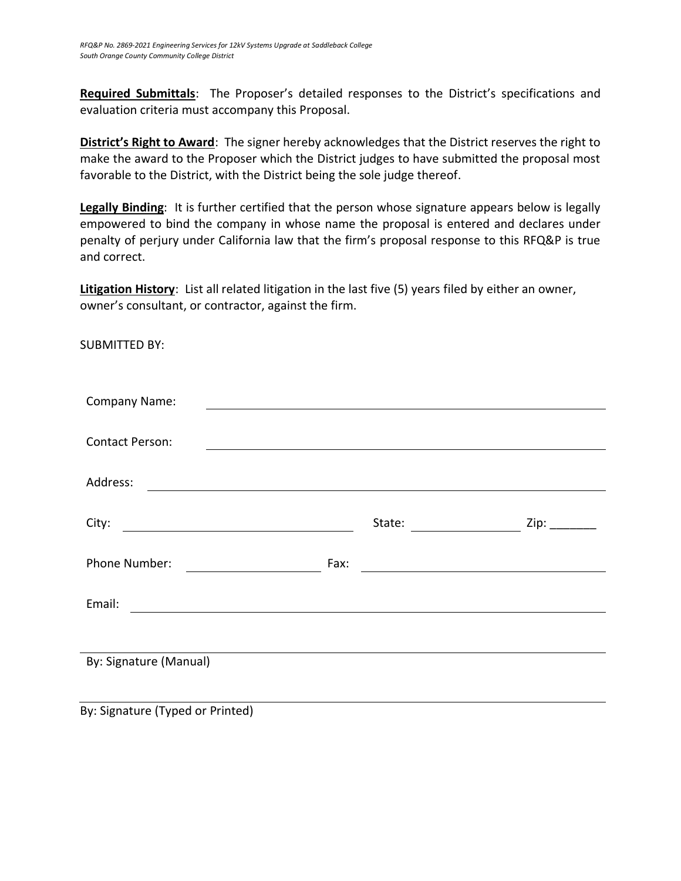**Required Submittals**: The Proposer's detailed responses to the District's specifications and evaluation criteria must accompany this Proposal.

**District's Right to Award**: The signer hereby acknowledges that the District reserves the right to make the award to the Proposer which the District judges to have submitted the proposal most favorable to the District, with the District being the sole judge thereof.

**Legally Binding**: It is further certified that the person whose signature appears below is legally empowered to bind the company in whose name the proposal is entered and declares under penalty of perjury under California law that the firm's proposal response to this RFQ&P is true and correct.

**Litigation History**: List all related litigation in the last five (5) years filed by either an owner, owner's consultant, or contractor, against the firm.

SUBMITTED BY:

Company Name: ______________________________________________

Contact Person: ______________________________________________

Address: ______________________________________________

City: ______________________ State: ______________ Zip: _______

Phone Number: ______________ Fax: ______________________

Email: ______________________________________________

______________________________________________
By: Signature (Manual)

______________________________________________
By: Signature (Typed or Printed)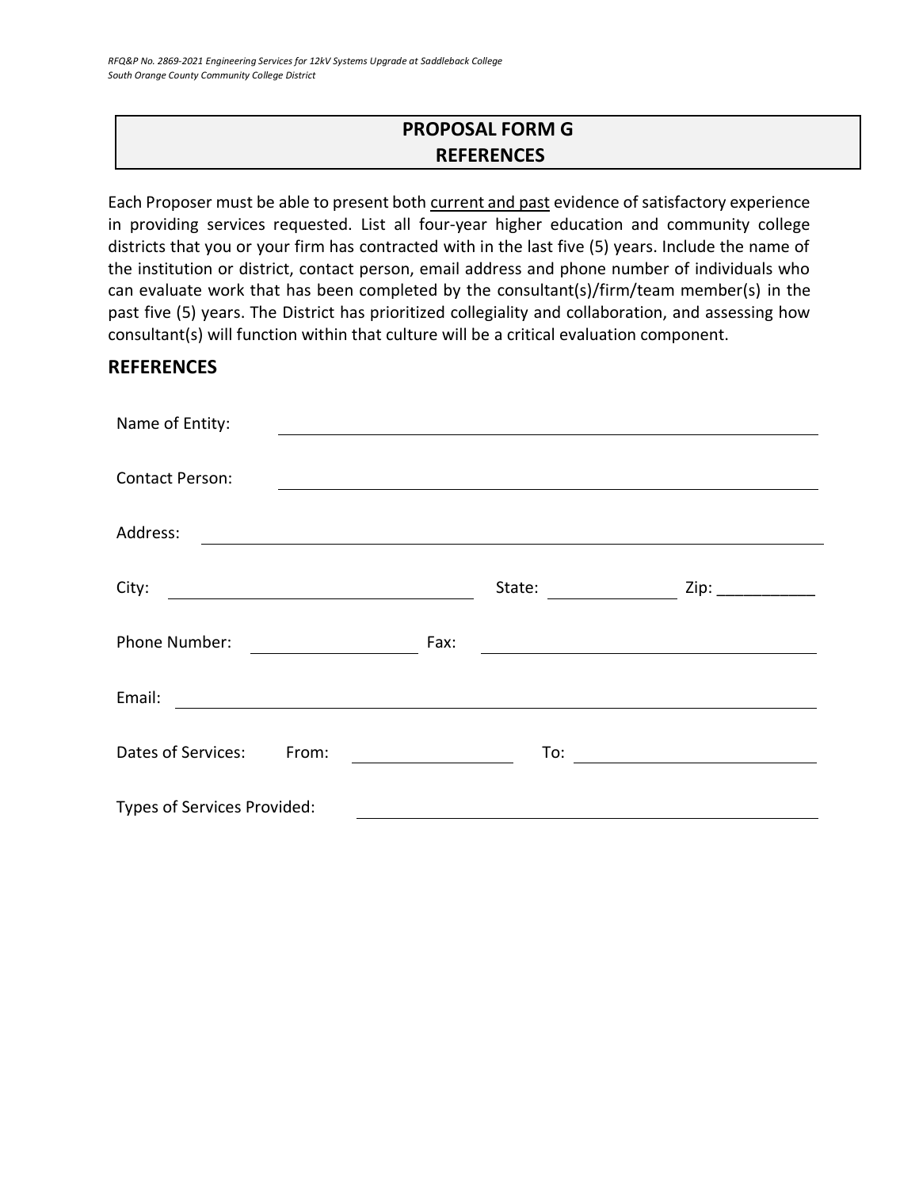## PROPOSAL FORM G
## REFERENCES

Each Proposer must be able to present both current and past evidence of satisfactory experience in providing services requested. List all four-year higher education and community college districts that you or your firm has contracted with in the last five (5) years. Include the name of the institution or district, contact person, email address and phone number of individuals who can evaluate work that has been completed by the consultant(s)/firm/team member(s) in the past five (5) years. The District has prioritized collegiality and collaboration, and assessing how consultant(s) will function within that culture will be a critical evaluation component.

## REFERENCES

Name of Entity: ______________________________________________

Contact Person: ______________________________________________

Address: ______________________________________________

City: ______________________ State: ____________ Zip: ___________

Phone Number: ______________ Fax: ______________________

Email: ______________________________________________

Dates of Services: From: ______________ To: ______________________

Types of Services Provided: ______________________________________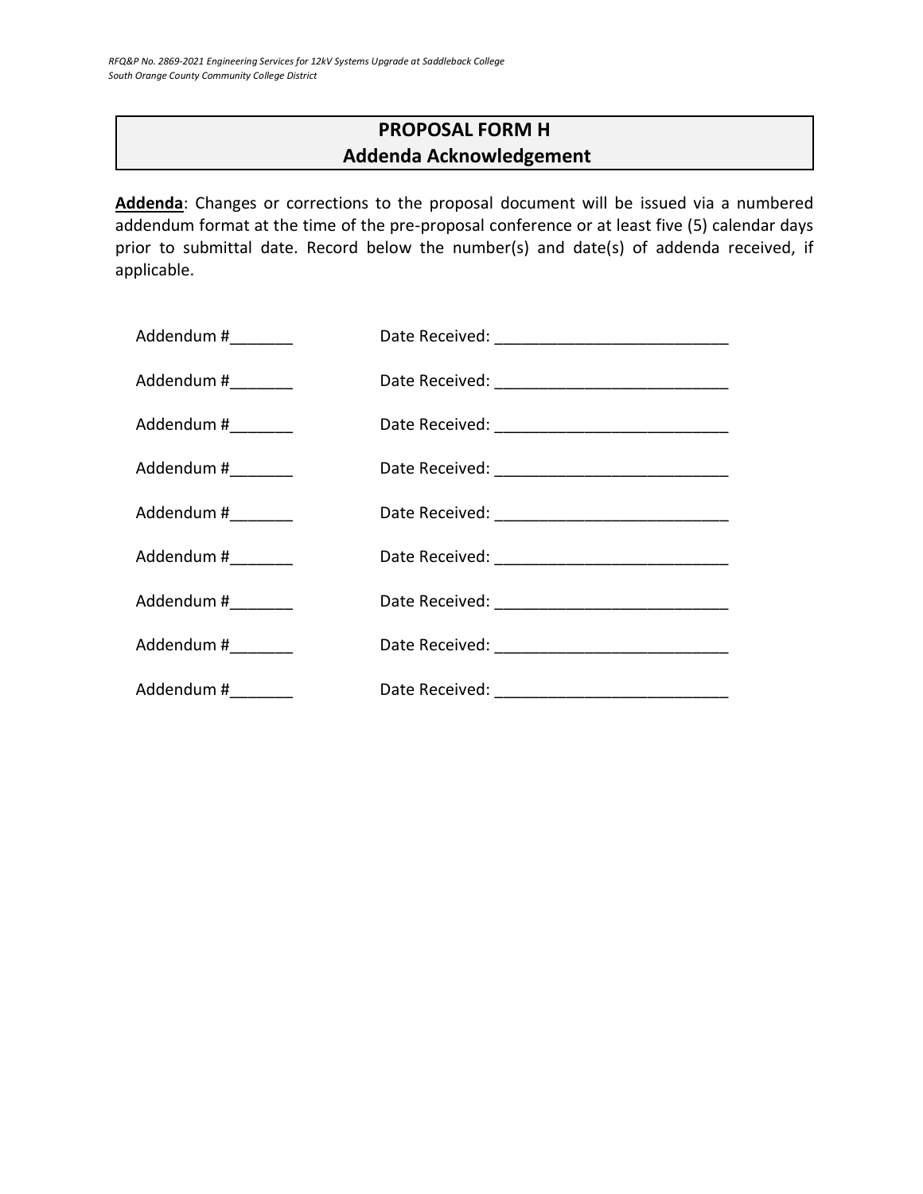## PROPOSAL FORM H
## Addenda Acknowledgement

**Addenda**: Changes or corrections to the proposal document will be issued via a numbered addendum format at the time of the pre-proposal conference or at least five (5) calendar days prior to submittal date. Record below the number(s) and date(s) of addenda received, if applicable.

Addendum #_______ Date Received: __________________________

Addendum #_______ Date Received: __________________________

Addendum #_______ Date Received: __________________________

Addendum #_______ Date Received: __________________________

Addendum #_______ Date Received: __________________________

Addendum #_______ Date Received: __________________________

Addendum #_______ Date Received: __________________________

Addendum #_______ Date Received: __________________________

Addendum #_______ Date Received: __________________________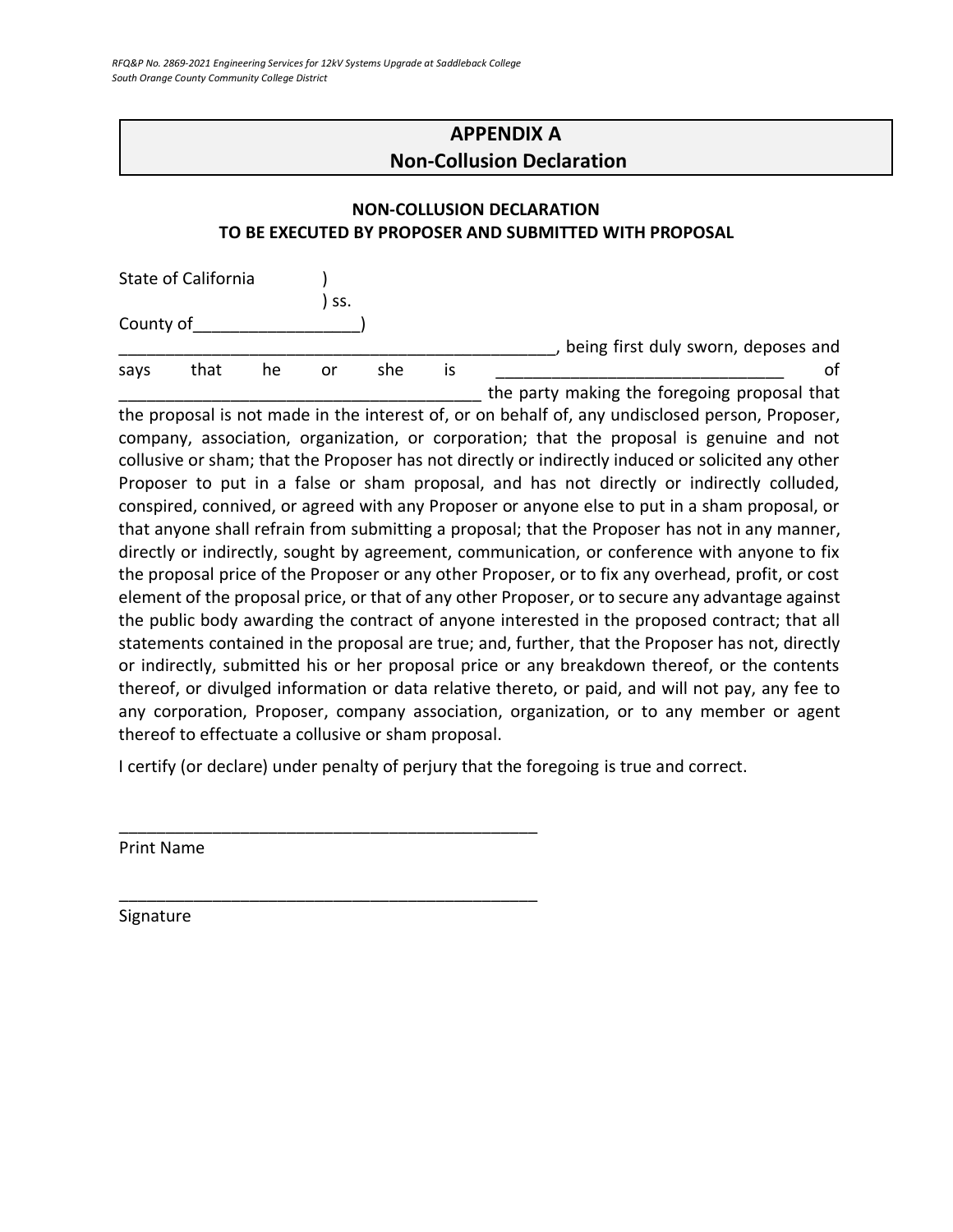## APPENDIX A
## Non-Collusion Declaration

### NON-COLLUSION DECLARATION
### TO BE EXECUTED BY PROPOSER AND SUBMITTED WITH PROPOSAL

State of California )
) ss.
County of_________________)

_______________________________________________, being first duly sworn, deposes and says that he or she is ______________________________ of ______________________________________ the party making the foregoing proposal that the proposal is not made in the interest of, or on behalf of, any undisclosed person, Proposer, company, association, organization, or corporation; that the proposal is genuine and not collusive or sham; that the Proposer has not directly or indirectly induced or solicited any other Proposer to put in a false or sham proposal, and has not directly or indirectly colluded, conspired, connived, or agreed with any Proposer or anyone else to put in a sham proposal, or that anyone shall refrain from submitting a proposal; that the Proposer has not in any manner, directly or indirectly, sought by agreement, communication, or conference with anyone to fix the proposal price of the Proposer or any other Proposer, or to fix any overhead, profit, or cost element of the proposal price, or that of any other Proposer, or to secure any advantage against the public body awarding the contract of anyone interested in the proposed contract; that all statements contained in the proposal are true; and, further, that the Proposer has not, directly or indirectly, submitted his or her proposal price or any breakdown thereof, or the contents thereof, or divulged information or data relative thereto, or paid, and will not pay, any fee to any corporation, Proposer, company association, organization, or to any member or agent thereof to effectuate a collusive or sham proposal.

I certify (or declare) under penalty of perjury that the foregoing is true and correct.

_______________________________________________
Print Name

_______________________________________________
Signature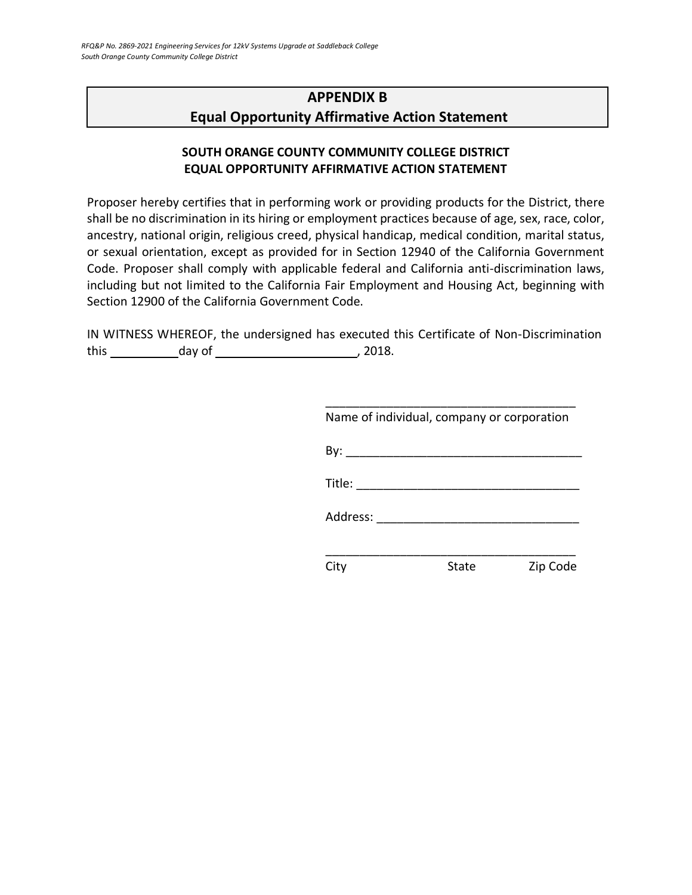## APPENDIX B
## Equal Opportunity Affirmative Action Statement

### SOUTH ORANGE COUNTY COMMUNITY COLLEGE DISTRICT
### EQUAL OPPORTUNITY AFFIRMATIVE ACTION STATEMENT

Proposer hereby certifies that in performing work or providing products for the District, there shall be no discrimination in its hiring or employment practices because of age, sex, race, color, ancestry, national origin, religious creed, physical handicap, medical condition, marital status, or sexual orientation, except as provided for in Section 12940 of the California Government Code. Proposer shall comply with applicable federal and California anti-discrimination laws, including but not limited to the California Fair Employment and Housing Act, beginning with Section 12900 of the California Government Code.

IN WITNESS WHEREOF, the undersigned has executed this Certificate of Non-Discrimination this __________ day of ____________________, 2018.

_____________________________________
Name of individual, company or corporation

By: ___________________________________

Title: _________________________________

Address: ______________________________

_____________________________________
City State Zip Code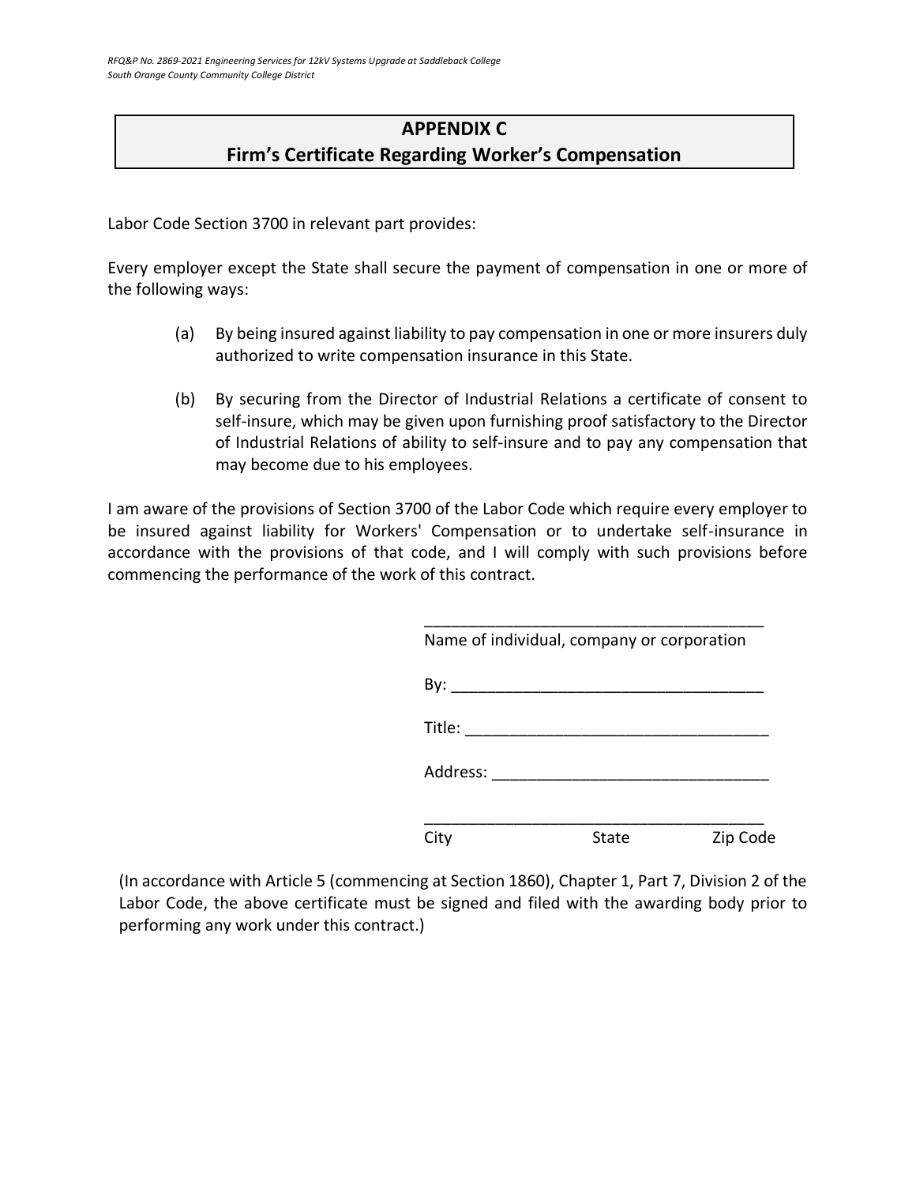## APPENDIX C
## Firm's Certificate Regarding Worker's Compensation

Labor Code Section 3700 in relevant part provides:

Every employer except the State shall secure the payment of compensation in one or more of the following ways:

(a) By being insured against liability to pay compensation in one or more insurers duly authorized to write compensation insurance in this State.

(b) By securing from the Director of Industrial Relations a certificate of consent to self-insure, which may be given upon furnishing proof satisfactory to the Director of Industrial Relations of ability to self-insure and to pay any compensation that may become due to his employees.

I am aware of the provisions of Section 3700 of the Labor Code which require every employer to be insured against liability for Workers' Compensation or to undertake self-insurance in accordance with the provisions of that code, and I will comply with such provisions before commencing the performance of the work of this contract.

\_\_\_\_\_\_\_\_\_\_\_\_\_\_\_\_\_\_\_\_\_\_\_\_\_\_\_\_\_\_\_\_\_\_\_\_\_\_\_\_
Name of individual, company or corporation

By: \_\_\_\_\_\_\_\_\_\_\_\_\_\_\_\_\_\_\_\_\_\_\_\_\_\_\_\_\_\_\_\_\_\_\_\_

Title: \_\_\_\_\_\_\_\_\_\_\_\_\_\_\_\_\_\_\_\_\_\_\_\_\_\_\_\_\_\_\_\_\_\_\_

Address: \_\_\_\_\_\_\_\_\_\_\_\_\_\_\_\_\_\_\_\_\_\_\_\_\_\_\_\_\_\_\_\_

\_\_\_\_\_\_\_\_\_\_\_\_\_\_\_\_\_\_\_\_\_\_\_\_\_\_\_\_\_\_\_\_\_\_\_\_\_\_\_\_
City State Zip Code

(In accordance with Article 5 (commencing at Section 1860), Chapter 1, Part 7, Division 2 of the Labor Code, the above certificate must be signed and filed with the awarding body prior to performing any work under this contract.)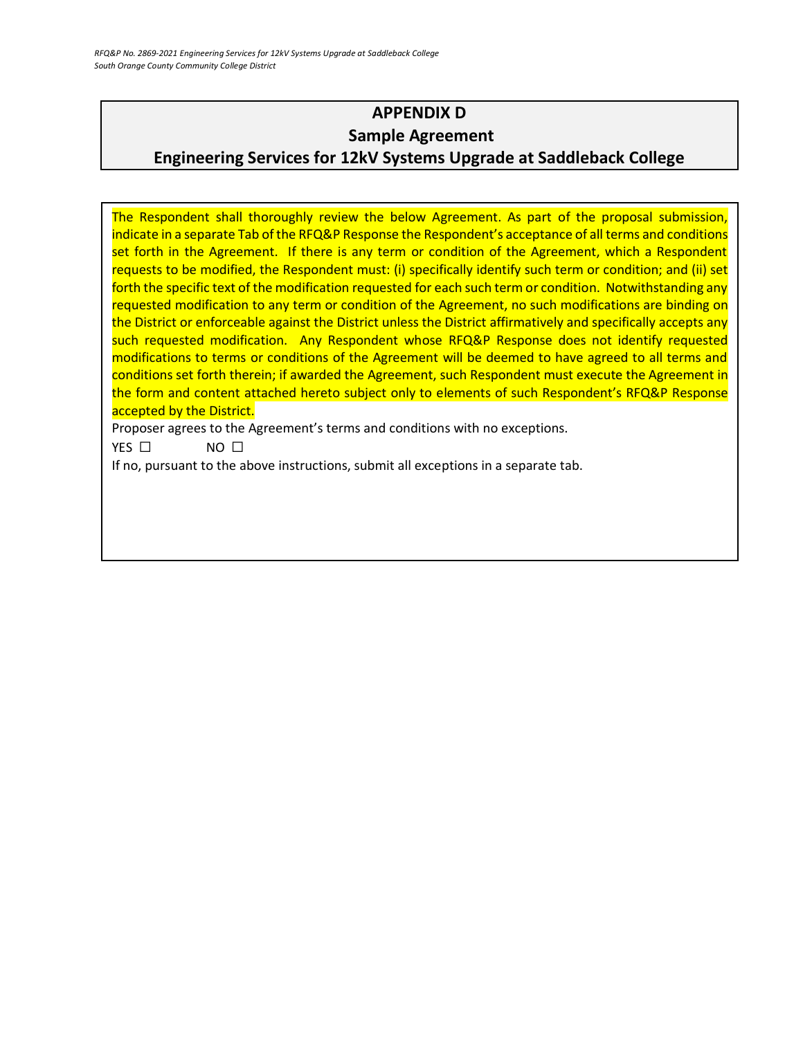# APPENDIX D

## Sample Agreement

## Engineering Services for 12kV Systems Upgrade at Saddleback College

The Respondent shall thoroughly review the below Agreement. As part of the proposal submission, indicate in a separate Tab of the RFQ&P Response the Respondent's acceptance of all terms and conditions set forth in the Agreement. If there is any term or condition of the Agreement, which a Respondent requests to be modified, the Respondent must: (i) specifically identify such term or condition; and (ii) set forth the specific text of the modification requested for each such term or condition. Notwithstanding any requested modification to any term or condition of the Agreement, no such modifications are binding on the District or enforceable against the District unless the District affirmatively and specifically accepts any such requested modification. Any Respondent whose RFQ&P Response does not identify requested modifications to terms or conditions of the Agreement will be deemed to have agreed to all terms and conditions set forth therein; if awarded the Agreement, such Respondent must execute the Agreement in the form and content attached hereto subject only to elements of such Respondent's RFQ&P Response accepted by the District.

Proposer agrees to the Agreement's terms and conditions with no exceptions.

YES ☐ NO ☐

If no, pursuant to the above instructions, submit all exceptions in a separate tab.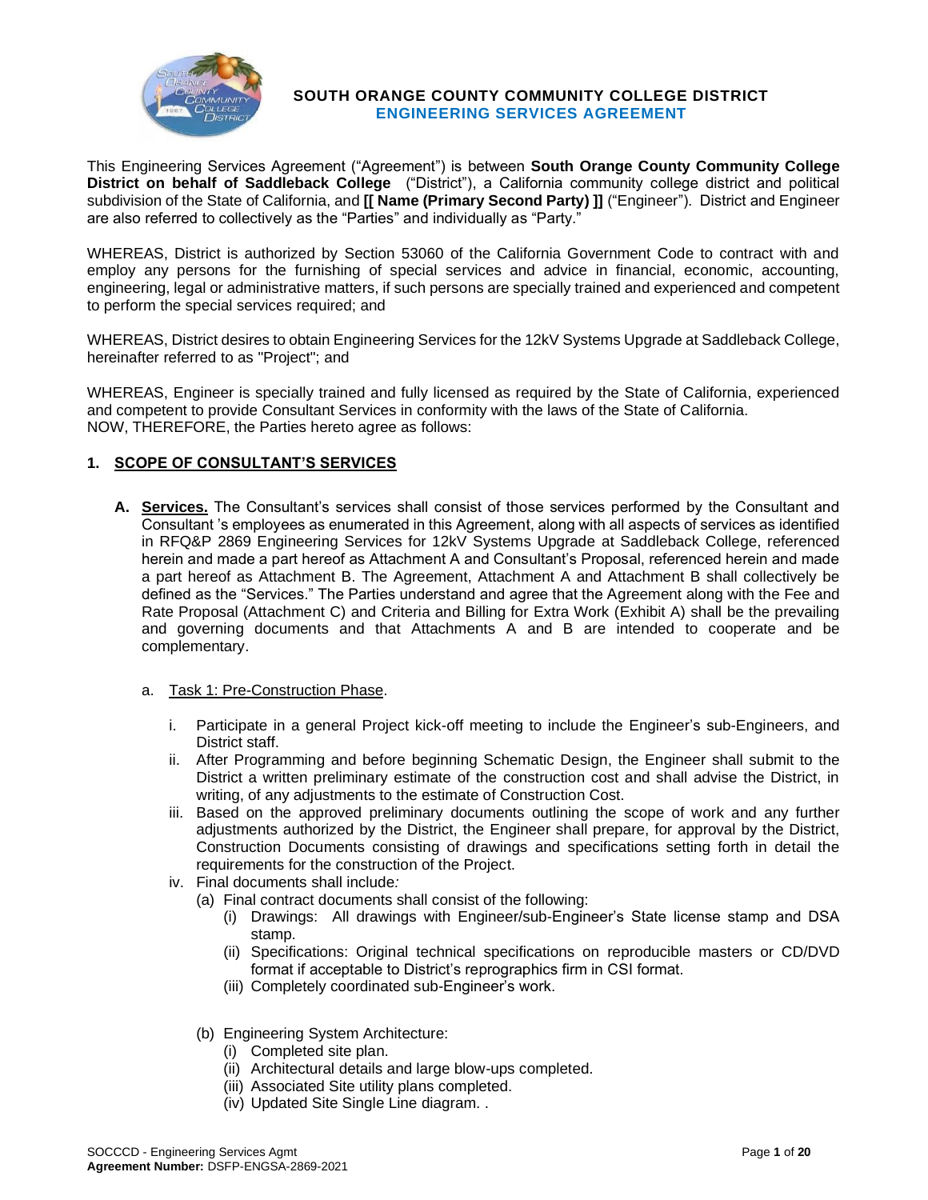**SOUTH ORANGE COUNTY COMMUNITY COLLEGE DISTRICT**
**ENGINEERING SERVICES AGREEMENT**

This Engineering Services Agreement ("Agreement") is between **South Orange County Community College District on behalf of Saddleback College** ("District"), a California community college district and political subdivision of the State of California, and **[[ Name (Primary Second Party) ]]** ("Engineer"). District and Engineer are also referred to collectively as the "Parties" and individually as "Party."

WHEREAS, District is authorized by Section 53060 of the California Government Code to contract with and employ any persons for the furnishing of special services and advice in financial, economic, accounting, engineering, legal or administrative matters, if such persons are specially trained and experienced and competent to perform the special services required; and

WHEREAS, District desires to obtain Engineering Services for the 12kV Systems Upgrade at Saddleback College, hereinafter referred to as "Project"; and

WHEREAS, Engineer is specially trained and fully licensed as required by the State of California, experienced and competent to provide Consultant Services in conformity with the laws of the State of California.
NOW, THEREFORE, the Parties hereto agree as follows:

**1. SCOPE OF CONSULTANT'S SERVICES**

**A. Services.** The Consultant's services shall consist of those services performed by the Consultant and Consultant 's employees as enumerated in this Agreement, along with all aspects of services as identified in RFQ&P 2869 Engineering Services for 12kV Systems Upgrade at Saddleback College, referenced herein and made a part hereof as Attachment A and Consultant's Proposal, referenced herein and made a part hereof as Attachment B. The Agreement, Attachment A and Attachment B shall collectively be defined as the "Services." The Parties understand and agree that the Agreement along with the Fee and Rate Proposal (Attachment C) and Criteria and Billing for Extra Work (Exhibit A) shall be the prevailing and governing documents and that Attachments A and B are intended to cooperate and be complementary.

a. Task 1: Pre-Construction Phase.

i. Participate in a general Project kick-off meeting to include the Engineer's sub-Engineers, and District staff.

ii. After Programming and before beginning Schematic Design, the Engineer shall submit to the District a written preliminary estimate of the construction cost and shall advise the District, in writing, of any adjustments to the estimate of Construction Cost.

iii. Based on the approved preliminary documents outlining the scope of work and any further adjustments authorized by the District, the Engineer shall prepare, for approval by the District, Construction Documents consisting of drawings and specifications setting forth in detail the requirements for the construction of the Project.

iv. Final documents shall include*:*

(a) Final contract documents shall consist of the following:

(i) Drawings: All drawings with Engineer/sub-Engineer's State license stamp and DSA stamp.

(ii) Specifications: Original technical specifications on reproducible masters or CD/DVD format if acceptable to District's reprographics firm in CSI format.

(iii) Completely coordinated sub-Engineer's work.

(b) Engineering System Architecture:

(i) Completed site plan.

(ii) Architectural details and large blow-ups completed.

(iii) Associated Site utility plans completed.

(iv) Updated Site Single Line diagram. .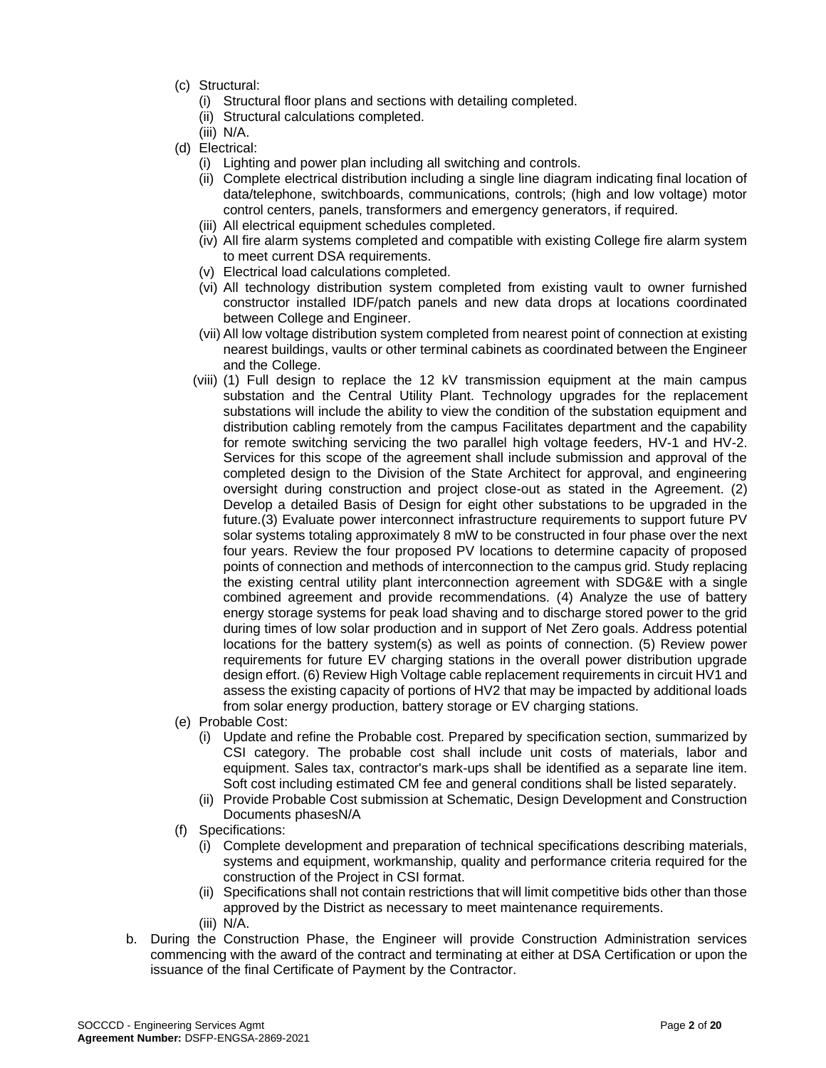(c) Structural:
   (i) Structural floor plans and sections with detailing completed.
   (ii) Structural calculations completed.
   (iii) N/A.

(d) Electrical:
   (i) Lighting and power plan including all switching and controls.
   (ii) Complete electrical distribution including a single line diagram indicating final location of data/telephone, switchboards, communications, controls; (high and low voltage) motor control centers, panels, transformers and emergency generators, if required.
   (iii) All electrical equipment schedules completed.
   (iv) All fire alarm systems completed and compatible with existing College fire alarm system to meet current DSA requirements.
   (v) Electrical load calculations completed.
   (vi) All technology distribution system completed from existing vault to owner furnished constructor installed IDF/patch panels and new data drops at locations coordinated between College and Engineer.
   (vii) All low voltage distribution system completed from nearest point of connection at existing nearest buildings, vaults or other terminal cabinets as coordinated between the Engineer and the College.
   (viii) (1) Full design to replace the 12 kV transmission equipment at the main campus substation and the Central Utility Plant. Technology upgrades for the replacement substations will include the ability to view the condition of the substation equipment and distribution cabling remotely from the campus Facilitates department and the capability for remote switching servicing the two parallel high voltage feeders, HV-1 and HV-2. Services for this scope of the agreement shall include submission and approval of the completed design to the Division of the State Architect for approval, and engineering oversight during construction and project close-out as stated in the Agreement. (2) Develop a detailed Basis of Design for eight other substations to be upgraded in the future.(3) Evaluate power interconnect infrastructure requirements to support future PV solar systems totaling approximately 8 mW to be constructed in four phase over the next four years. Review the four proposed PV locations to determine capacity of proposed points of connection and methods of interconnection to the campus grid. Study replacing the existing central utility plant interconnection agreement with SDG&E with a single combined agreement and provide recommendations. (4) Analyze the use of battery energy storage systems for peak load shaving and to discharge stored power to the grid during times of low solar production and in support of Net Zero goals. Address potential locations for the battery system(s) as well as points of connection. (5) Review power requirements for future EV charging stations in the overall power distribution upgrade design effort. (6) Review High Voltage cable replacement requirements in circuit HV1 and assess the existing capacity of portions of HV2 that may be impacted by additional loads from solar energy production, battery storage or EV charging stations.

(e) Probable Cost:
   (i) Update and refine the Probable cost. Prepared by specification section, summarized by CSI category. The probable cost shall include unit costs of materials, labor and equipment. Sales tax, contractor's mark-ups shall be identified as a separate line item. Soft cost including estimated CM fee and general conditions shall be listed separately.
   (ii) Provide Probable Cost submission at Schematic, Design Development and Construction Documents phasesN/A

(f) Specifications:
   (i) Complete development and preparation of technical specifications describing materials, systems and equipment, workmanship, quality and performance criteria required for the construction of the Project in CSI format.
   (ii) Specifications shall not contain restrictions that will limit competitive bids other than those approved by the District as necessary to meet maintenance requirements.
   (iii) N/A.

b. During the Construction Phase, the Engineer will provide Construction Administration services commencing with the award of the contract and terminating at either at DSA Certification or upon the issuance of the final Certificate of Payment by the Contractor.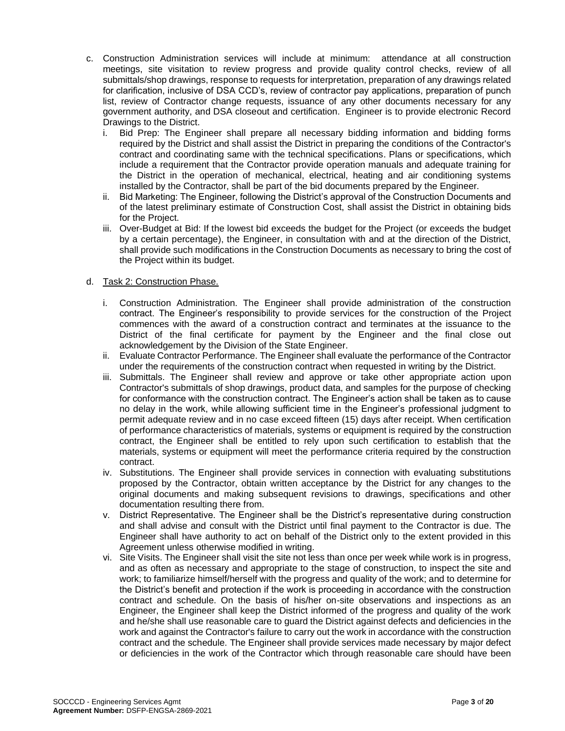c. Construction Administration services will include at minimum: attendance at all construction meetings, site visitation to review progress and provide quality control checks, review of all submittals/shop drawings, response to requests for interpretation, preparation of any drawings related for clarification, inclusive of DSA CCD's, review of contractor pay applications, preparation of punch list, review of Contractor change requests, issuance of any other documents necessary for any government authority, and DSA closeout and certification. Engineer is to provide electronic Record Drawings to the District.
   i. Bid Prep: The Engineer shall prepare all necessary bidding information and bidding forms required by the District and shall assist the District in preparing the conditions of the Contractor's contract and coordinating same with the technical specifications. Plans or specifications, which include a requirement that the Contractor provide operation manuals and adequate training for the District in the operation of mechanical, electrical, heating and air conditioning systems installed by the Contractor, shall be part of the bid documents prepared by the Engineer.
   ii. Bid Marketing: The Engineer, following the District's approval of the Construction Documents and of the latest preliminary estimate of Construction Cost, shall assist the District in obtaining bids for the Project.
   iii. Over-Budget at Bid: If the lowest bid exceeds the budget for the Project (or exceeds the budget by a certain percentage), the Engineer, in consultation with and at the direction of the District, shall provide such modifications in the Construction Documents as necessary to bring the cost of the Project within its budget.

d. <u>Task 2: Construction Phase.</u>

   i. Construction Administration. The Engineer shall provide administration of the construction contract. The Engineer's responsibility to provide services for the construction of the Project commences with the award of a construction contract and terminates at the issuance to the District of the final certificate for payment by the Engineer and the final close out acknowledgement by the Division of the State Engineer.
   ii. Evaluate Contractor Performance. The Engineer shall evaluate the performance of the Contractor under the requirements of the construction contract when requested in writing by the District.
   iii. Submittals. The Engineer shall review and approve or take other appropriate action upon Contractor's submittals of shop drawings, product data, and samples for the purpose of checking for conformance with the construction contract. The Engineer's action shall be taken as to cause no delay in the work, while allowing sufficient time in the Engineer's professional judgment to permit adequate review and in no case exceed fifteen (15) days after receipt. When certification of performance characteristics of materials, systems or equipment is required by the construction contract, the Engineer shall be entitled to rely upon such certification to establish that the materials, systems or equipment will meet the performance criteria required by the construction contract.
   iv. Substitutions. The Engineer shall provide services in connection with evaluating substitutions proposed by the Contractor, obtain written acceptance by the District for any changes to the original documents and making subsequent revisions to drawings, specifications and other documentation resulting there from.
   v. District Representative. The Engineer shall be the District's representative during construction and shall advise and consult with the District until final payment to the Contractor is due. The Engineer shall have authority to act on behalf of the District only to the extent provided in this Agreement unless otherwise modified in writing.
   vi. Site Visits. The Engineer shall visit the site not less than once per week while work is in progress, and as often as necessary and appropriate to the stage of construction, to inspect the site and work; to familiarize himself/herself with the progress and quality of the work; and to determine for the District's benefit and protection if the work is proceeding in accordance with the construction contract and schedule. On the basis of his/her on-site observations and inspections as an Engineer, the Engineer shall keep the District informed of the progress and quality of the work and he/she shall use reasonable care to guard the District against defects and deficiencies in the work and against the Contractor's failure to carry out the work in accordance with the construction contract and the schedule. The Engineer shall provide services made necessary by major defect or deficiencies in the work of the Contractor which through reasonable care should have been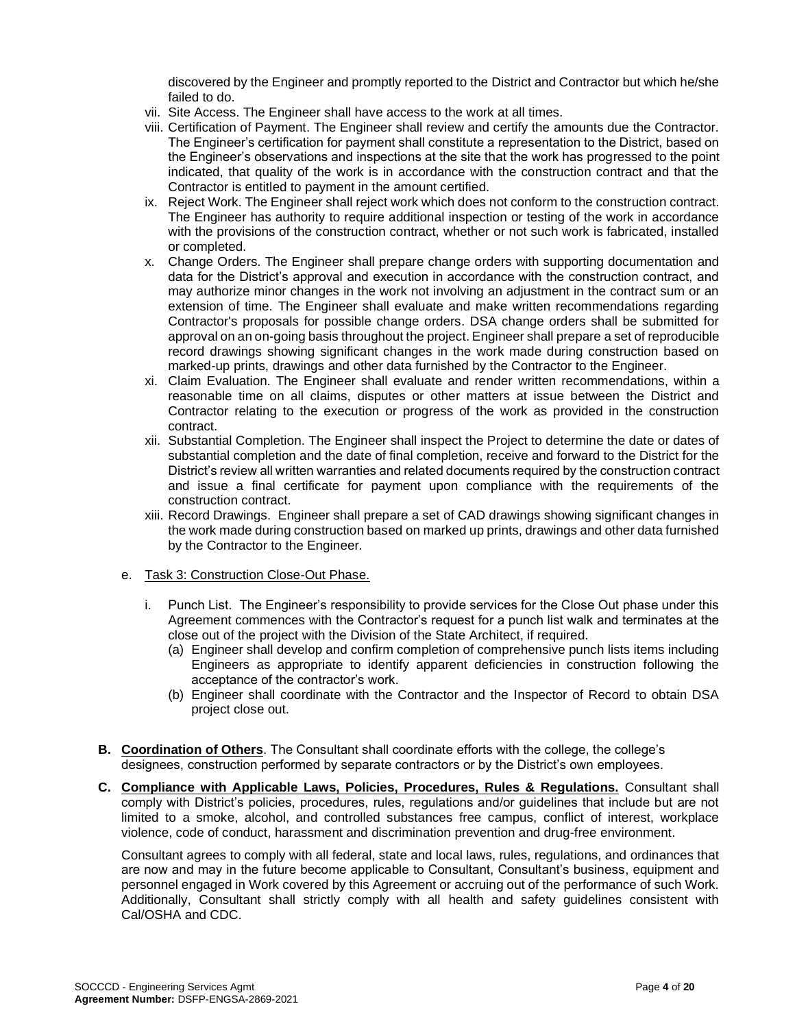discovered by the Engineer and promptly reported to the District and Contractor but which he/she failed to do.

vii. Site Access. The Engineer shall have access to the work at all times.

viii. Certification of Payment. The Engineer shall review and certify the amounts due the Contractor. The Engineer's certification for payment shall constitute a representation to the District, based on the Engineer's observations and inspections at the site that the work has progressed to the point indicated, that quality of the work is in accordance with the construction contract and that the Contractor is entitled to payment in the amount certified.

ix. Reject Work. The Engineer shall reject work which does not conform to the construction contract. The Engineer has authority to require additional inspection or testing of the work in accordance with the provisions of the construction contract, whether or not such work is fabricated, installed or completed.

x. Change Orders. The Engineer shall prepare change orders with supporting documentation and data for the District's approval and execution in accordance with the construction contract, and may authorize minor changes in the work not involving an adjustment in the contract sum or an extension of time. The Engineer shall evaluate and make written recommendations regarding Contractor's proposals for possible change orders. DSA change orders shall be submitted for approval on an on-going basis throughout the project. Engineer shall prepare a set of reproducible record drawings showing significant changes in the work made during construction based on marked-up prints, drawings and other data furnished by the Contractor to the Engineer.

xi. Claim Evaluation. The Engineer shall evaluate and render written recommendations, within a reasonable time on all claims, disputes or other matters at issue between the District and Contractor relating to the execution or progress of the work as provided in the construction contract.

xii. Substantial Completion. The Engineer shall inspect the Project to determine the date or dates of substantial completion and the date of final completion, receive and forward to the District for the District's review all written warranties and related documents required by the construction contract and issue a final certificate for payment upon compliance with the requirements of the construction contract.

xiii. Record Drawings. Engineer shall prepare a set of CAD drawings showing significant changes in the work made during construction based on marked up prints, drawings and other data furnished by the Contractor to the Engineer.

e. Task 3: Construction Close-Out Phase.

i. Punch List. The Engineer's responsibility to provide services for the Close Out phase under this Agreement commences with the Contractor's request for a punch list walk and terminates at the close out of the project with the Division of the State Architect, if required.

(a) Engineer shall develop and confirm completion of comprehensive punch lists items including Engineers as appropriate to identify apparent deficiencies in construction following the acceptance of the contractor's work.

(b) Engineer shall coordinate with the Contractor and the Inspector of Record to obtain DSA project close out.

**B. Coordination of Others**. The Consultant shall coordinate efforts with the college, the college's designees, construction performed by separate contractors or by the District's own employees.

**C. Compliance with Applicable Laws, Policies, Procedures, Rules & Regulations.** Consultant shall comply with District's policies, procedures, rules, regulations and/or guidelines that include but are not limited to a smoke, alcohol, and controlled substances free campus, conflict of interest, workplace violence, code of conduct, harassment and discrimination prevention and drug-free environment.

Consultant agrees to comply with all federal, state and local laws, rules, regulations, and ordinances that are now and may in the future become applicable to Consultant, Consultant's business, equipment and personnel engaged in Work covered by this Agreement or accruing out of the performance of such Work. Additionally, Consultant shall strictly comply with all health and safety guidelines consistent with Cal/OSHA and CDC.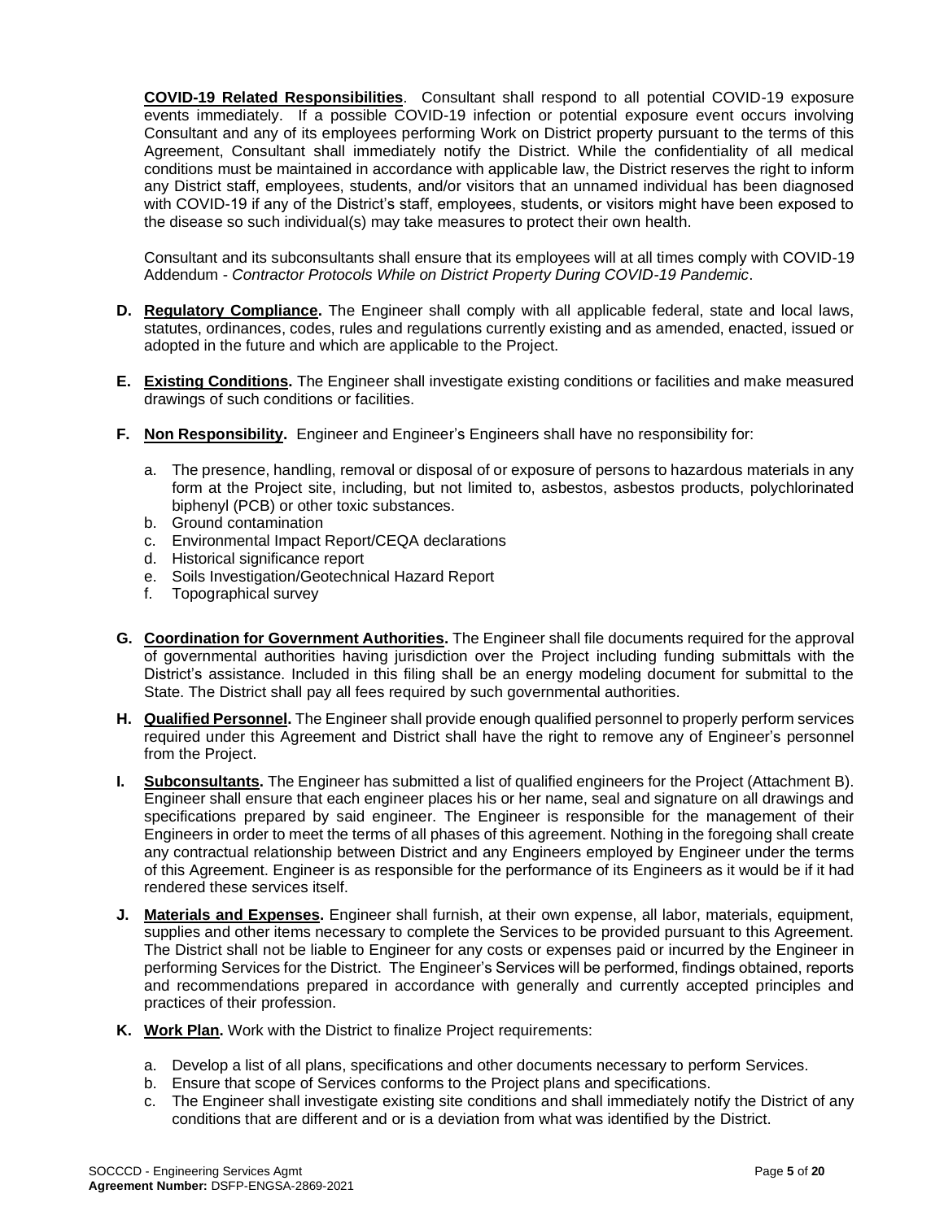**COVID-19 Related Responsibilities**. Consultant shall respond to all potential COVID-19 exposure events immediately. If a possible COVID-19 infection or potential exposure event occurs involving Consultant and any of its employees performing Work on District property pursuant to the terms of this Agreement, Consultant shall immediately notify the District. While the confidentiality of all medical conditions must be maintained in accordance with applicable law, the District reserves the right to inform any District staff, employees, students, and/or visitors that an unnamed individual has been diagnosed with COVID-19 if any of the District's staff, employees, students, or visitors might have been exposed to the disease so such individual(s) may take measures to protect their own health.

Consultant and its subconsultants shall ensure that its employees will at all times comply with COVID-19 Addendum - *Contractor Protocols While on District Property During COVID-19 Pandemic*.

**D. Regulatory Compliance.** The Engineer shall comply with all applicable federal, state and local laws, statutes, ordinances, codes, rules and regulations currently existing and as amended, enacted, issued or adopted in the future and which are applicable to the Project.

**E. Existing Conditions.** The Engineer shall investigate existing conditions or facilities and make measured drawings of such conditions or facilities.

**F. Non Responsibility.** Engineer and Engineer's Engineers shall have no responsibility for:

a. The presence, handling, removal or disposal of or exposure of persons to hazardous materials in any form at the Project site, including, but not limited to, asbestos, asbestos products, polychlorinated biphenyl (PCB) or other toxic substances.
b. Ground contamination
c. Environmental Impact Report/CEQA declarations
d. Historical significance report
e. Soils Investigation/Geotechnical Hazard Report
f. Topographical survey

**G. Coordination for Government Authorities.** The Engineer shall file documents required for the approval of governmental authorities having jurisdiction over the Project including funding submittals with the District's assistance. Included in this filing shall be an energy modeling document for submittal to the State. The District shall pay all fees required by such governmental authorities.

**H. Qualified Personnel.** The Engineer shall provide enough qualified personnel to properly perform services required under this Agreement and District shall have the right to remove any of Engineer's personnel from the Project.

**I. Subconsultants.** The Engineer has submitted a list of qualified engineers for the Project (Attachment B). Engineer shall ensure that each engineer places his or her name, seal and signature on all drawings and specifications prepared by said engineer. The Engineer is responsible for the management of their Engineers in order to meet the terms of all phases of this agreement. Nothing in the foregoing shall create any contractual relationship between District and any Engineers employed by Engineer under the terms of this Agreement. Engineer is as responsible for the performance of its Engineers as it would be if it had rendered these services itself.

**J. Materials and Expenses.** Engineer shall furnish, at their own expense, all labor, materials, equipment, supplies and other items necessary to complete the Services to be provided pursuant to this Agreement. The District shall not be liable to Engineer for any costs or expenses paid or incurred by the Engineer in performing Services for the District. The Engineer's Services will be performed, findings obtained, reports and recommendations prepared in accordance with generally and currently accepted principles and practices of their profession.

**K. Work Plan.** Work with the District to finalize Project requirements:

a. Develop a list of all plans, specifications and other documents necessary to perform Services.
b. Ensure that scope of Services conforms to the Project plans and specifications.
c. The Engineer shall investigate existing site conditions and shall immediately notify the District of any conditions that are different and or is a deviation from what was identified by the District.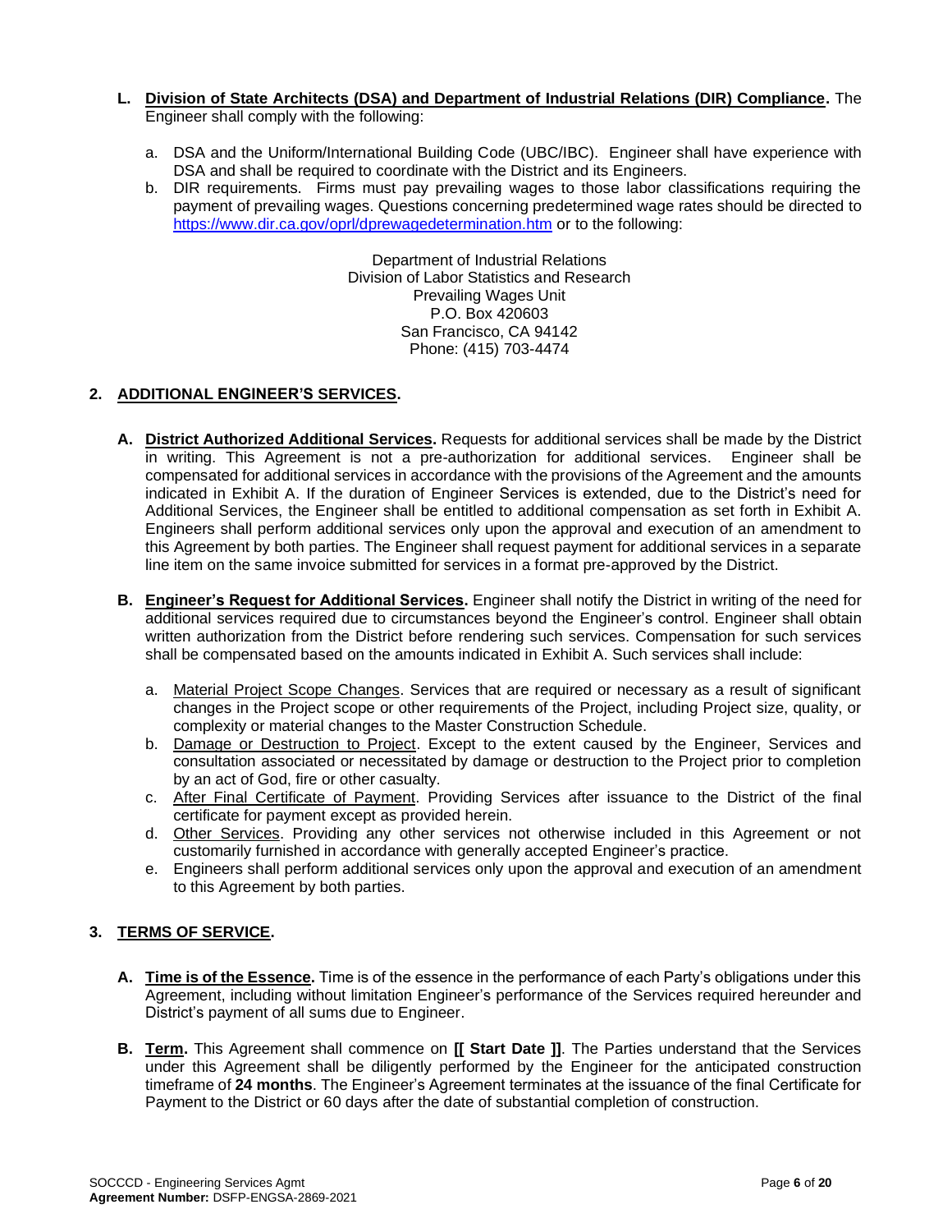- **L. Division of State Architects (DSA) and Department of Industrial Relations (DIR) Compliance.** The Engineer shall comply with the following:

  a. DSA and the Uniform/International Building Code (UBC/IBC). Engineer shall have experience with DSA and shall be required to coordinate with the District and its Engineers.

  b. DIR requirements. Firms must pay prevailing wages to those labor classifications requiring the payment of prevailing wages. Questions concerning predetermined wage rates should be directed to https://www.dir.ca.gov/oprl/dprewagedetermination.htm or to the following:

  Department of Industrial Relations
  Division of Labor Statistics and Research
  Prevailing Wages Unit
  P.O. Box 420603
  San Francisco, CA 94142
  Phone: (415) 703-4474

## 2. ADDITIONAL ENGINEER'S SERVICES.

- **A. District Authorized Additional Services.** Requests for additional services shall be made by the District in writing. This Agreement is not a pre-authorization for additional services. Engineer shall be compensated for additional services in accordance with the provisions of the Agreement and the amounts indicated in Exhibit A. If the duration of Engineer Services is extended, due to the District's need for Additional Services, the Engineer shall be entitled to additional compensation as set forth in Exhibit A. Engineers shall perform additional services only upon the approval and execution of an amendment to this Agreement by both parties. The Engineer shall request payment for additional services in a separate line item on the same invoice submitted for services in a format pre-approved by the District.

- **B. Engineer's Request for Additional Services.** Engineer shall notify the District in writing of the need for additional services required due to circumstances beyond the Engineer's control. Engineer shall obtain written authorization from the District before rendering such services. Compensation for such services shall be compensated based on the amounts indicated in Exhibit A. Such services shall include:

  a. Material Project Scope Changes. Services that are required or necessary as a result of significant changes in the Project scope or other requirements of the Project, including Project size, quality, or complexity or material changes to the Master Construction Schedule.

  b. Damage or Destruction to Project. Except to the extent caused by the Engineer, Services and consultation associated or necessitated by damage or destruction to the Project prior to completion by an act of God, fire or other casualty.

  c. After Final Certificate of Payment. Providing Services after issuance to the District of the final certificate for payment except as provided herein.

  d. Other Services. Providing any other services not otherwise included in this Agreement or not customarily furnished in accordance with generally accepted Engineer's practice.

  e. Engineers shall perform additional services only upon the approval and execution of an amendment to this Agreement by both parties.

## 3. TERMS OF SERVICE.

- **A. Time is of the Essence.** Time is of the essence in the performance of each Party's obligations under this Agreement, including without limitation Engineer's performance of the Services required hereunder and District's payment of all sums due to Engineer.

- **B. Term.** This Agreement shall commence on **[[ Start Date ]]**. The Parties understand that the Services under this Agreement shall be diligently performed by the Engineer for the anticipated construction timeframe of **24 months**. The Engineer's Agreement terminates at the issuance of the final Certificate for Payment to the District or 60 days after the date of substantial completion of construction.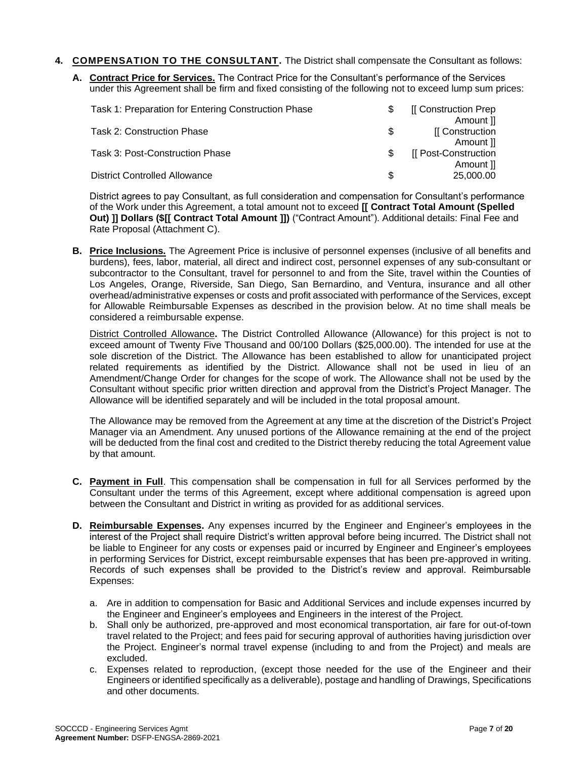**4. COMPENSATION TO THE CONSULTANT.** The District shall compensate the Consultant as follows:

**A. Contract Price for Services.** The Contract Price for the Consultant's performance of the Services under this Agreement shall be firm and fixed consisting of the following not to exceed lump sum prices:

| | | |
|---|---|---|
| Task 1: Preparation for Entering Construction Phase | $ | [[ Construction Prep Amount ]] |
| Task 2: Construction Phase | $ | [[ Construction Amount ]] |
| Task 3: Post-Construction Phase | $ | [[ Post-Construction Amount ]] |
| District Controlled Allowance | $ | 25,000.00 |

District agrees to pay Consultant, as full consideration and compensation for Consultant's performance of the Work under this Agreement, a total amount not to exceed **[[ Contract Total Amount (Spelled Out) ]] Dollars ($[[ Contract Total Amount ]])** ("Contract Amount"). Additional details: Final Fee and Rate Proposal (Attachment C).

**B. Price Inclusions.** The Agreement Price is inclusive of personnel expenses (inclusive of all benefits and burdens), fees, labor, material, all direct and indirect cost, personnel expenses of any sub-consultant or subcontractor to the Consultant, travel for personnel to and from the Site, travel within the Counties of Los Angeles, Orange, Riverside, San Diego, San Bernardino, and Ventura, insurance and all other overhead/administrative expenses or costs and profit associated with performance of the Services, except for Allowable Reimbursable Expenses as described in the provision below. At no time shall meals be considered a reimbursable expense.

District Controlled Allowance**.** The District Controlled Allowance (Allowance) for this project is not to exceed amount of Twenty Five Thousand and 00/100 Dollars ($25,000.00). The intended for use at the sole discretion of the District. The Allowance has been established to allow for unanticipated project related requirements as identified by the District. Allowance shall not be used in lieu of an Amendment/Change Order for changes for the scope of work. The Allowance shall not be used by the Consultant without specific prior written direction and approval from the District's Project Manager. The Allowance will be identified separately and will be included in the total proposal amount.

The Allowance may be removed from the Agreement at any time at the discretion of the District's Project Manager via an Amendment. Any unused portions of the Allowance remaining at the end of the project will be deducted from the final cost and credited to the District thereby reducing the total Agreement value by that amount.

**C. Payment in Full**. This compensation shall be compensation in full for all Services performed by the Consultant under the terms of this Agreement, except where additional compensation is agreed upon between the Consultant and District in writing as provided for as additional services.

**D. Reimbursable Expenses.** Any expenses incurred by the Engineer and Engineer's employees in the interest of the Project shall require District's written approval before being incurred. The District shall not be liable to Engineer for any costs or expenses paid or incurred by Engineer and Engineer's employees in performing Services for District, except reimbursable expenses that has been pre-approved in writing. Records of such expenses shall be provided to the District's review and approval. Reimbursable Expenses:

a. Are in addition to compensation for Basic and Additional Services and include expenses incurred by the Engineer and Engineer's employees and Engineers in the interest of the Project.
b. Shall only be authorized, pre-approved and most economical transportation, air fare for out-of-town travel related to the Project; and fees paid for securing approval of authorities having jurisdiction over the Project. Engineer's normal travel expense (including to and from the Project) and meals are excluded.
c. Expenses related to reproduction, (except those needed for the use of the Engineer and their Engineers or identified specifically as a deliverable), postage and handling of Drawings, Specifications and other documents.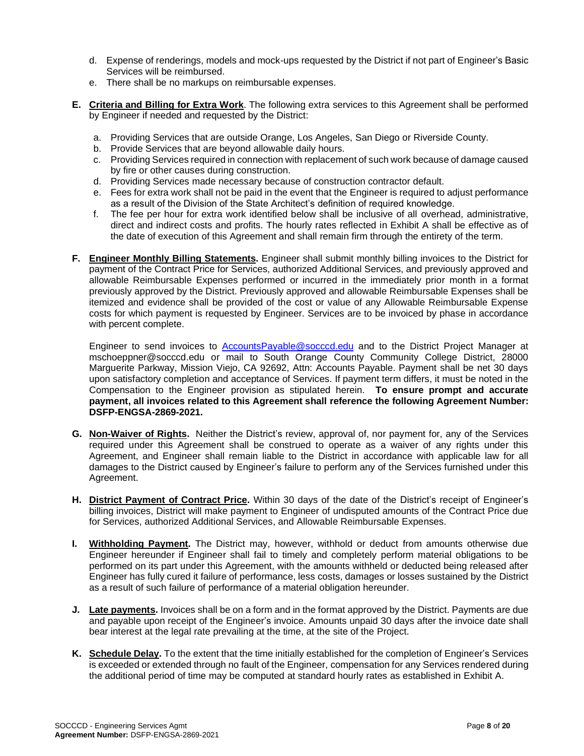d. Expense of renderings, models and mock-ups requested by the District if not part of Engineer's Basic Services will be reimbursed.

e. There shall be no markups on reimbursable expenses.

**E. Criteria and Billing for Extra Work**. The following extra services to this Agreement shall be performed by Engineer if needed and requested by the District:

a. Providing Services that are outside Orange, Los Angeles, San Diego or Riverside County.

b. Provide Services that are beyond allowable daily hours.

c. Providing Services required in connection with replacement of such work because of damage caused by fire or other causes during construction.

d. Providing Services made necessary because of construction contractor default.

e. Fees for extra work shall not be paid in the event that the Engineer is required to adjust performance as a result of the Division of the State Architect's definition of required knowledge.

f. The fee per hour for extra work identified below shall be inclusive of all overhead, administrative, direct and indirect costs and profits. The hourly rates reflected in Exhibit A shall be effective as of the date of execution of this Agreement and shall remain firm through the entirety of the term.

**F. Engineer Monthly Billing Statements.** Engineer shall submit monthly billing invoices to the District for payment of the Contract Price for Services, authorized Additional Services, and previously approved and allowable Reimbursable Expenses performed or incurred in the immediately prior month in a format previously approved by the District. Previously approved and allowable Reimbursable Expenses shall be itemized and evidence shall be provided of the cost or value of any Allowable Reimbursable Expense costs for which payment is requested by Engineer. Services are to be invoiced by phase in accordance with percent complete.

Engineer to send invoices to AccountsPayable@socccd.edu and to the District Project Manager at mschoeppner@socccd.edu or mail to South Orange County Community College District, 28000 Marguerite Parkway, Mission Viejo, CA 92692, Attn: Accounts Payable. Payment shall be net 30 days upon satisfactory completion and acceptance of Services. If payment term differs, it must be noted in the Compensation to the Engineer provision as stipulated herein. **To ensure prompt and accurate payment, all invoices related to this Agreement shall reference the following Agreement Number: DSFP-ENGSA-2869-2021.**

**G. Non-Waiver of Rights.** Neither the District's review, approval of, nor payment for, any of the Services required under this Agreement shall be construed to operate as a waiver of any rights under this Agreement, and Engineer shall remain liable to the District in accordance with applicable law for all damages to the District caused by Engineer's failure to perform any of the Services furnished under this Agreement.

**H. District Payment of Contract Price.** Within 30 days of the date of the District's receipt of Engineer's billing invoices, District will make payment to Engineer of undisputed amounts of the Contract Price due for Services, authorized Additional Services, and Allowable Reimbursable Expenses.

**I. Withholding Payment.** The District may, however, withhold or deduct from amounts otherwise due Engineer hereunder if Engineer shall fail to timely and completely perform material obligations to be performed on its part under this Agreement, with the amounts withheld or deducted being released after Engineer has fully cured it failure of performance, less costs, damages or losses sustained by the District as a result of such failure of performance of a material obligation hereunder.

**J. Late payments.** Invoices shall be on a form and in the format approved by the District. Payments are due and payable upon receipt of the Engineer's invoice. Amounts unpaid 30 days after the invoice date shall bear interest at the legal rate prevailing at the time, at the site of the Project.

**K. Schedule Delay.** To the extent that the time initially established for the completion of Engineer's Services is exceeded or extended through no fault of the Engineer, compensation for any Services rendered during the additional period of time may be computed at standard hourly rates as established in Exhibit A.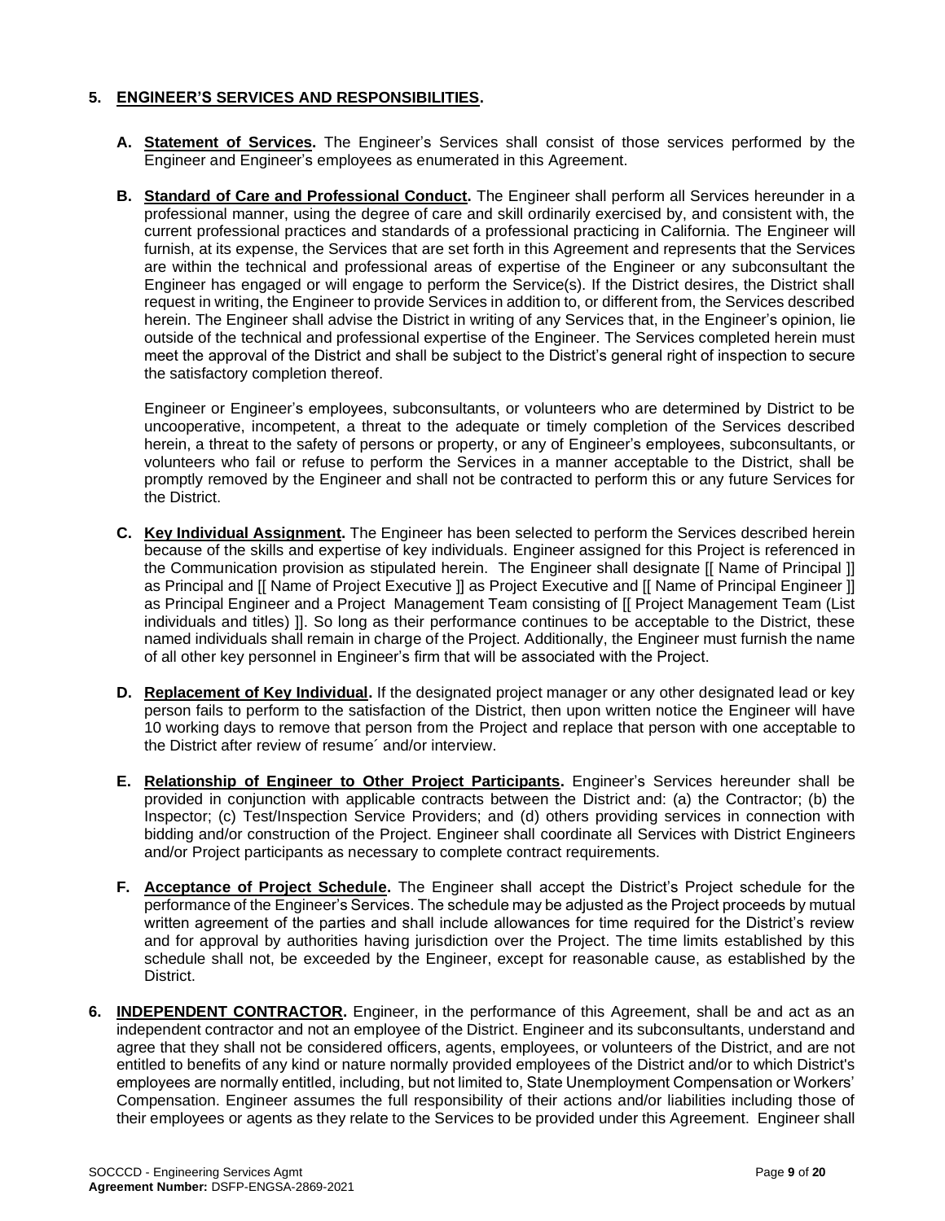## 5. **ENGINEER'S SERVICES AND RESPONSIBILITIES.**

**A. Statement of Services.** The Engineer's Services shall consist of those services performed by the Engineer and Engineer's employees as enumerated in this Agreement.

**B. Standard of Care and Professional Conduct.** The Engineer shall perform all Services hereunder in a professional manner, using the degree of care and skill ordinarily exercised by, and consistent with, the current professional practices and standards of a professional practicing in California. The Engineer will furnish, at its expense, the Services that are set forth in this Agreement and represents that the Services are within the technical and professional areas of expertise of the Engineer or any subconsultant the Engineer has engaged or will engage to perform the Service(s). If the District desires, the District shall request in writing, the Engineer to provide Services in addition to, or different from, the Services described herein. The Engineer shall advise the District in writing of any Services that, in the Engineer's opinion, lie outside of the technical and professional expertise of the Engineer. The Services completed herein must meet the approval of the District and shall be subject to the District's general right of inspection to secure the satisfactory completion thereof.

Engineer or Engineer's employees, subconsultants, or volunteers who are determined by District to be uncooperative, incompetent, a threat to the adequate or timely completion of the Services described herein, a threat to the safety of persons or property, or any of Engineer's employees, subconsultants, or volunteers who fail or refuse to perform the Services in a manner acceptable to the District, shall be promptly removed by the Engineer and shall not be contracted to perform this or any future Services for the District.

**C. Key Individual Assignment.** The Engineer has been selected to perform the Services described herein because of the skills and expertise of key individuals. Engineer assigned for this Project is referenced in the Communication provision as stipulated herein. The Engineer shall designate [[ Name of Principal ]] as Principal and [[ Name of Project Executive ]] as Project Executive and [[ Name of Principal Engineer ]] as Principal Engineer and a Project Management Team consisting of [[ Project Management Team (List individuals and titles) ]]. So long as their performance continues to be acceptable to the District, these named individuals shall remain in charge of the Project. Additionally, the Engineer must furnish the name of all other key personnel in Engineer's firm that will be associated with the Project.

**D. Replacement of Key Individual.** If the designated project manager or any other designated lead or key person fails to perform to the satisfaction of the District, then upon written notice the Engineer will have 10 working days to remove that person from the Project and replace that person with one acceptable to the District after review of resume´ and/or interview.

**E. Relationship of Engineer to Other Project Participants.** Engineer's Services hereunder shall be provided in conjunction with applicable contracts between the District and: (a) the Contractor; (b) the Inspector; (c) Test/Inspection Service Providers; and (d) others providing services in connection with bidding and/or construction of the Project. Engineer shall coordinate all Services with District Engineers and/or Project participants as necessary to complete contract requirements.

**F. Acceptance of Project Schedule.** The Engineer shall accept the District's Project schedule for the performance of the Engineer's Services. The schedule may be adjusted as the Project proceeds by mutual written agreement of the parties and shall include allowances for time required for the District's review and for approval by authorities having jurisdiction over the Project. The time limits established by this schedule shall not, be exceeded by the Engineer, except for reasonable cause, as established by the District.

## 6. **INDEPENDENT CONTRACTOR.**

Engineer, in the performance of this Agreement, shall be and act as an independent contractor and not an employee of the District. Engineer and its subconsultants, understand and agree that they shall not be considered officers, agents, employees, or volunteers of the District, and are not entitled to benefits of any kind or nature normally provided employees of the District and/or to which District's employees are normally entitled, including, but not limited to, State Unemployment Compensation or Workers' Compensation. Engineer assumes the full responsibility of their actions and/or liabilities including those of their employees or agents as they relate to the Services to be provided under this Agreement. Engineer shall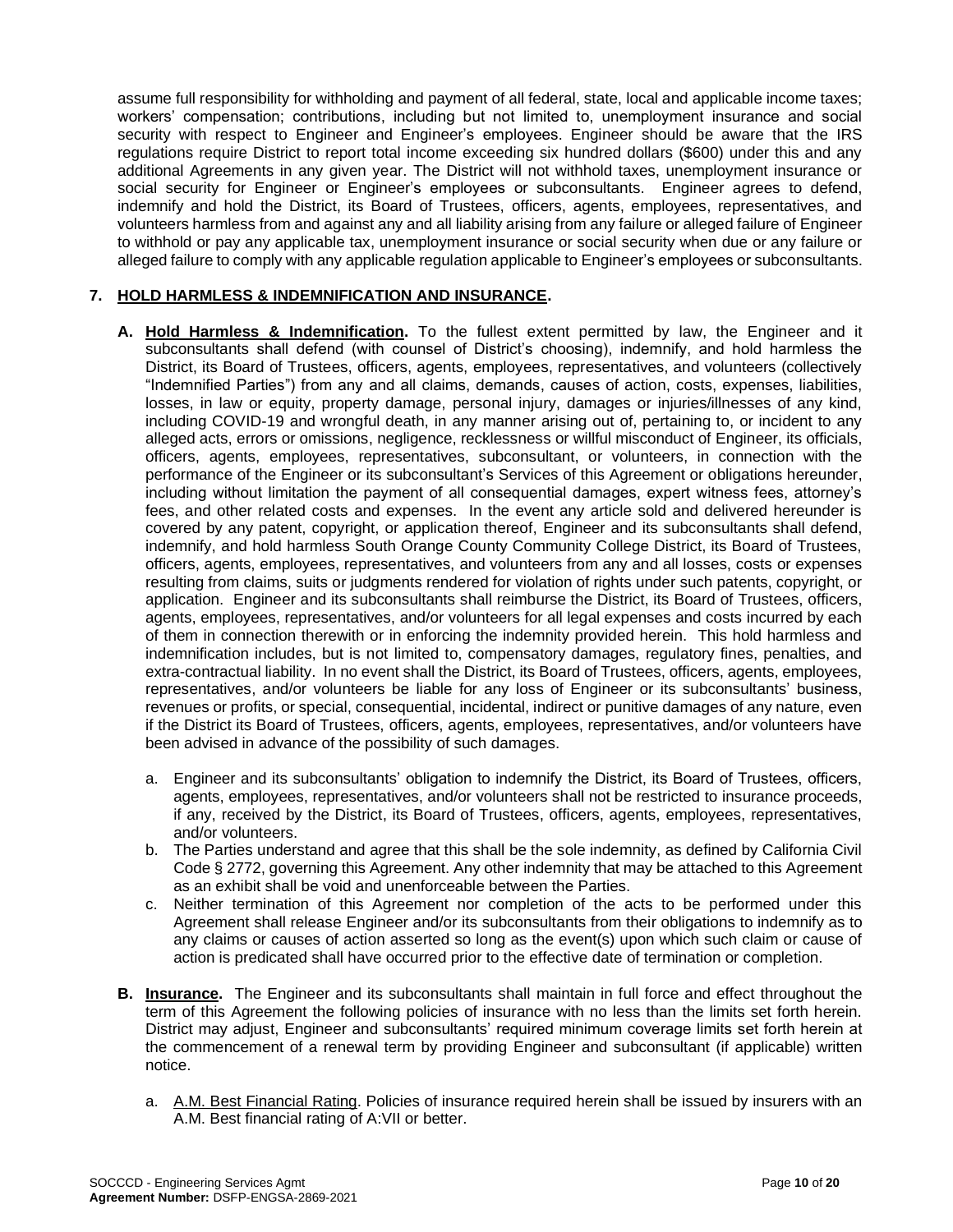assume full responsibility for withholding and payment of all federal, state, local and applicable income taxes; workers' compensation; contributions, including but not limited to, unemployment insurance and social security with respect to Engineer and Engineer's employees. Engineer should be aware that the IRS regulations require District to report total income exceeding six hundred dollars ($600) under this and any additional Agreements in any given year. The District will not withhold taxes, unemployment insurance or social security for Engineer or Engineer's employees or subconsultants. Engineer agrees to defend, indemnify and hold the District, its Board of Trustees, officers, agents, employees, representatives, and volunteers harmless from and against any and all liability arising from any failure or alleged failure of Engineer to withhold or pay any applicable tax, unemployment insurance or social security when due or any failure or alleged failure to comply with any applicable regulation applicable to Engineer's employees or subconsultants.

**7. HOLD HARMLESS & INDEMNIFICATION AND INSURANCE.**

**A. Hold Harmless & Indemnification.** To the fullest extent permitted by law, the Engineer and it subconsultants shall defend (with counsel of District's choosing), indemnify, and hold harmless the District, its Board of Trustees, officers, agents, employees, representatives, and volunteers (collectively "Indemnified Parties") from any and all claims, demands, causes of action, costs, expenses, liabilities, losses, in law or equity, property damage, personal injury, damages or injuries/illnesses of any kind, including COVID-19 and wrongful death, in any manner arising out of, pertaining to, or incident to any alleged acts, errors or omissions, negligence, recklessness or willful misconduct of Engineer, its officials, officers, agents, employees, representatives, subconsultant, or volunteers, in connection with the performance of the Engineer or its subconsultant's Services of this Agreement or obligations hereunder, including without limitation the payment of all consequential damages, expert witness fees, attorney's fees, and other related costs and expenses. In the event any article sold and delivered hereunder is covered by any patent, copyright, or application thereof, Engineer and its subconsultants shall defend, indemnify, and hold harmless South Orange County Community College District, its Board of Trustees, officers, agents, employees, representatives, and volunteers from any and all losses, costs or expenses resulting from claims, suits or judgments rendered for violation of rights under such patents, copyright, or application. Engineer and its subconsultants shall reimburse the District, its Board of Trustees, officers, agents, employees, representatives, and/or volunteers for all legal expenses and costs incurred by each of them in connection therewith or in enforcing the indemnity provided herein. This hold harmless and indemnification includes, but is not limited to, compensatory damages, regulatory fines, penalties, and extra-contractual liability. In no event shall the District, its Board of Trustees, officers, agents, employees, representatives, and/or volunteers be liable for any loss of Engineer or its subconsultants' business, revenues or profits, or special, consequential, incidental, indirect or punitive damages of any nature, even if the District its Board of Trustees, officers, agents, employees, representatives, and/or volunteers have been advised in advance of the possibility of such damages.

a. Engineer and its subconsultants' obligation to indemnify the District, its Board of Trustees, officers, agents, employees, representatives, and/or volunteers shall not be restricted to insurance proceeds, if any, received by the District, its Board of Trustees, officers, agents, employees, representatives, and/or volunteers.

b. The Parties understand and agree that this shall be the sole indemnity, as defined by California Civil Code § 2772, governing this Agreement. Any other indemnity that may be attached to this Agreement as an exhibit shall be void and unenforceable between the Parties.

c. Neither termination of this Agreement nor completion of the acts to be performed under this Agreement shall release Engineer and/or its subconsultants from their obligations to indemnify as to any claims or causes of action asserted so long as the event(s) upon which such claim or cause of action is predicated shall have occurred prior to the effective date of termination or completion.

**B. Insurance.** The Engineer and its subconsultants shall maintain in full force and effect throughout the term of this Agreement the following policies of insurance with no less than the limits set forth herein. District may adjust, Engineer and subconsultants' required minimum coverage limits set forth herein at the commencement of a renewal term by providing Engineer and subconsultant (if applicable) written notice.

a. A.M. Best Financial Rating. Policies of insurance required herein shall be issued by insurers with an A.M. Best financial rating of A:VII or better.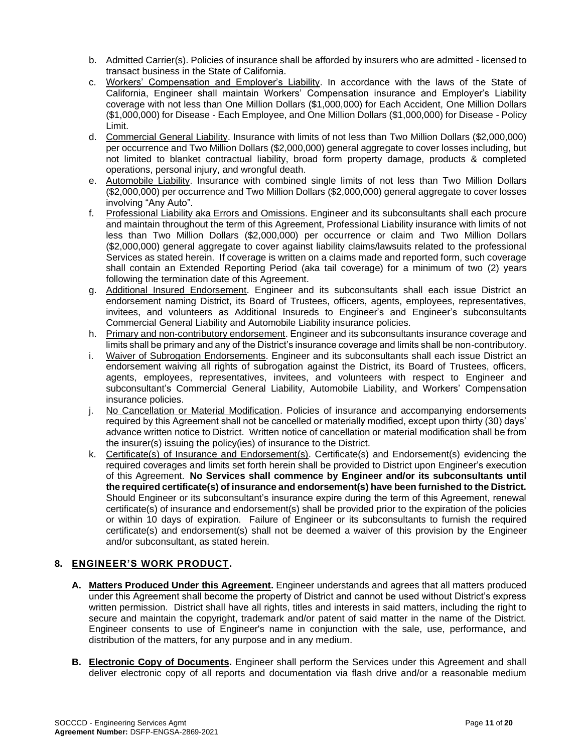b. Admitted Carrier(s). Policies of insurance shall be afforded by insurers who are admitted - licensed to transact business in the State of California.

c. Workers' Compensation and Employer's Liability. In accordance with the laws of the State of California, Engineer shall maintain Workers' Compensation insurance and Employer's Liability coverage with not less than One Million Dollars ($1,000,000) for Each Accident, One Million Dollars ($1,000,000) for Disease - Each Employee, and One Million Dollars ($1,000,000) for Disease - Policy Limit.

d. Commercial General Liability. Insurance with limits of not less than Two Million Dollars ($2,000,000) per occurrence and Two Million Dollars ($2,000,000) general aggregate to cover losses including, but not limited to blanket contractual liability, broad form property damage, products & completed operations, personal injury, and wrongful death.

e. Automobile Liability. Insurance with combined single limits of not less than Two Million Dollars ($2,000,000) per occurrence and Two Million Dollars ($2,000,000) general aggregate to cover losses involving "Any Auto".

f. Professional Liability aka Errors and Omissions. Engineer and its subconsultants shall each procure and maintain throughout the term of this Agreement, Professional Liability insurance with limits of not less than Two Million Dollars ($2,000,000) per occurrence or claim and Two Million Dollars ($2,000,000) general aggregate to cover against liability claims/lawsuits related to the professional Services as stated herein. If coverage is written on a claims made and reported form, such coverage shall contain an Extended Reporting Period (aka tail coverage) for a minimum of two (2) years following the termination date of this Agreement.

g. Additional Insured Endorsement. Engineer and its subconsultants shall each issue District an endorsement naming District, its Board of Trustees, officers, agents, employees, representatives, invitees, and volunteers as Additional Insureds to Engineer's and Engineer's subconsultants Commercial General Liability and Automobile Liability insurance policies.

h. Primary and non-contributory endorsement. Engineer and its subconsultants insurance coverage and limits shall be primary and any of the District's insurance coverage and limits shall be non-contributory.

i. Waiver of Subrogation Endorsements. Engineer and its subconsultants shall each issue District an endorsement waiving all rights of subrogation against the District, its Board of Trustees, officers, agents, employees, representatives, invitees, and volunteers with respect to Engineer and subconsultant's Commercial General Liability, Automobile Liability, and Workers' Compensation insurance policies.

j. No Cancellation or Material Modification. Policies of insurance and accompanying endorsements required by this Agreement shall not be cancelled or materially modified, except upon thirty (30) days' advance written notice to District. Written notice of cancellation or material modification shall be from the insurer(s) issuing the policy(ies) of insurance to the District.

k. Certificate(s) of Insurance and Endorsement(s). Certificate(s) and Endorsement(s) evidencing the required coverages and limits set forth herein shall be provided to District upon Engineer's execution of this Agreement. **No Services shall commence by Engineer and/or its subconsultants until the required certificate(s) of insurance and endorsement(s) have been furnished to the District.** Should Engineer or its subconsultant's insurance expire during the term of this Agreement, renewal certificate(s) of insurance and endorsement(s) shall be provided prior to the expiration of the policies or within 10 days of expiration. Failure of Engineer or its subconsultants to furnish the required certificate(s) and endorsement(s) shall not be deemed a waiver of this provision by the Engineer and/or subconsultant, as stated herein.

## 8. ENGINEER'S WORK PRODUCT.

**A. Matters Produced Under this Agreement.** Engineer understands and agrees that all matters produced under this Agreement shall become the property of District and cannot be used without District's express written permission. District shall have all rights, titles and interests in said matters, including the right to secure and maintain the copyright, trademark and/or patent of said matter in the name of the District. Engineer consents to use of Engineer's name in conjunction with the sale, use, performance, and distribution of the matters, for any purpose and in any medium.

**B. Electronic Copy of Documents.** Engineer shall perform the Services under this Agreement and shall deliver electronic copy of all reports and documentation via flash drive and/or a reasonable medium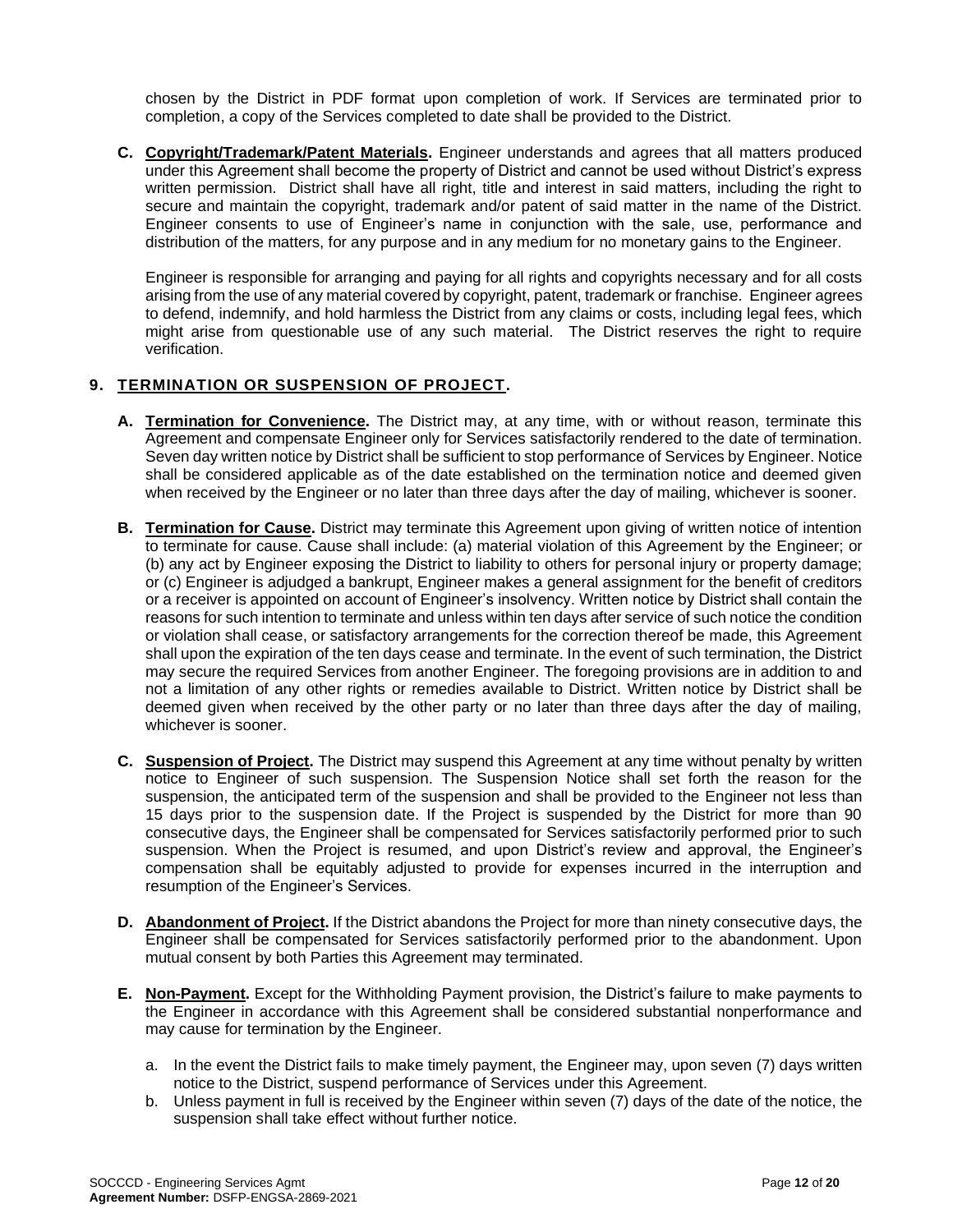chosen by the District in PDF format upon completion of work. If Services are terminated prior to completion, a copy of the Services completed to date shall be provided to the District.

**C. Copyright/Trademark/Patent Materials.** Engineer understands and agrees that all matters produced under this Agreement shall become the property of District and cannot be used without District's express written permission. District shall have all right, title and interest in said matters, including the right to secure and maintain the copyright, trademark and/or patent of said matter in the name of the District. Engineer consents to use of Engineer's name in conjunction with the sale, use, performance and distribution of the matters, for any purpose and in any medium for no monetary gains to the Engineer.

Engineer is responsible for arranging and paying for all rights and copyrights necessary and for all costs arising from the use of any material covered by copyright, patent, trademark or franchise. Engineer agrees to defend, indemnify, and hold harmless the District from any claims or costs, including legal fees, which might arise from questionable use of any such material. The District reserves the right to require verification.

## 9. TERMINATION OR SUSPENSION OF PROJECT.

**A. Termination for Convenience.** The District may, at any time, with or without reason, terminate this Agreement and compensate Engineer only for Services satisfactorily rendered to the date of termination. Seven day written notice by District shall be sufficient to stop performance of Services by Engineer. Notice shall be considered applicable as of the date established on the termination notice and deemed given when received by the Engineer or no later than three days after the day of mailing, whichever is sooner.

**B. Termination for Cause.** District may terminate this Agreement upon giving of written notice of intention to terminate for cause. Cause shall include: (a) material violation of this Agreement by the Engineer; or (b) any act by Engineer exposing the District to liability to others for personal injury or property damage; or (c) Engineer is adjudged a bankrupt, Engineer makes a general assignment for the benefit of creditors or a receiver is appointed on account of Engineer's insolvency. Written notice by District shall contain the reasons for such intention to terminate and unless within ten days after service of such notice the condition or violation shall cease, or satisfactory arrangements for the correction thereof be made, this Agreement shall upon the expiration of the ten days cease and terminate. In the event of such termination, the District may secure the required Services from another Engineer. The foregoing provisions are in addition to and not a limitation of any other rights or remedies available to District. Written notice by District shall be deemed given when received by the other party or no later than three days after the day of mailing, whichever is sooner.

**C. Suspension of Project.** The District may suspend this Agreement at any time without penalty by written notice to Engineer of such suspension. The Suspension Notice shall set forth the reason for the suspension, the anticipated term of the suspension and shall be provided to the Engineer not less than 15 days prior to the suspension date. If the Project is suspended by the District for more than 90 consecutive days, the Engineer shall be compensated for Services satisfactorily performed prior to such suspension. When the Project is resumed, and upon District's review and approval, the Engineer's compensation shall be equitably adjusted to provide for expenses incurred in the interruption and resumption of the Engineer's Services.

**D. Abandonment of Project.** If the District abandons the Project for more than ninety consecutive days, the Engineer shall be compensated for Services satisfactorily performed prior to the abandonment. Upon mutual consent by both Parties this Agreement may terminated.

**E. Non-Payment.** Except for the Withholding Payment provision, the District's failure to make payments to the Engineer in accordance with this Agreement shall be considered substantial nonperformance and may cause for termination by the Engineer.

a. In the event the District fails to make timely payment, the Engineer may, upon seven (7) days written notice to the District, suspend performance of Services under this Agreement.
b. Unless payment in full is received by the Engineer within seven (7) days of the date of the notice, the suspension shall take effect without further notice.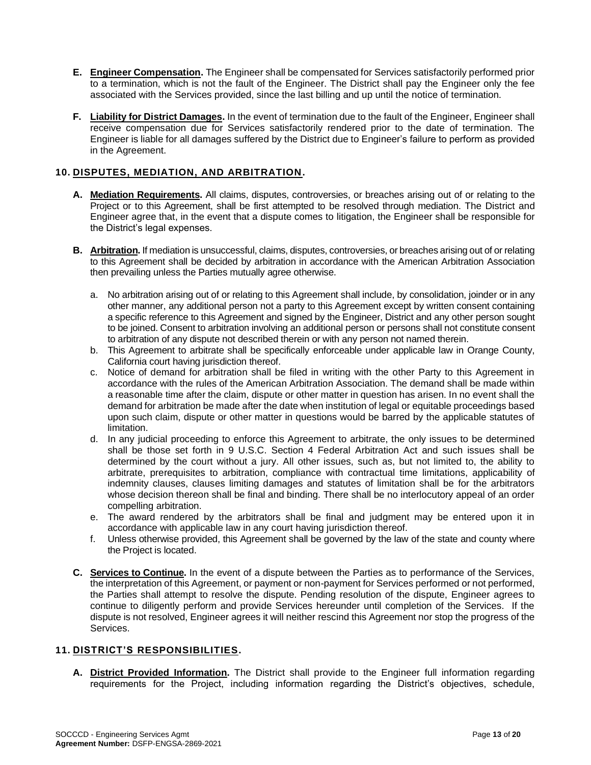- **E. Engineer Compensation.** The Engineer shall be compensated for Services satisfactorily performed prior to a termination, which is not the fault of the Engineer. The District shall pay the Engineer only the fee associated with the Services provided, since the last billing and up until the notice of termination.

- **F. Liability for District Damages.** In the event of termination due to the fault of the Engineer, Engineer shall receive compensation due for Services satisfactorily rendered prior to the date of termination. The Engineer is liable for all damages suffered by the District due to Engineer's failure to perform as provided in the Agreement.

## 10. DISPUTES, MEDIATION, AND ARBITRATION.

- **A. Mediation Requirements.** All claims, disputes, controversies, or breaches arising out of or relating to the Project or to this Agreement, shall be first attempted to be resolved through mediation. The District and Engineer agree that, in the event that a dispute comes to litigation, the Engineer shall be responsible for the District's legal expenses.

- **B. Arbitration.** If mediation is unsuccessful, claims, disputes, controversies, or breaches arising out of or relating to this Agreement shall be decided by arbitration in accordance with the American Arbitration Association then prevailing unless the Parties mutually agree otherwise.

  a. No arbitration arising out of or relating to this Agreement shall include, by consolidation, joinder or in any other manner, any additional person not a party to this Agreement except by written consent containing a specific reference to this Agreement and signed by the Engineer, District and any other person sought to be joined. Consent to arbitration involving an additional person or persons shall not constitute consent to arbitration of any dispute not described therein or with any person not named therein.

  b. This Agreement to arbitrate shall be specifically enforceable under applicable law in Orange County, California court having jurisdiction thereof.

  c. Notice of demand for arbitration shall be filed in writing with the other Party to this Agreement in accordance with the rules of the American Arbitration Association. The demand shall be made within a reasonable time after the claim, dispute or other matter in question has arisen. In no event shall the demand for arbitration be made after the date when institution of legal or equitable proceedings based upon such claim, dispute or other matter in questions would be barred by the applicable statutes of limitation.

  d. In any judicial proceeding to enforce this Agreement to arbitrate, the only issues to be determined shall be those set forth in 9 U.S.C. Section 4 Federal Arbitration Act and such issues shall be determined by the court without a jury. All other issues, such as, but not limited to, the ability to arbitrate, prerequisites to arbitration, compliance with contractual time limitations, applicability of indemnity clauses, clauses limiting damages and statutes of limitation shall be for the arbitrators whose decision thereon shall be final and binding. There shall be no interlocutory appeal of an order compelling arbitration.

  e. The award rendered by the arbitrators shall be final and judgment may be entered upon it in accordance with applicable law in any court having jurisdiction thereof.

  f. Unless otherwise provided, this Agreement shall be governed by the law of the state and county where the Project is located.

- **C. Services to Continue.** In the event of a dispute between the Parties as to performance of the Services, the interpretation of this Agreement, or payment or non-payment for Services performed or not performed, the Parties shall attempt to resolve the dispute. Pending resolution of the dispute, Engineer agrees to continue to diligently perform and provide Services hereunder until completion of the Services. If the dispute is not resolved, Engineer agrees it will neither rescind this Agreement nor stop the progress of the Services.

## 11. DISTRICT'S RESPONSIBILITIES.

- **A. District Provided Information.** The District shall provide to the Engineer full information regarding requirements for the Project, including information regarding the District's objectives, schedule,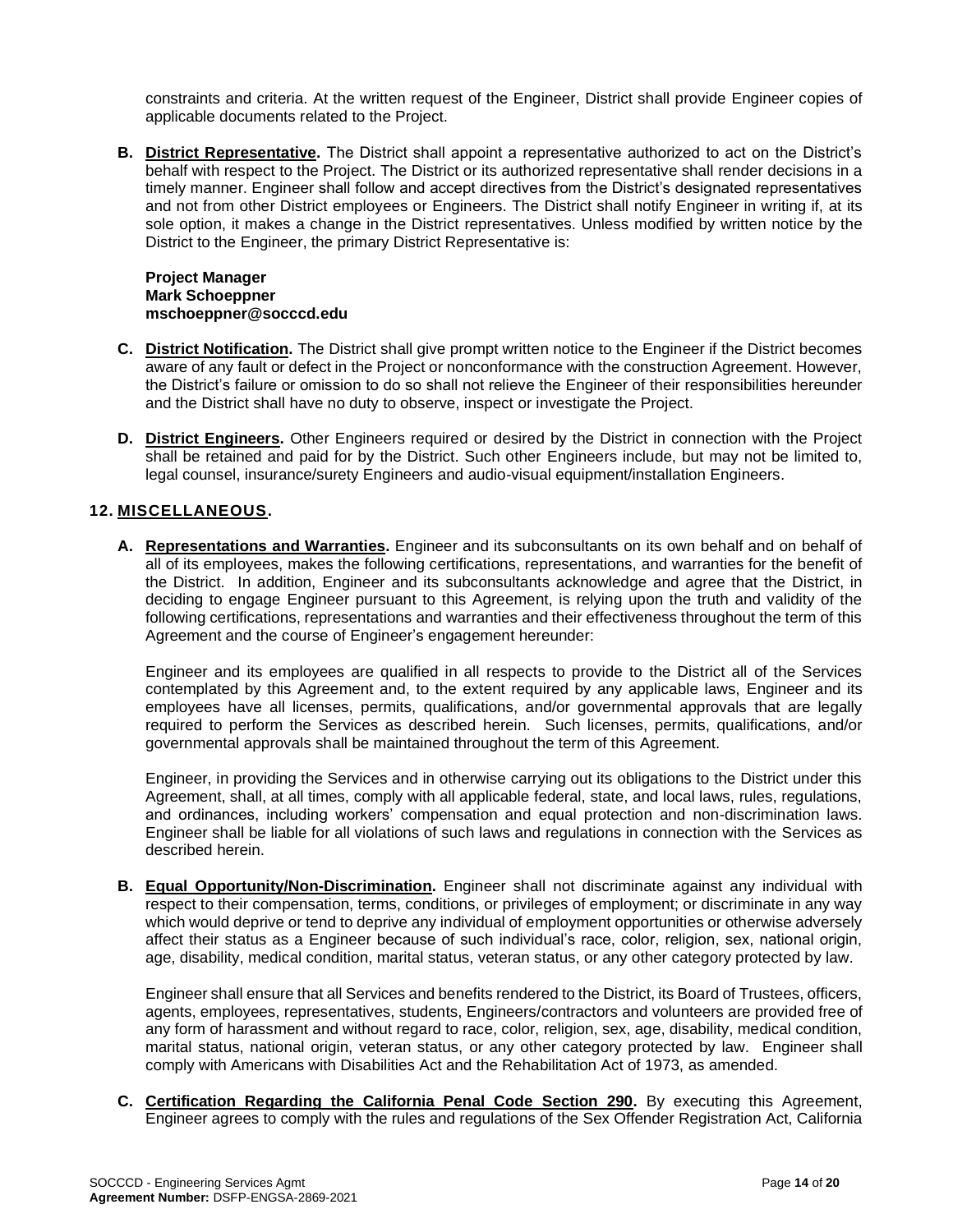constraints and criteria. At the written request of the Engineer, District shall provide Engineer copies of applicable documents related to the Project.

**B. District Representative.** The District shall appoint a representative authorized to act on the District's behalf with respect to the Project. The District or its authorized representative shall render decisions in a timely manner. Engineer shall follow and accept directives from the District's designated representatives and not from other District employees or Engineers. The District shall notify Engineer in writing if, at its sole option, it makes a change in the District representatives. Unless modified by written notice by the District to the Engineer, the primary District Representative is:

**Project Manager**
**Mark Schoeppner**
**mschoeppner@socccd.edu**

**C. District Notification.** The District shall give prompt written notice to the Engineer if the District becomes aware of any fault or defect in the Project or nonconformance with the construction Agreement. However, the District's failure or omission to do so shall not relieve the Engineer of their responsibilities hereunder and the District shall have no duty to observe, inspect or investigate the Project.

**D. District Engineers.** Other Engineers required or desired by the District in connection with the Project shall be retained and paid for by the District. Such other Engineers include, but may not be limited to, legal counsel, insurance/surety Engineers and audio-visual equipment/installation Engineers.

## 12. MISCELLANEOUS.

**A. Representations and Warranties.** Engineer and its subconsultants on its own behalf and on behalf of all of its employees, makes the following certifications, representations, and warranties for the benefit of the District. In addition, Engineer and its subconsultants acknowledge and agree that the District, in deciding to engage Engineer pursuant to this Agreement, is relying upon the truth and validity of the following certifications, representations and warranties and their effectiveness throughout the term of this Agreement and the course of Engineer's engagement hereunder:

Engineer and its employees are qualified in all respects to provide to the District all of the Services contemplated by this Agreement and, to the extent required by any applicable laws, Engineer and its employees have all licenses, permits, qualifications, and/or governmental approvals that are legally required to perform the Services as described herein. Such licenses, permits, qualifications, and/or governmental approvals shall be maintained throughout the term of this Agreement.

Engineer, in providing the Services and in otherwise carrying out its obligations to the District under this Agreement, shall, at all times, comply with all applicable federal, state, and local laws, rules, regulations, and ordinances, including workers' compensation and equal protection and non-discrimination laws. Engineer shall be liable for all violations of such laws and regulations in connection with the Services as described herein.

**B. Equal Opportunity/Non-Discrimination.** Engineer shall not discriminate against any individual with respect to their compensation, terms, conditions, or privileges of employment; or discriminate in any way which would deprive or tend to deprive any individual of employment opportunities or otherwise adversely affect their status as a Engineer because of such individual's race, color, religion, sex, national origin, age, disability, medical condition, marital status, veteran status, or any other category protected by law.

Engineer shall ensure that all Services and benefits rendered to the District, its Board of Trustees, officers, agents, employees, representatives, students, Engineers/contractors and volunteers are provided free of any form of harassment and without regard to race, color, religion, sex, age, disability, medical condition, marital status, national origin, veteran status, or any other category protected by law. Engineer shall comply with Americans with Disabilities Act and the Rehabilitation Act of 1973, as amended.

**C. Certification Regarding the California Penal Code Section 290.** By executing this Agreement, Engineer agrees to comply with the rules and regulations of the Sex Offender Registration Act, California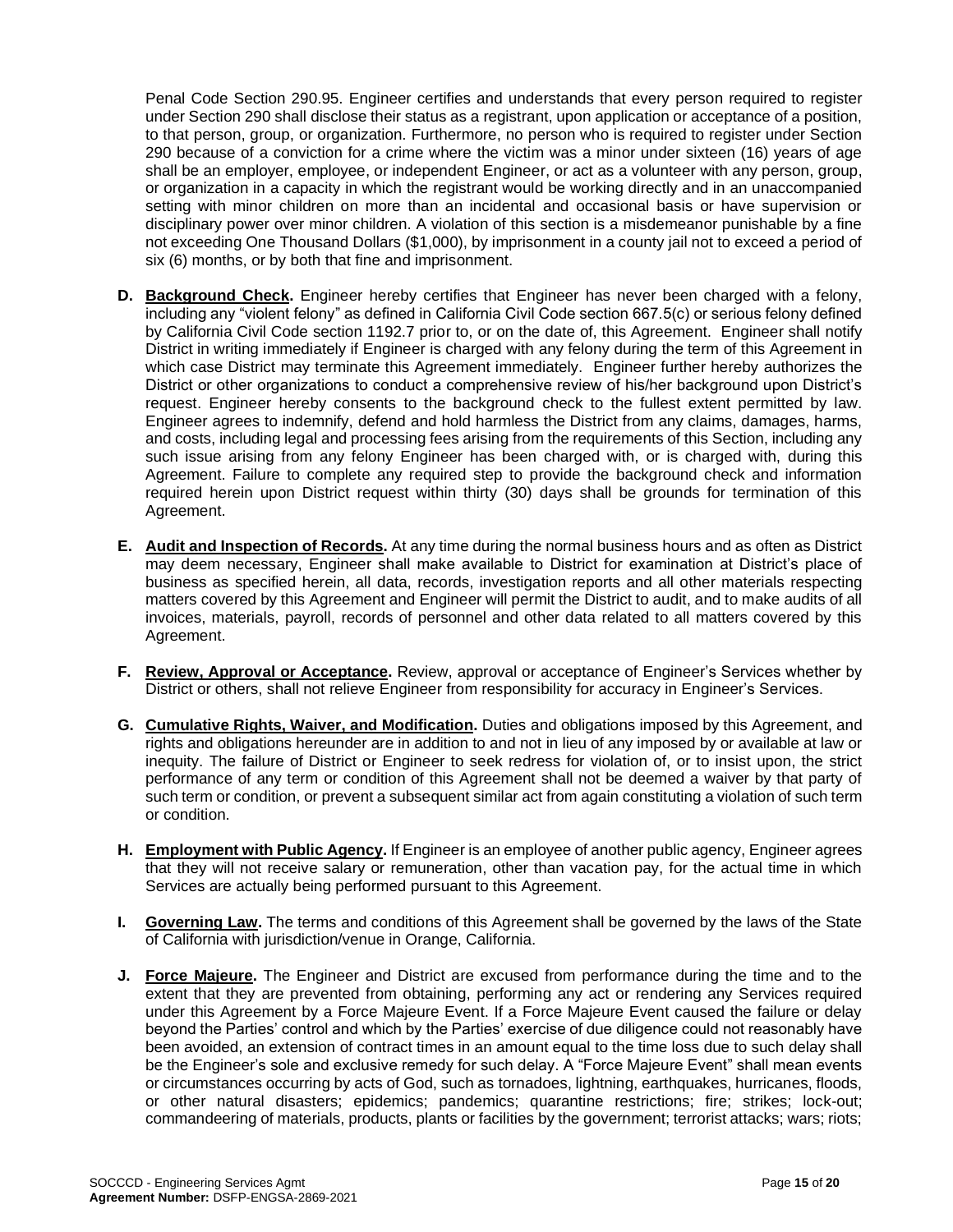Penal Code Section 290.95. Engineer certifies and understands that every person required to register under Section 290 shall disclose their status as a registrant, upon application or acceptance of a position, to that person, group, or organization. Furthermore, no person who is required to register under Section 290 because of a conviction for a crime where the victim was a minor under sixteen (16) years of age shall be an employer, employee, or independent Engineer, or act as a volunteer with any person, group, or organization in a capacity in which the registrant would be working directly and in an unaccompanied setting with minor children on more than an incidental and occasional basis or have supervision or disciplinary power over minor children. A violation of this section is a misdemeanor punishable by a fine not exceeding One Thousand Dollars ($1,000), by imprisonment in a county jail not to exceed a period of six (6) months, or by both that fine and imprisonment.

**D. Background Check.** Engineer hereby certifies that Engineer has never been charged with a felony, including any "violent felony" as defined in California Civil Code section 667.5(c) or serious felony defined by California Civil Code section 1192.7 prior to, or on the date of, this Agreement. Engineer shall notify District in writing immediately if Engineer is charged with any felony during the term of this Agreement in which case District may terminate this Agreement immediately. Engineer further hereby authorizes the District or other organizations to conduct a comprehensive review of his/her background upon District's request. Engineer hereby consents to the background check to the fullest extent permitted by law. Engineer agrees to indemnify, defend and hold harmless the District from any claims, damages, harms, and costs, including legal and processing fees arising from the requirements of this Section, including any such issue arising from any felony Engineer has been charged with, or is charged with, during this Agreement. Failure to complete any required step to provide the background check and information required herein upon District request within thirty (30) days shall be grounds for termination of this Agreement.

**E. Audit and Inspection of Records.** At any time during the normal business hours and as often as District may deem necessary, Engineer shall make available to District for examination at District's place of business as specified herein, all data, records, investigation reports and all other materials respecting matters covered by this Agreement and Engineer will permit the District to audit, and to make audits of all invoices, materials, payroll, records of personnel and other data related to all matters covered by this Agreement.

**F. Review, Approval or Acceptance.** Review, approval or acceptance of Engineer's Services whether by District or others, shall not relieve Engineer from responsibility for accuracy in Engineer's Services.

**G. Cumulative Rights, Waiver, and Modification.** Duties and obligations imposed by this Agreement, and rights and obligations hereunder are in addition to and not in lieu of any imposed by or available at law or inequity. The failure of District or Engineer to seek redress for violation of, or to insist upon, the strict performance of any term or condition of this Agreement shall not be deemed a waiver by that party of such term or condition, or prevent a subsequent similar act from again constituting a violation of such term or condition.

**H. Employment with Public Agency.** If Engineer is an employee of another public agency, Engineer agrees that they will not receive salary or remuneration, other than vacation pay, for the actual time in which Services are actually being performed pursuant to this Agreement.

**I. Governing Law.** The terms and conditions of this Agreement shall be governed by the laws of the State of California with jurisdiction/venue in Orange, California.

**J. Force Majeure.** The Engineer and District are excused from performance during the time and to the extent that they are prevented from obtaining, performing any act or rendering any Services required under this Agreement by a Force Majeure Event. If a Force Majeure Event caused the failure or delay beyond the Parties' control and which by the Parties' exercise of due diligence could not reasonably have been avoided, an extension of contract times in an amount equal to the time loss due to such delay shall be the Engineer's sole and exclusive remedy for such delay. A "Force Majeure Event" shall mean events or circumstances occurring by acts of God, such as tornadoes, lightning, earthquakes, hurricanes, floods, or other natural disasters; epidemics; pandemics; quarantine restrictions; fire; strikes; lock-out; commandeering of materials, products, plants or facilities by the government; terrorist attacks; wars; riots;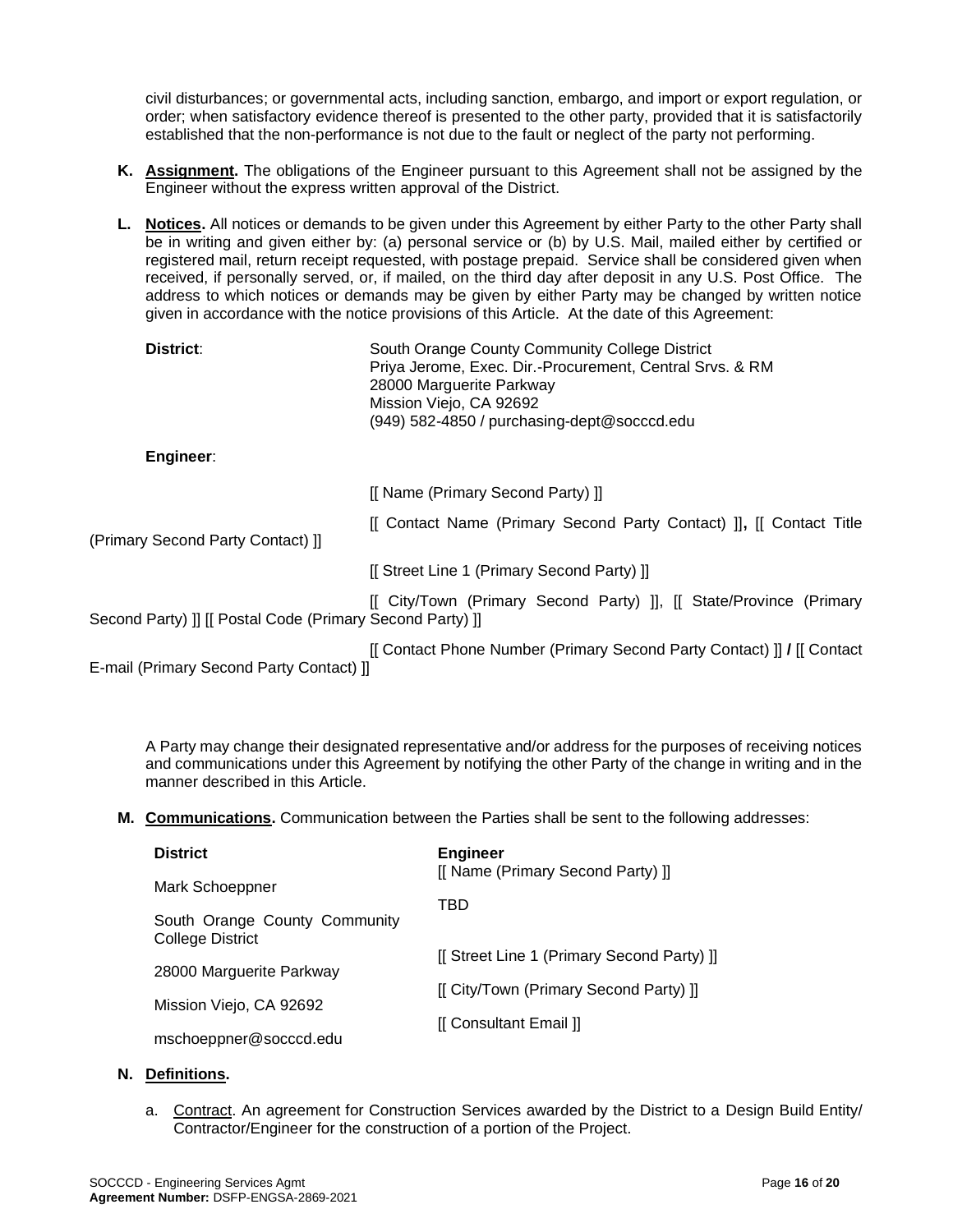civil disturbances; or governmental acts, including sanction, embargo, and import or export regulation, or order; when satisfactory evidence thereof is presented to the other party, provided that it is satisfactorily established that the non-performance is not due to the fault or neglect of the party not performing.

**K. Assignment.** The obligations of the Engineer pursuant to this Agreement shall not be assigned by the Engineer without the express written approval of the District.

**L. Notices.** All notices or demands to be given under this Agreement by either Party to the other Party shall be in writing and given either by: (a) personal service or (b) by U.S. Mail, mailed either by certified or registered mail, return receipt requested, with postage prepaid. Service shall be considered given when received, if personally served, or, if mailed, on the third day after deposit in any U.S. Post Office. The address to which notices or demands may be given by either Party may be changed by written notice given in accordance with the notice provisions of this Article. At the date of this Agreement:

**District**:

South Orange County Community College District
Priya Jerome, Exec. Dir.-Procurement, Central Srvs. & RM
28000 Marguerite Parkway
Mission Viejo, CA 92692
(949) 582-4850 / purchasing-dept@socccd.edu

**Engineer**:

[[ Name (Primary Second Party) ]]

[[ Contact Name (Primary Second Party Contact) ]], [[ Contact Title (Primary Second Party Contact) ]]

[[ Street Line 1 (Primary Second Party) ]]

[[ City/Town (Primary Second Party) ]], [[ State/Province (Primary Second Party) ]] [[ Postal Code (Primary Second Party) ]]

[[ Contact Phone Number (Primary Second Party Contact) ]] / [[ Contact E-mail (Primary Second Party Contact) ]]

A Party may change their designated representative and/or address for the purposes of receiving notices and communications under this Agreement by notifying the other Party of the change in writing and in the manner described in this Article.

**M. Communications.** Communication between the Parties shall be sent to the following addresses:

**District**

Mark Schoeppner

South Orange County Community College District

28000 Marguerite Parkway

Mission Viejo, CA 92692

mschoeppner@socccd.edu

**Engineer**

[[ Name (Primary Second Party) ]]

TBD

[[ Street Line 1 (Primary Second Party) ]]

[[ City/Town (Primary Second Party) ]]

[[ Consultant Email ]]

**N. Definitions.**

a. Contract. An agreement for Construction Services awarded by the District to a Design Build Entity/ Contractor/Engineer for the construction of a portion of the Project.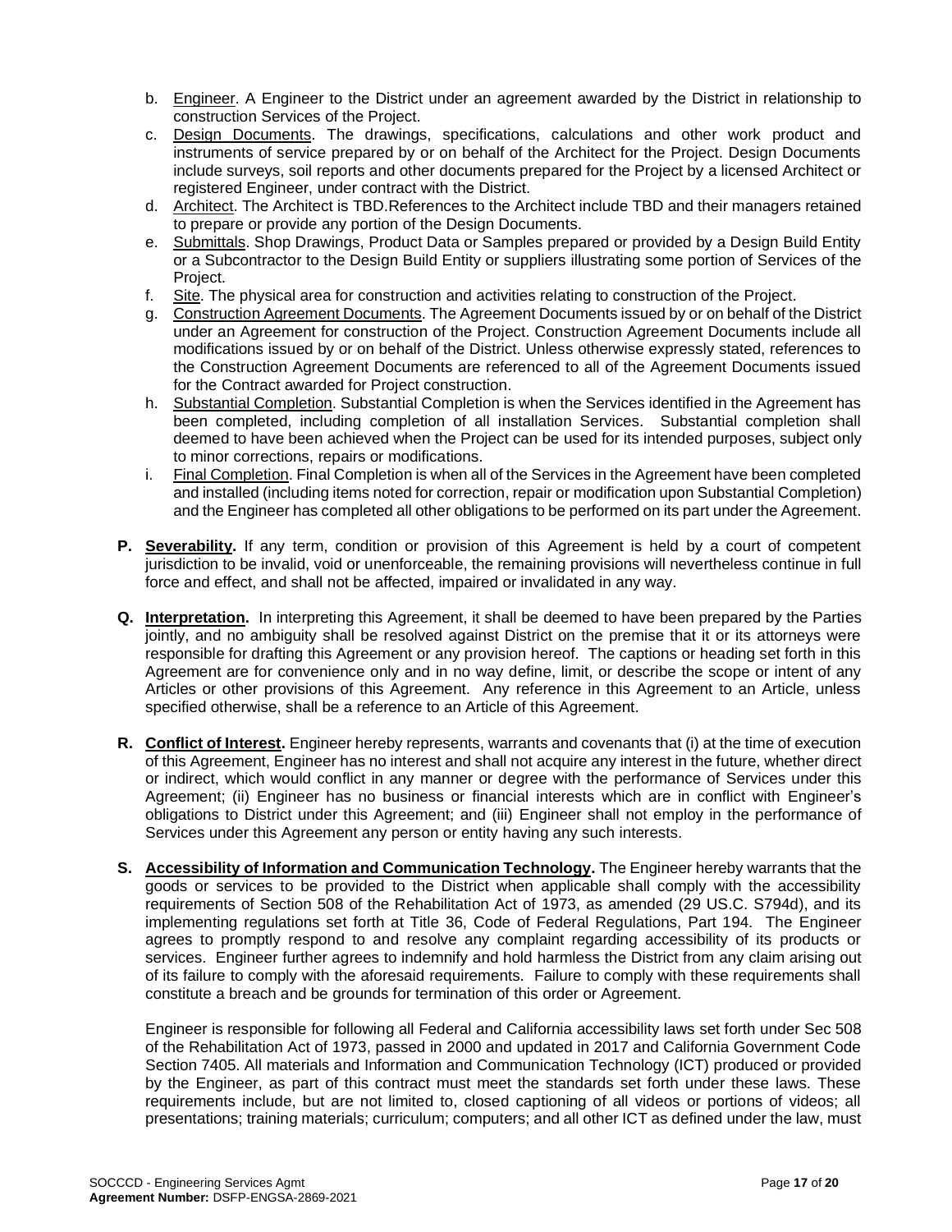b. Engineer. A Engineer to the District under an agreement awarded by the District in relationship to construction Services of the Project.

c. Design Documents. The drawings, specifications, calculations and other work product and instruments of service prepared by or on behalf of the Architect for the Project. Design Documents include surveys, soil reports and other documents prepared for the Project by a licensed Architect or registered Engineer, under contract with the District.

d. Architect. The Architect is TBD.References to the Architect include TBD and their managers retained to prepare or provide any portion of the Design Documents.

e. Submittals. Shop Drawings, Product Data or Samples prepared or provided by a Design Build Entity or a Subcontractor to the Design Build Entity or suppliers illustrating some portion of Services of the Project.

f. Site. The physical area for construction and activities relating to construction of the Project.

g. Construction Agreement Documents. The Agreement Documents issued by or on behalf of the District under an Agreement for construction of the Project. Construction Agreement Documents include all modifications issued by or on behalf of the District. Unless otherwise expressly stated, references to the Construction Agreement Documents are referenced to all of the Agreement Documents issued for the Contract awarded for Project construction.

h. Substantial Completion. Substantial Completion is when the Services identified in the Agreement has been completed, including completion of all installation Services. Substantial completion shall deemed to have been achieved when the Project can be used for its intended purposes, subject only to minor corrections, repairs or modifications.

i. Final Completion. Final Completion is when all of the Services in the Agreement have been completed and installed (including items noted for correction, repair or modification upon Substantial Completion) and the Engineer has completed all other obligations to be performed on its part under the Agreement.

**P. Severability.** If any term, condition or provision of this Agreement is held by a court of competent jurisdiction to be invalid, void or unenforceable, the remaining provisions will nevertheless continue in full force and effect, and shall not be affected, impaired or invalidated in any way.

**Q. Interpretation.** In interpreting this Agreement, it shall be deemed to have been prepared by the Parties jointly, and no ambiguity shall be resolved against District on the premise that it or its attorneys were responsible for drafting this Agreement or any provision hereof. The captions or heading set forth in this Agreement are for convenience only and in no way define, limit, or describe the scope or intent of any Articles or other provisions of this Agreement. Any reference in this Agreement to an Article, unless specified otherwise, shall be a reference to an Article of this Agreement.

**R. Conflict of Interest.** Engineer hereby represents, warrants and covenants that (i) at the time of execution of this Agreement, Engineer has no interest and shall not acquire any interest in the future, whether direct or indirect, which would conflict in any manner or degree with the performance of Services under this Agreement; (ii) Engineer has no business or financial interests which are in conflict with Engineer's obligations to District under this Agreement; and (iii) Engineer shall not employ in the performance of Services under this Agreement any person or entity having any such interests.

**S. Accessibility of Information and Communication Technology.** The Engineer hereby warrants that the goods or services to be provided to the District when applicable shall comply with the accessibility requirements of Section 508 of the Rehabilitation Act of 1973, as amended (29 US.C. S794d), and its implementing regulations set forth at Title 36, Code of Federal Regulations, Part 194. The Engineer agrees to promptly respond to and resolve any complaint regarding accessibility of its products or services. Engineer further agrees to indemnify and hold harmless the District from any claim arising out of its failure to comply with the aforesaid requirements. Failure to comply with these requirements shall constitute a breach and be grounds for termination of this order or Agreement.

Engineer is responsible for following all Federal and California accessibility laws set forth under Sec 508 of the Rehabilitation Act of 1973, passed in 2000 and updated in 2017 and California Government Code Section 7405. All materials and Information and Communication Technology (ICT) produced or provided by the Engineer, as part of this contract must meet the standards set forth under these laws. These requirements include, but are not limited to, closed captioning of all videos or portions of videos; all presentations; training materials; curriculum; computers; and all other ICT as defined under the law, must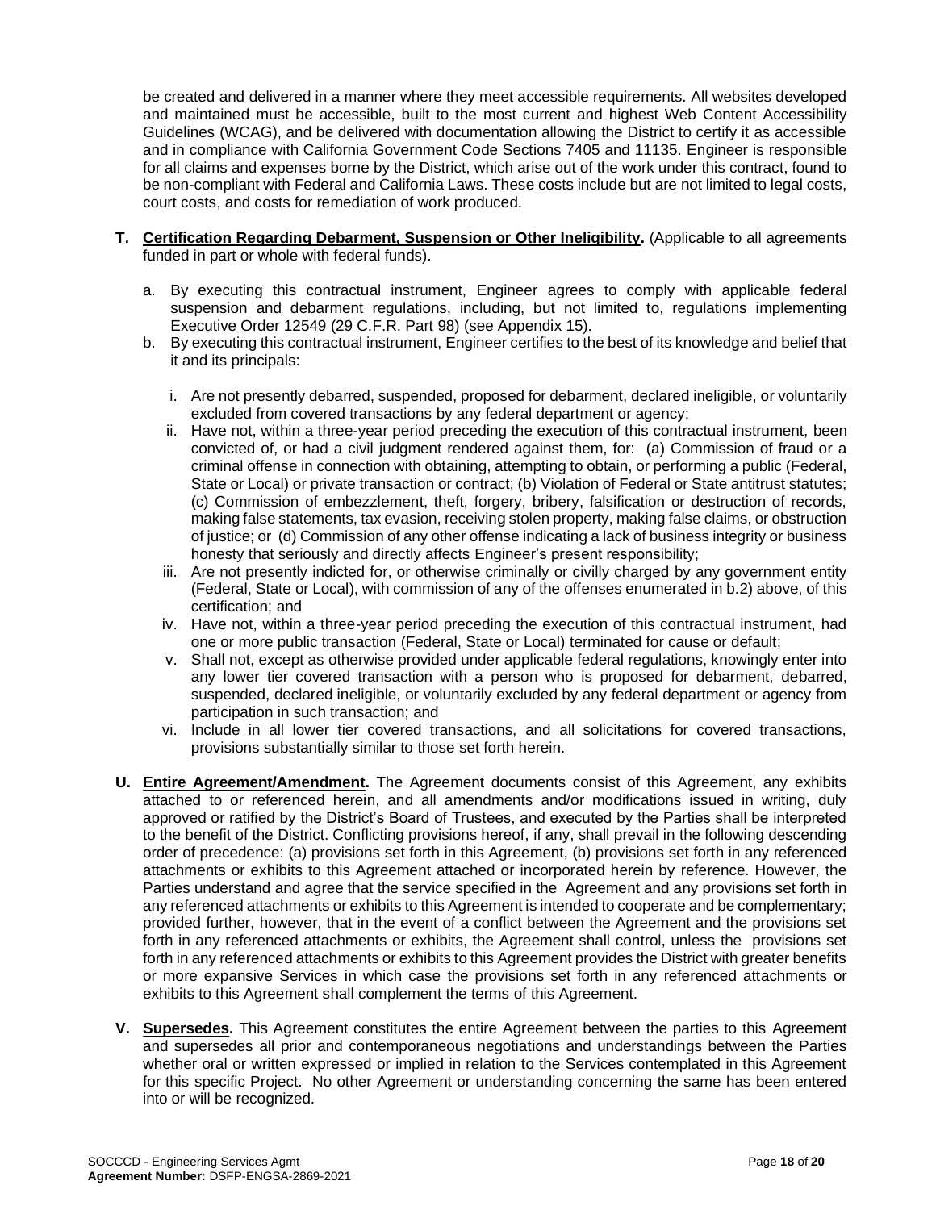be created and delivered in a manner where they meet accessible requirements. All websites developed and maintained must be accessible, built to the most current and highest Web Content Accessibility Guidelines (WCAG), and be delivered with documentation allowing the District to certify it as accessible and in compliance with California Government Code Sections 7405 and 11135. Engineer is responsible for all claims and expenses borne by the District, which arise out of the work under this contract, found to be non-compliant with Federal and California Laws. These costs include but are not limited to legal costs, court costs, and costs for remediation of work produced.

**T. Certification Regarding Debarment, Suspension or Other Ineligibility.** (Applicable to all agreements funded in part or whole with federal funds).

a. By executing this contractual instrument, Engineer agrees to comply with applicable federal suspension and debarment regulations, including, but not limited to, regulations implementing Executive Order 12549 (29 C.F.R. Part 98) (see Appendix 15).

b. By executing this contractual instrument, Engineer certifies to the best of its knowledge and belief that it and its principals:

   i. Are not presently debarred, suspended, proposed for debarment, declared ineligible, or voluntarily excluded from covered transactions by any federal department or agency;

   ii. Have not, within a three-year period preceding the execution of this contractual instrument, been convicted of, or had a civil judgment rendered against them, for: (a) Commission of fraud or a criminal offense in connection with obtaining, attempting to obtain, or performing a public (Federal, State or Local) or private transaction or contract; (b) Violation of Federal or State antitrust statutes; (c) Commission of embezzlement, theft, forgery, bribery, falsification or destruction of records, making false statements, tax evasion, receiving stolen property, making false claims, or obstruction of justice; or (d) Commission of any other offense indicating a lack of business integrity or business honesty that seriously and directly affects Engineer's present responsibility;

   iii. Are not presently indicted for, or otherwise criminally or civilly charged by any government entity (Federal, State or Local), with commission of any of the offenses enumerated in b.2) above, of this certification; and

   iv. Have not, within a three-year period preceding the execution of this contractual instrument, had one or more public transaction (Federal, State or Local) terminated for cause or default;

   v. Shall not, except as otherwise provided under applicable federal regulations, knowingly enter into any lower tier covered transaction with a person who is proposed for debarment, debarred, suspended, declared ineligible, or voluntarily excluded by any federal department or agency from participation in such transaction; and

   vi. Include in all lower tier covered transactions, and all solicitations for covered transactions, provisions substantially similar to those set forth herein.

**U. Entire Agreement/Amendment.** The Agreement documents consist of this Agreement, any exhibits attached to or referenced herein, and all amendments and/or modifications issued in writing, duly approved or ratified by the District's Board of Trustees, and executed by the Parties shall be interpreted to the benefit of the District. Conflicting provisions hereof, if any, shall prevail in the following descending order of precedence: (a) provisions set forth in this Agreement, (b) provisions set forth in any referenced attachments or exhibits to this Agreement attached or incorporated herein by reference. However, the Parties understand and agree that the service specified in the Agreement and any provisions set forth in any referenced attachments or exhibits to this Agreement is intended to cooperate and be complementary; provided further, however, that in the event of a conflict between the Agreement and the provisions set forth in any referenced attachments or exhibits, the Agreement shall control, unless the provisions set forth in any referenced attachments or exhibits to this Agreement provides the District with greater benefits or more expansive Services in which case the provisions set forth in any referenced attachments or exhibits to this Agreement shall complement the terms of this Agreement.

**V. Supersedes.** This Agreement constitutes the entire Agreement between the parties to this Agreement and supersedes all prior and contemporaneous negotiations and understandings between the Parties whether oral or written expressed or implied in relation to the Services contemplated in this Agreement for this specific Project. No other Agreement or understanding concerning the same has been entered into or will be recognized.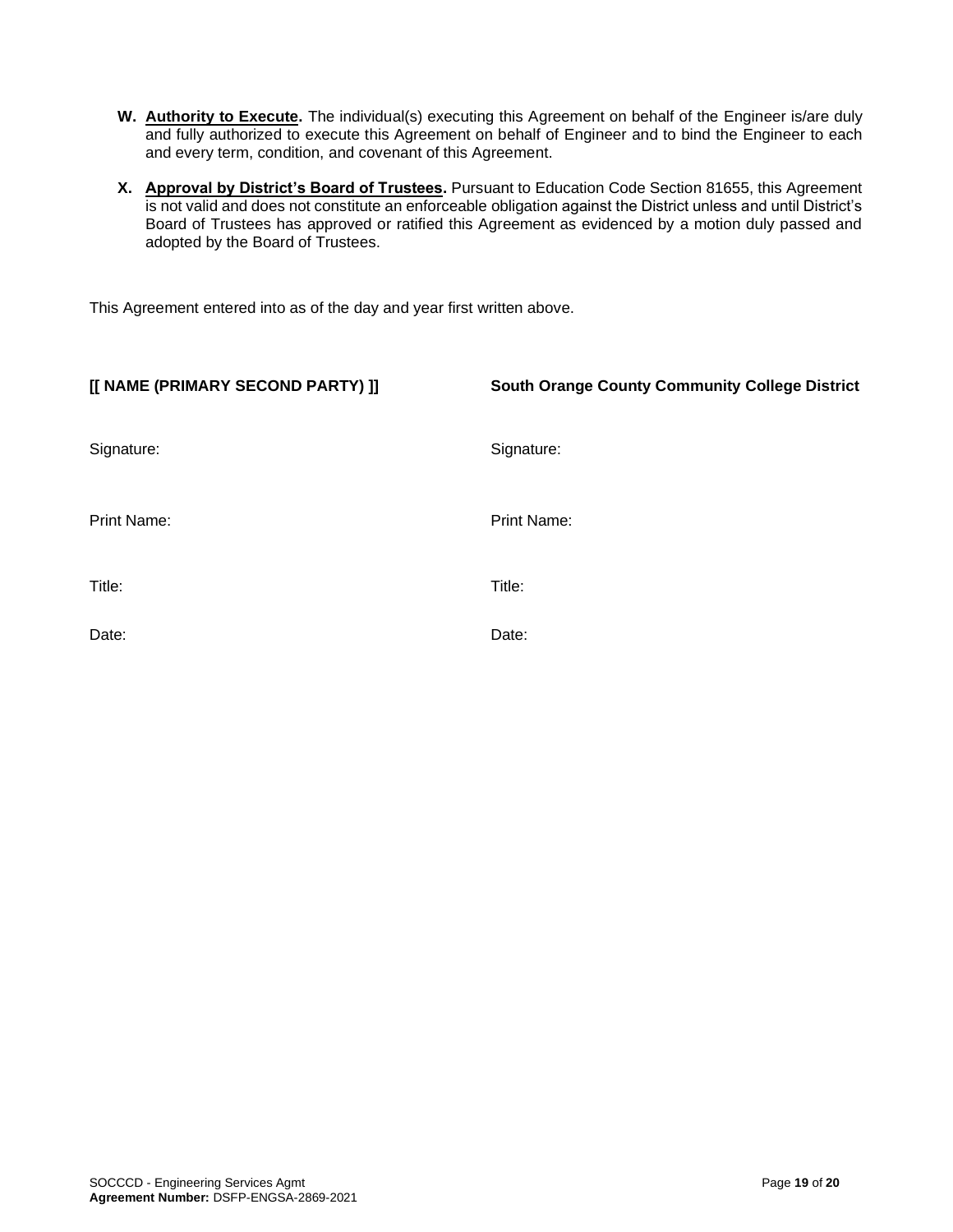**W. Authority to Execute.** The individual(s) executing this Agreement on behalf of the Engineer is/are duly and fully authorized to execute this Agreement on behalf of Engineer and to bind the Engineer to each and every term, condition, and covenant of this Agreement.

**X. Approval by District's Board of Trustees.** Pursuant to Education Code Section 81655, this Agreement is not valid and does not constitute an enforceable obligation against the District unless and until District's Board of Trustees has approved or ratified this Agreement as evidenced by a motion duly passed and adopted by the Board of Trustees.

This Agreement entered into as of the day and year first written above.

| **[[ NAME (PRIMARY SECOND PARTY) ]]** | **South Orange County Community College District** |
|---|---|
| Signature: | Signature: |
| Print Name: | Print Name: |
| Title: | Title: |
| Date: | Date: |

SOCCCD - Engineering Services Agmt
**Agreement Number:** DSFP-ENGSA-2869-2021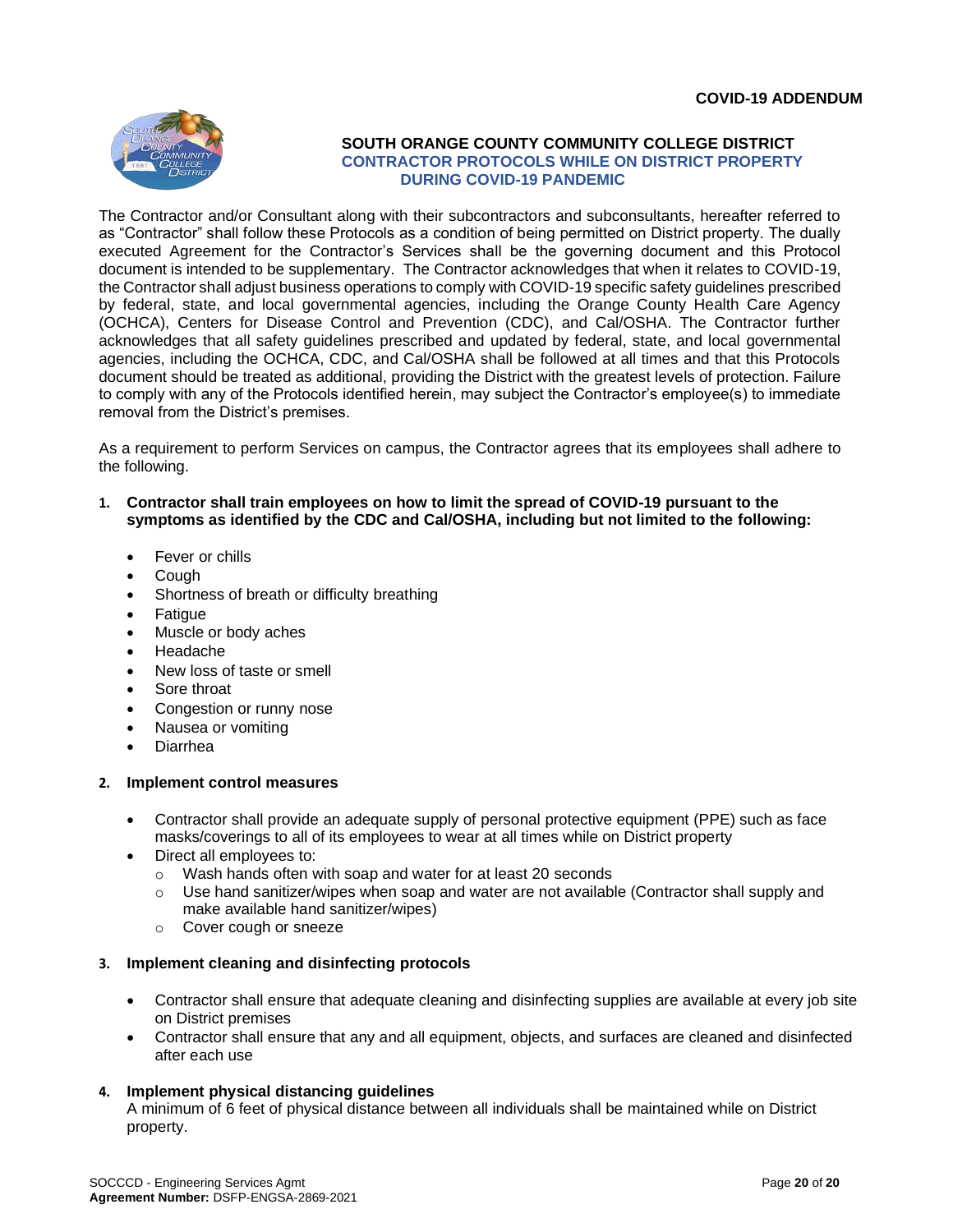**COVID-19 ADDENDUM**

# SOUTH ORANGE COUNTY COMMUNITY COLLEGE DISTRICT

## CONTRACTOR PROTOCOLS WHILE ON DISTRICT PROPERTY DURING COVID-19 PANDEMIC

The Contractor and/or Consultant along with their subcontractors and subconsultants, hereafter referred to as "Contractor" shall follow these Protocols as a condition of being permitted on District property. The dually executed Agreement for the Contractor's Services shall be the governing document and this Protocol document is intended to be supplementary. The Contractor acknowledges that when it relates to COVID-19, the Contractor shall adjust business operations to comply with COVID-19 specific safety guidelines prescribed by federal, state, and local governmental agencies, including the Orange County Health Care Agency (OCHCA), Centers for Disease Control and Prevention (CDC), and Cal/OSHA. The Contractor further acknowledges that all safety guidelines prescribed and updated by federal, state, and local governmental agencies, including the OCHCA, CDC, and Cal/OSHA shall be followed at all times and that this Protocols document should be treated as additional, providing the District with the greatest levels of protection. Failure to comply with any of the Protocols identified herein, may subject the Contractor's employee(s) to immediate removal from the District's premises.

As a requirement to perform Services on campus, the Contractor agrees that its employees shall adhere to the following.

1. **Contractor shall train employees on how to limit the spread of COVID-19 pursuant to the symptoms as identified by the CDC and Cal/OSHA, including but not limited to the following:**
   - Fever or chills
   - Cough
   - Shortness of breath or difficulty breathing
   - Fatigue
   - Muscle or body aches
   - Headache
   - New loss of taste or smell
   - Sore throat
   - Congestion or runny nose
   - Nausea or vomiting
   - Diarrhea

2. **Implement control measures**
   - Contractor shall provide an adequate supply of personal protective equipment (PPE) such as face masks/coverings to all of its employees to wear at all times while on District property
   - Direct all employees to:
     - Wash hands often with soap and water for at least 20 seconds
     - Use hand sanitizer/wipes when soap and water are not available (Contractor shall supply and make available hand sanitizer/wipes)
     - Cover cough or sneeze

3. **Implement cleaning and disinfecting protocols**
   - Contractor shall ensure that adequate cleaning and disinfecting supplies are available at every job site on District premises
   - Contractor shall ensure that any and all equipment, objects, and surfaces are cleaned and disinfected after each use

4. **Implement physical distancing guidelines**
   A minimum of 6 feet of physical distance between all individuals shall be maintained while on District property.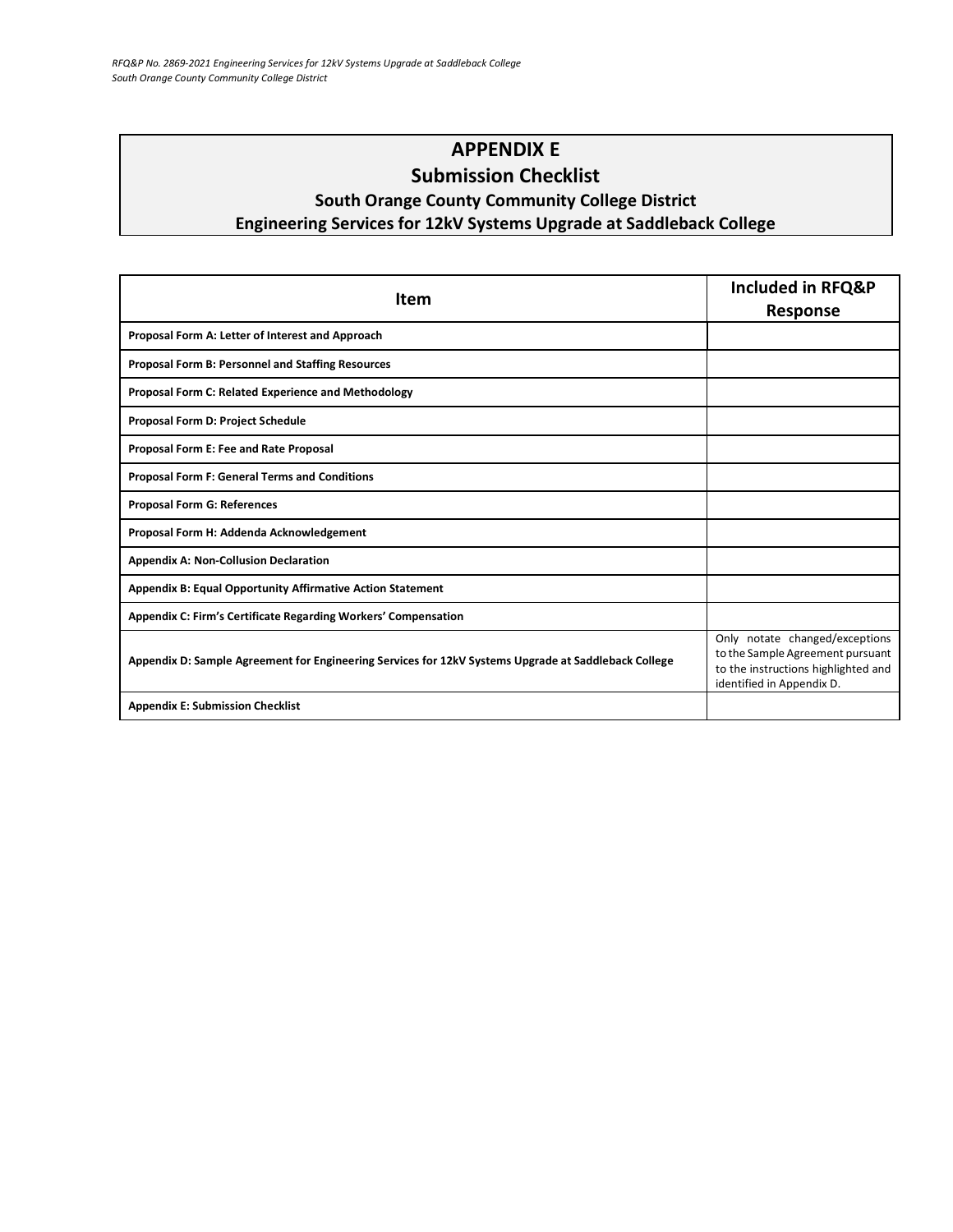# APPENDIX E

## Submission Checklist

### South Orange County Community College District

### Engineering Services for 12kV Systems Upgrade at Saddleback College

| Item | Included in RFQ&P Response |
|---|---|
| **Proposal Form A: Letter of Interest and Approach** | |
| **Proposal Form B: Personnel and Staffing Resources** | |
| **Proposal Form C: Related Experience and Methodology** | |
| **Proposal Form D: Project Schedule** | |
| **Proposal Form E: Fee and Rate Proposal** | |
| **Proposal Form F: General Terms and Conditions** | |
| **Proposal Form G: References** | |
| **Proposal Form H: Addenda Acknowledgement** | |
| **Appendix A: Non-Collusion Declaration** | |
| **Appendix B: Equal Opportunity Affirmative Action Statement** | |
| **Appendix C: Firm's Certificate Regarding Workers' Compensation** | |
| **Appendix D: Sample Agreement for Engineering Services for 12kV Systems Upgrade at Saddleback College** | Only notate changed/exceptions to the Sample Agreement pursuant to the instructions highlighted and identified in Appendix D. |
| **Appendix E: Submission Checklist** | |